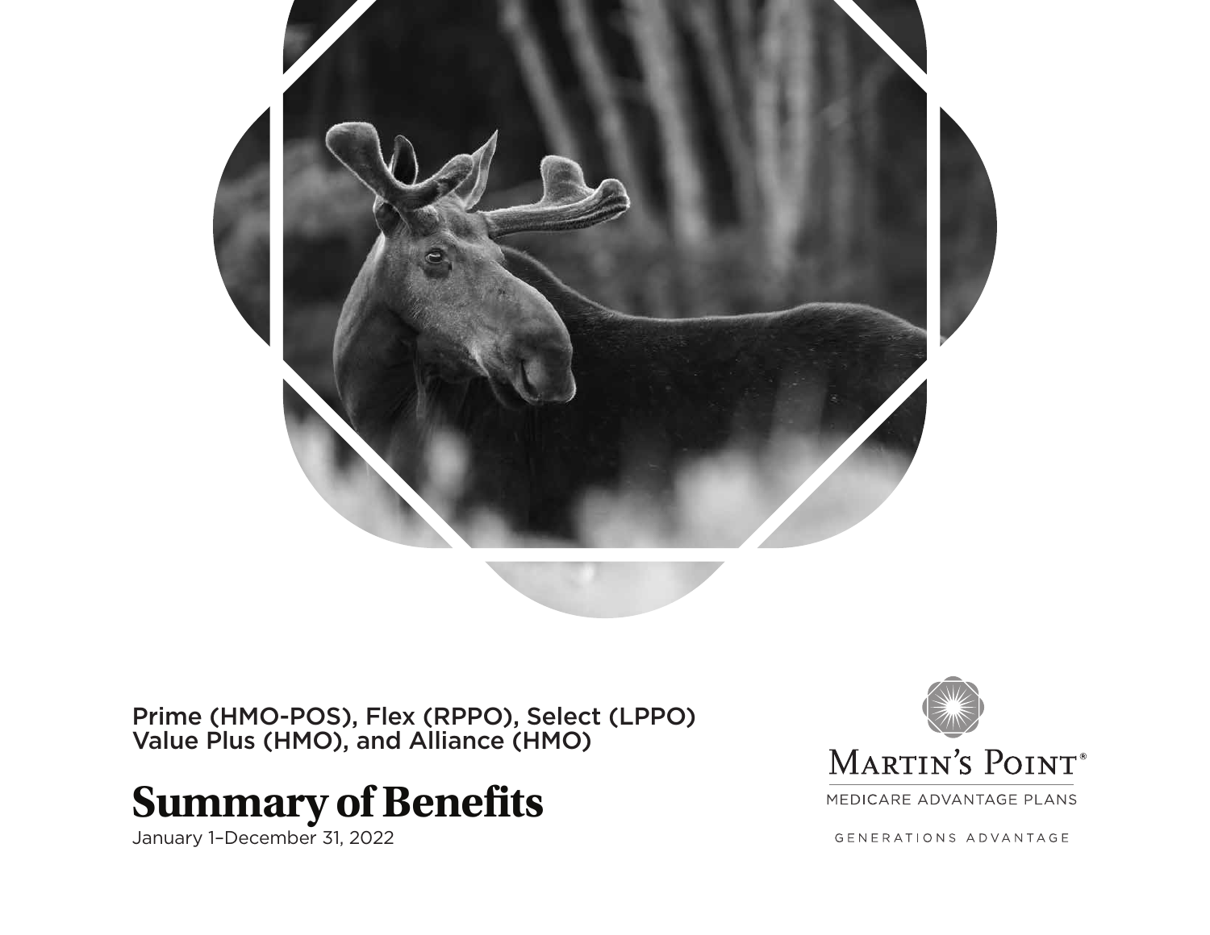Prime (HMO-POS), Flex (RPPO), Select (LPPO)
Value Plus (HMO), and Alliance (HMO)

# Summary of Benefits

January 1–December 31, 2022

MARTIN'S POINT®

MEDICARE ADVANTAGE PLANS

GENERATIONS ADVANTAGE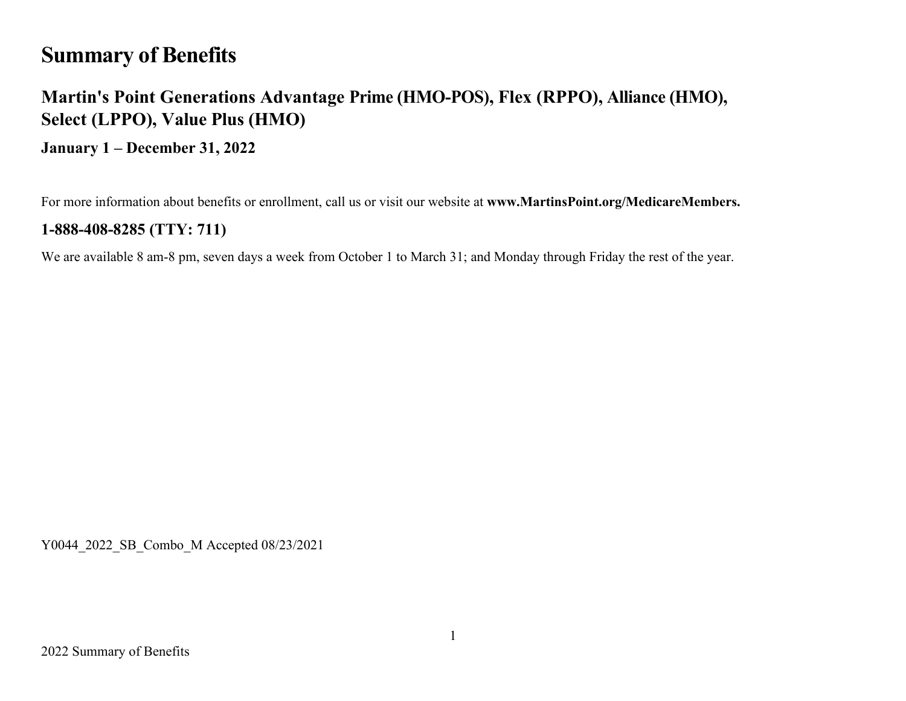# Summary of Benefits

## Martin's Point Generations Advantage Prime (HMO-POS), Flex (RPPO), Alliance (HMO), Select (LPPO), Value Plus (HMO)

### January 1 – December 31, 2022

For more information about benefits or enrollment, call us or visit our website at **www.MartinsPoint.org/MedicareMembers.**

### 1-888-408-8285 (TTY: 711)

We are available 8 am-8 pm, seven days a week from October 1 to March 31; and Monday through Friday the rest of the year.

Y0044_2022_SB_Combo_M Accepted 08/23/2021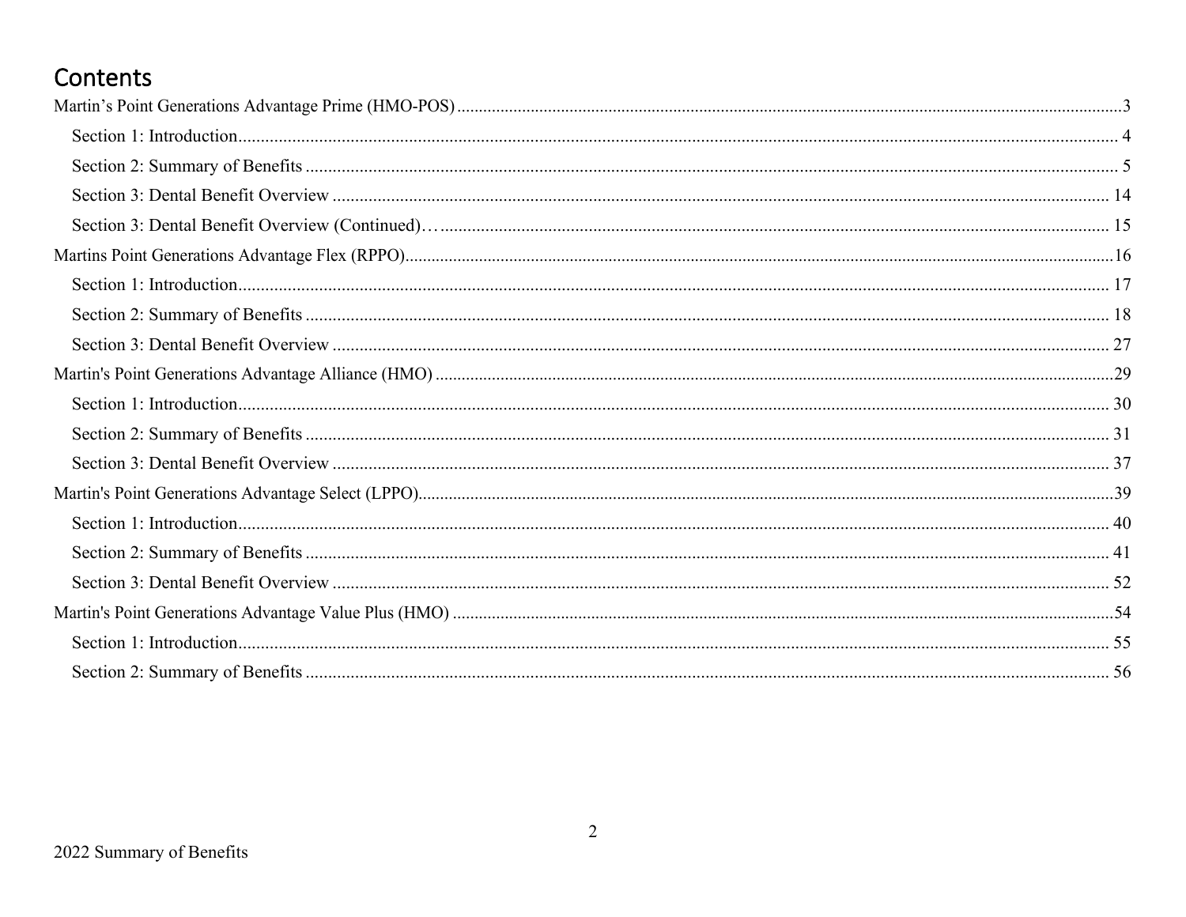# Contents

Martin's Point Generations Advantage Prime (HMO-POS) ....................3

- Section 1: Introduction.................... 4
- Section 2: Summary of Benefits .................... 5
- Section 3: Dental Benefit Overview .................... 14
- Section 3: Dental Benefit Overview (Continued)… .................... 15

Martins Point Generations Advantage Flex (RPPO)....................16

- Section 1: Introduction.................... 17
- Section 2: Summary of Benefits .................... 18
- Section 3: Dental Benefit Overview .................... 27

Martin's Point Generations Advantage Alliance (HMO) ....................29

- Section 1: Introduction.................... 30
- Section 2: Summary of Benefits .................... 31
- Section 3: Dental Benefit Overview .................... 37

Martin's Point Generations Advantage Select (LPPO)....................39

- Section 1: Introduction.................... 40
- Section 2: Summary of Benefits .................... 41
- Section 3: Dental Benefit Overview .................... 52

Martin's Point Generations Advantage Value Plus (HMO) ....................54

- Section 1: Introduction.................... 55
- Section 2: Summary of Benefits .................... 56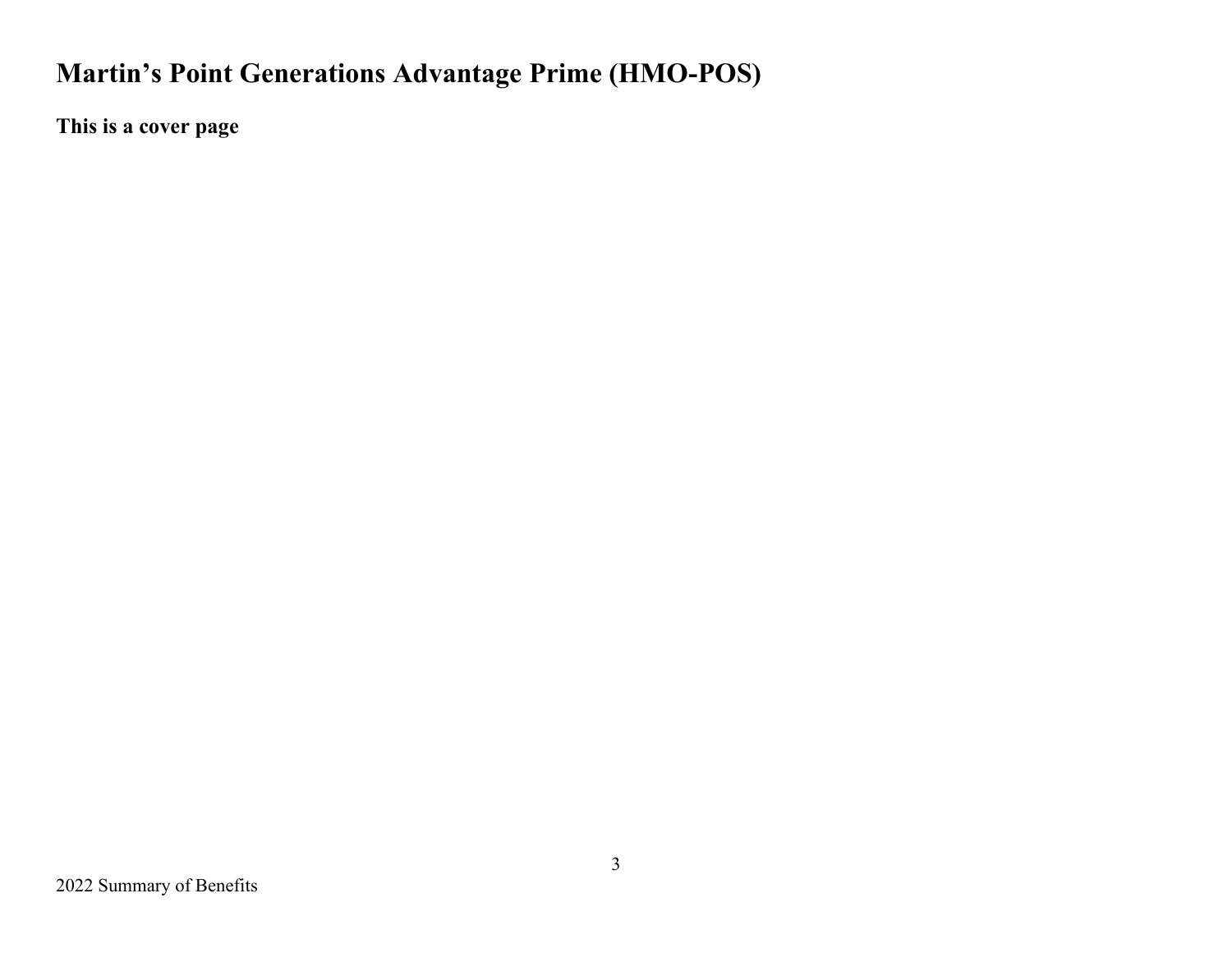# Martin's Point Generations Advantage Prime (HMO-POS)

**This is a cover page**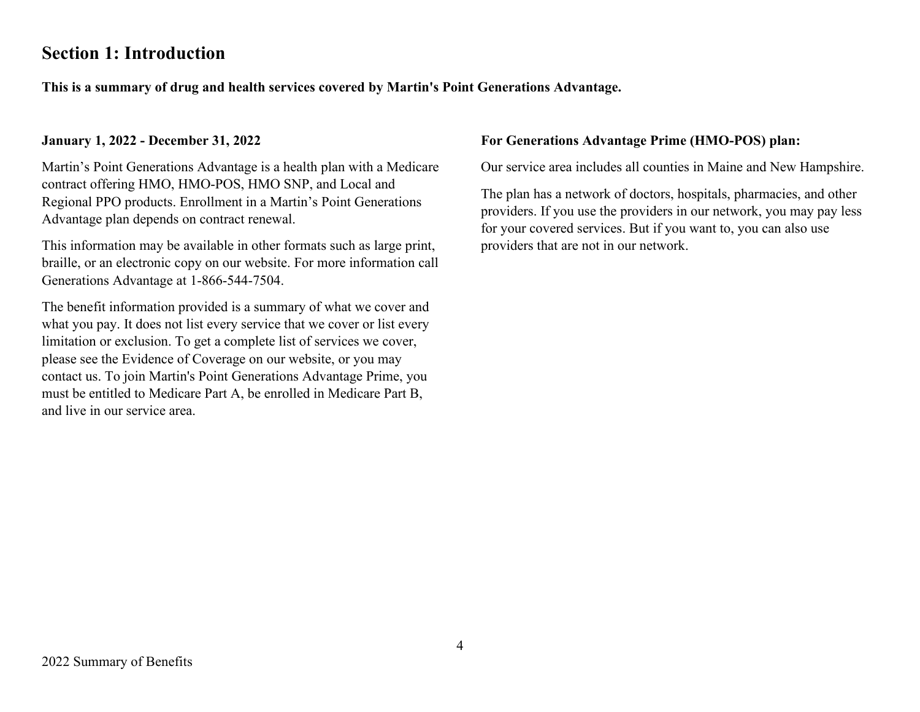## Section 1: Introduction

**This is a summary of drug and health services covered by Martin's Point Generations Advantage.**

**January 1, 2022 - December 31, 2022**

Martin's Point Generations Advantage is a health plan with a Medicare contract offering HMO, HMO-POS, HMO SNP, and Local and Regional PPO products. Enrollment in a Martin's Point Generations Advantage plan depends on contract renewal.

This information may be available in other formats such as large print, braille, or an electronic copy on our website. For more information call Generations Advantage at 1-866-544-7504.

The benefit information provided is a summary of what we cover and what you pay. It does not list every service that we cover or list every limitation or exclusion. To get a complete list of services we cover, please see the Evidence of Coverage on our website, or you may contact us. To join Martin's Point Generations Advantage Prime, you must be entitled to Medicare Part A, be enrolled in Medicare Part B, and live in our service area.

**For Generations Advantage Prime (HMO-POS) plan:**

Our service area includes all counties in Maine and New Hampshire.

The plan has a network of doctors, hospitals, pharmacies, and other providers. If you use the providers in our network, you may pay less for your covered services. But if you want to, you can also use providers that are not in our network.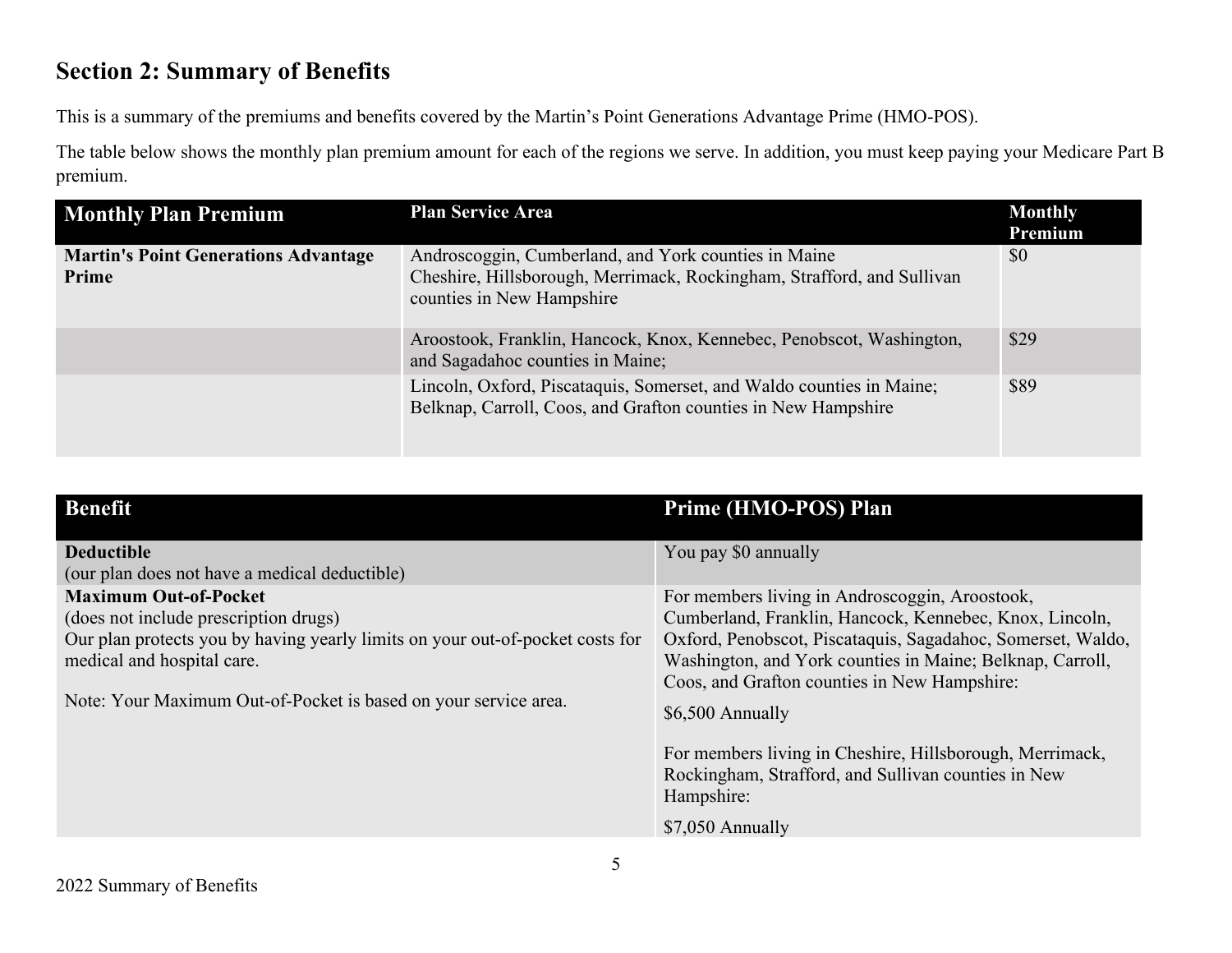## Section 2: Summary of Benefits

This is a summary of the premiums and benefits covered by the Martin's Point Generations Advantage Prime (HMO-POS).

The table below shows the monthly plan premium amount for each of the regions we serve. In addition, you must keep paying your Medicare Part B premium.

| Monthly Plan Premium | Plan Service Area | Monthly Premium |
|---|---|---|
| **Martin's Point Generations Advantage Prime** | Androscoggin, Cumberland, and York counties in Maine<br>Cheshire, Hillsborough, Merrimack, Rockingham, Strafford, and Sullivan counties in New Hampshire | $0 |
| | Aroostook, Franklin, Hancock, Knox, Kennebec, Penobscot, Washington, and Sagadahoc counties in Maine; | $29 |
| | Lincoln, Oxford, Piscataquis, Somerset, and Waldo counties in Maine;<br>Belknap, Carroll, Coos, and Grafton counties in New Hampshire | $89 |

| Benefit | Prime (HMO-POS) Plan |
|---|---|
| **Deductible**<br>(our plan does not have a medical deductible) | You pay $0 annually |
| **Maximum Out-of-Pocket**<br>(does not include prescription drugs)<br>Our plan protects you by having yearly limits on your out-of-pocket costs for medical and hospital care.<br><br>Note: Your Maximum Out-of-Pocket is based on your service area. | For members living in Androscoggin, Aroostook, Cumberland, Franklin, Hancock, Kennebec, Knox, Lincoln, Oxford, Penobscot, Piscataquis, Sagadahoc, Somerset, Waldo, Washington, and York counties in Maine; Belknap, Carroll, Coos, and Grafton counties in New Hampshire:<br><br>$6,500 Annually<br><br>For members living in Cheshire, Hillsborough, Merrimack, Rockingham, Strafford, and Sullivan counties in New Hampshire:<br><br>$7,050 Annually |

2022 Summary of Benefits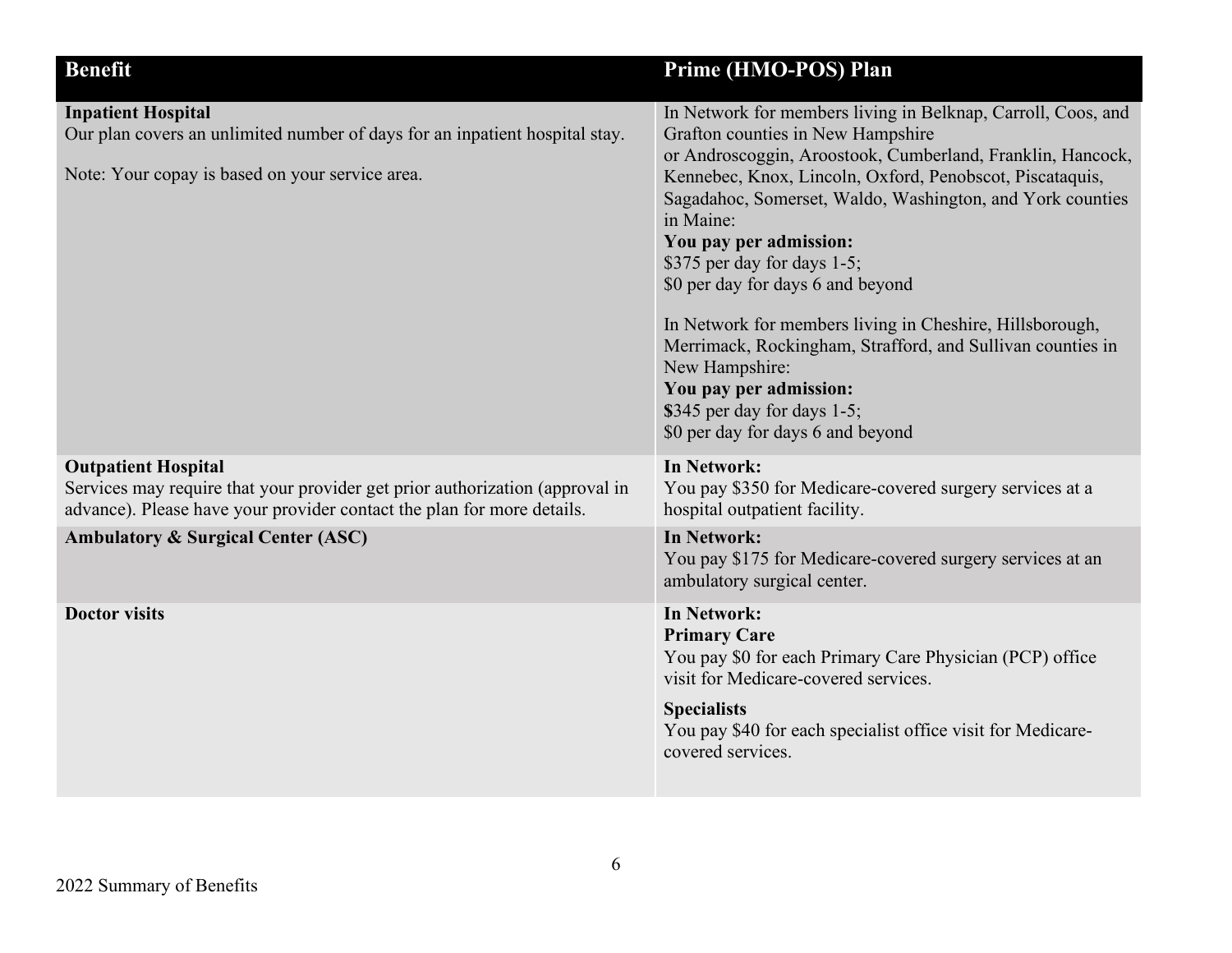| Benefit | Prime (HMO-POS) Plan |
|---|---|
| **Inpatient Hospital**<br>Our plan covers an unlimited number of days for an inpatient hospital stay.<br><br>Note: Your copay is based on your service area. | In Network for members living in Belknap, Carroll, Coos, and Grafton counties in New Hampshire or Androscoggin, Aroostook, Cumberland, Franklin, Hancock, Kennebec, Knox, Lincoln, Oxford, Penobscot, Piscataquis, Sagadahoc, Somerset, Waldo, Washington, and York counties in Maine:<br>**You pay per admission:**<br>$375 per day for days 1-5;<br>$0 per day for days 6 and beyond<br><br>In Network for members living in Cheshire, Hillsborough, Merrimack, Rockingham, Strafford, and Sullivan counties in New Hampshire:<br>**You pay per admission:**<br>$345 per day for days 1-5;<br>$0 per day for days 6 and beyond |
| **Outpatient Hospital**<br>Services may require that your provider get prior authorization (approval in advance). Please have your provider contact the plan for more details. | **In Network:**<br>You pay $350 for Medicare-covered surgery services at a hospital outpatient facility. |
| **Ambulatory & Surgical Center (ASC)** | **In Network:**<br>You pay $175 for Medicare-covered surgery services at an ambulatory surgical center. |
| **Doctor visits** | **In Network:**<br>**Primary Care**<br>You pay $0 for each Primary Care Physician (PCP) office visit for Medicare-covered services.<br><br>**Specialists**<br>You pay $40 for each specialist office visit for Medicare-covered services. |

2022 Summary of Benefits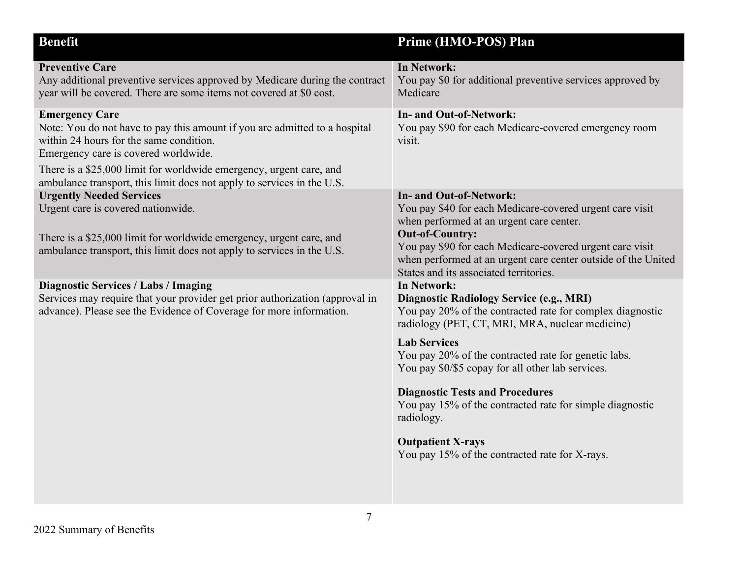| Benefit | Prime (HMO-POS) Plan |
|---|---|
| **Preventive Care**<br>Any additional preventive services approved by Medicare during the contract year will be covered. There are some items not covered at $0 cost. | **In Network:**<br>You pay $0 for additional preventive services approved by Medicare |
| **Emergency Care**<br>Note: You do not have to pay this amount if you are admitted to a hospital within 24 hours for the same condition.<br>Emergency care is covered worldwide.<br>There is a $25,000 limit for worldwide emergency, urgent care, and ambulance transport, this limit does not apply to services in the U.S. | **In- and Out-of-Network:**<br>You pay $90 for each Medicare-covered emergency room visit. |
| **Urgently Needed Services**<br>Urgent care is covered nationwide.<br><br>There is a $25,000 limit for worldwide emergency, urgent care, and ambulance transport, this limit does not apply to services in the U.S. | **In- and Out-of-Network:**<br>You pay $40 for each Medicare-covered urgent care visit when performed at an urgent care center.<br>**Out-of-Country:**<br>You pay $90 for each Medicare-covered urgent care visit when performed at an urgent care center outside of the United States and its associated territories. |
| **Diagnostic Services / Labs / Imaging**<br>Services may require that your provider get prior authorization (approval in advance). Please see the Evidence of Coverage for more information. | **In Network:**<br>**Diagnostic Radiology Service (e.g., MRI)**<br>You pay 20% of the contracted rate for complex diagnostic radiology (PET, CT, MRI, MRA, nuclear medicine)<br><br>**Lab Services**<br>You pay 20% of the contracted rate for genetic labs.<br>You pay $0/$5 copay for all other lab services.<br><br>**Diagnostic Tests and Procedures**<br>You pay 15% of the contracted rate for simple diagnostic radiology.<br><br>**Outpatient X-rays**<br>You pay 15% of the contracted rate for X-rays. |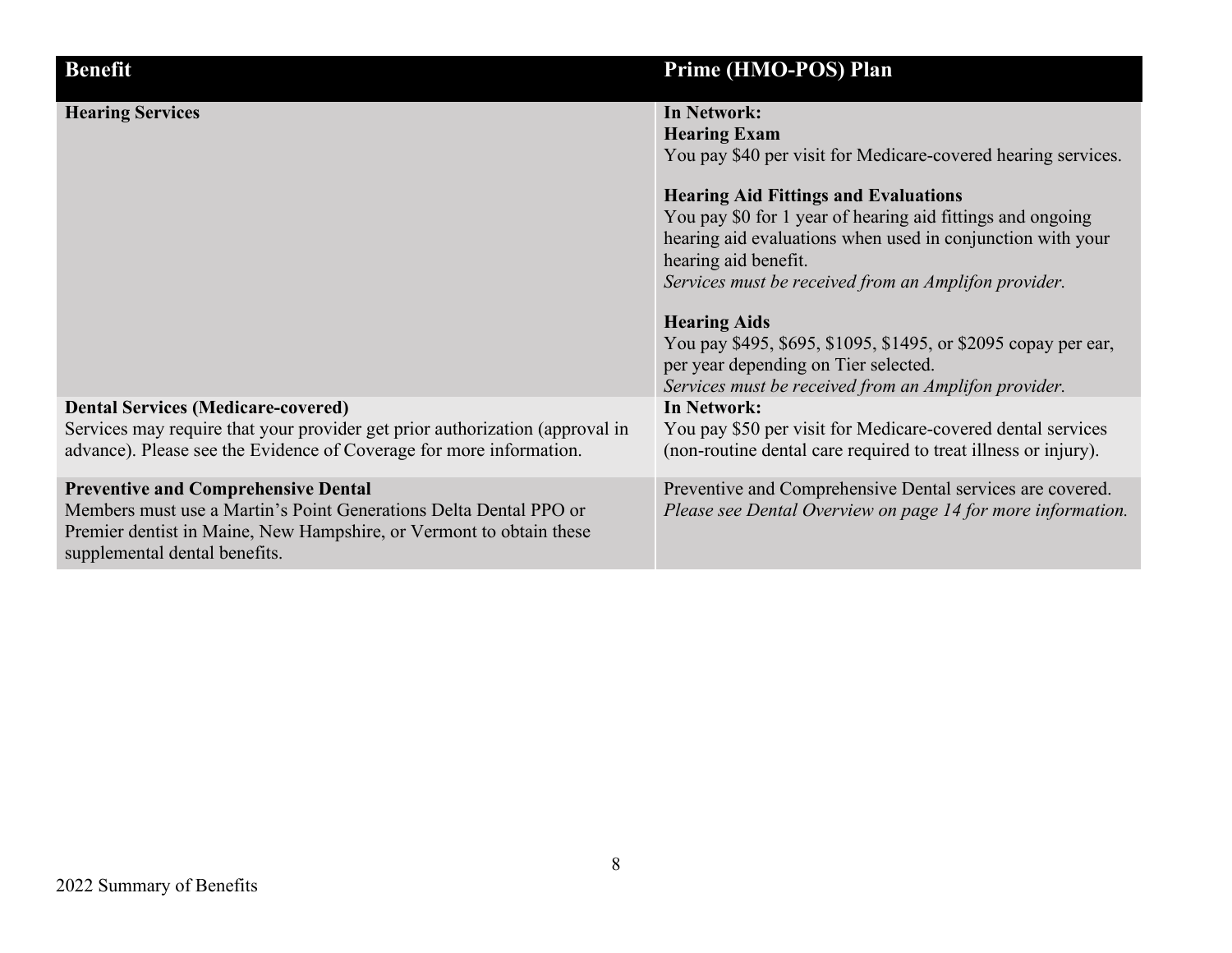| Benefit | Prime (HMO-POS) Plan |
| --- | --- |
| **Hearing Services** | **In Network:**<br>**Hearing Exam**<br>You pay $40 per visit for Medicare-covered hearing services.<br><br>**Hearing Aid Fittings and Evaluations**<br>You pay $0 for 1 year of hearing aid fittings and ongoing hearing aid evaluations when used in conjunction with your hearing aid benefit.<br>*Services must be received from an Amplifon provider.*<br><br>**Hearing Aids**<br>You pay $495, $695, $1095, $1495, or $2095 copay per ear, per year depending on Tier selected.<br>*Services must be received from an Amplifon provider.* |
| **Dental Services (Medicare-covered)**<br>Services may require that your provider get prior authorization (approval in advance). Please see the Evidence of Coverage for more information. | **In Network:**<br>You pay $50 per visit for Medicare-covered dental services (non-routine dental care required to treat illness or injury). |
| **Preventive and Comprehensive Dental**<br>Members must use a Martin's Point Generations Delta Dental PPO or Premier dentist in Maine, New Hampshire, or Vermont to obtain these supplemental dental benefits. | Preventive and Comprehensive Dental services are covered.<br>*Please see Dental Overview on page 14 for more information.* |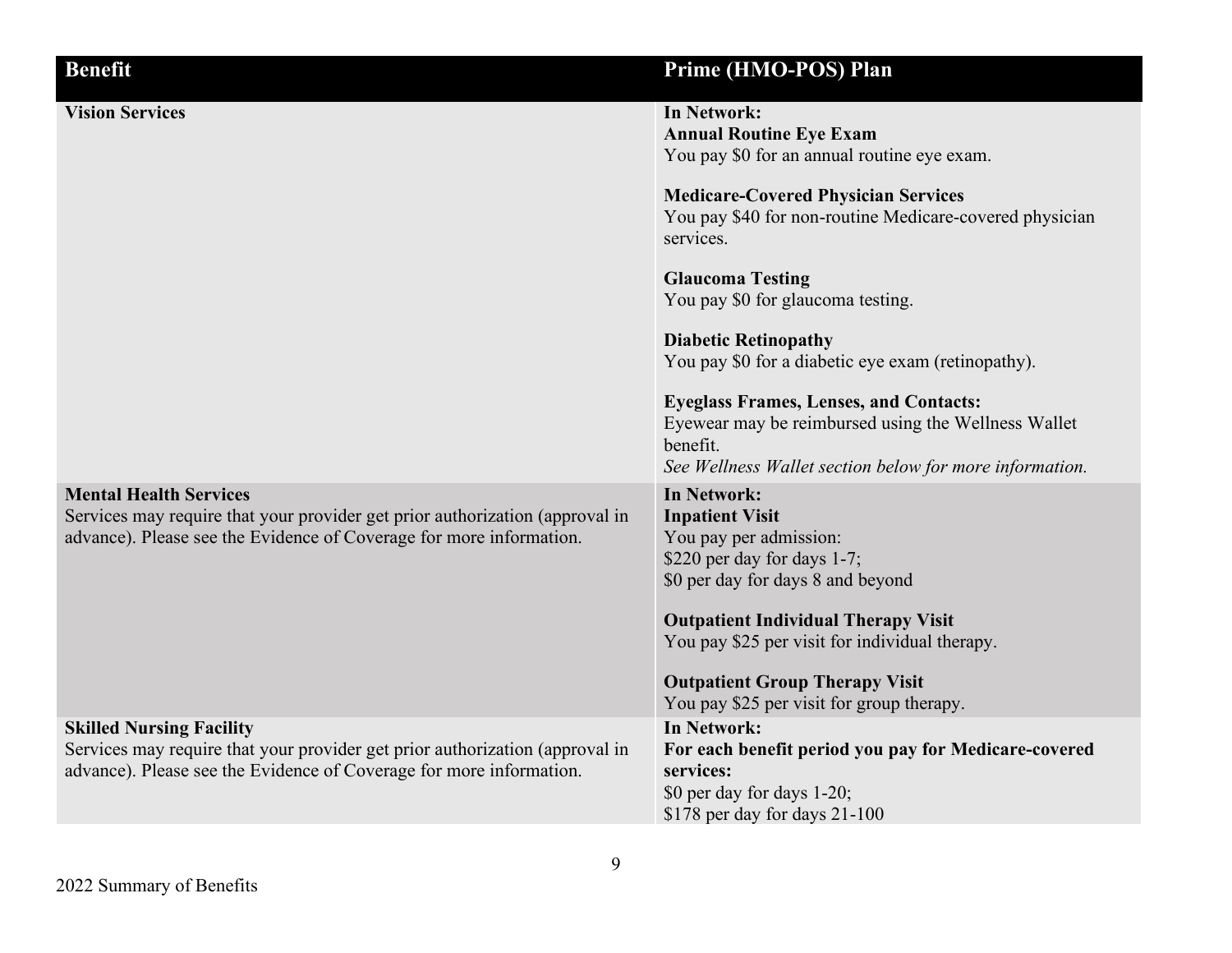| Benefit | Prime (HMO-POS) Plan |
|---|---|
| **Vision Services** | **In Network:**<br>**Annual Routine Eye Exam**<br>You pay $0 for an annual routine eye exam.<br><br>**Medicare-Covered Physician Services**<br>You pay $40 for non-routine Medicare-covered physician services.<br><br>**Glaucoma Testing**<br>You pay $0 for glaucoma testing.<br><br>**Diabetic Retinopathy**<br>You pay $0 for a diabetic eye exam (retinopathy).<br><br>**Eyeglass Frames, Lenses, and Contacts:**<br>Eyewear may be reimbursed using the Wellness Wallet benefit.<br>*See Wellness Wallet section below for more information.* |
| **Mental Health Services**<br>Services may require that your provider get prior authorization (approval in advance). Please see the Evidence of Coverage for more information. | **In Network:**<br>**Inpatient Visit**<br>You pay per admission:<br>$220 per day for days 1-7;<br>$0 per day for days 8 and beyond<br><br>**Outpatient Individual Therapy Visit**<br>You pay $25 per visit for individual therapy.<br><br>**Outpatient Group Therapy Visit**<br>You pay $25 per visit for group therapy. |
| **Skilled Nursing Facility**<br>Services may require that your provider get prior authorization (approval in advance). Please see the Evidence of Coverage for more information. | **In Network:**<br>**For each benefit period you pay for Medicare-covered services:**<br>$0 per day for days 1-20;<br>$178 per day for days 21-100 |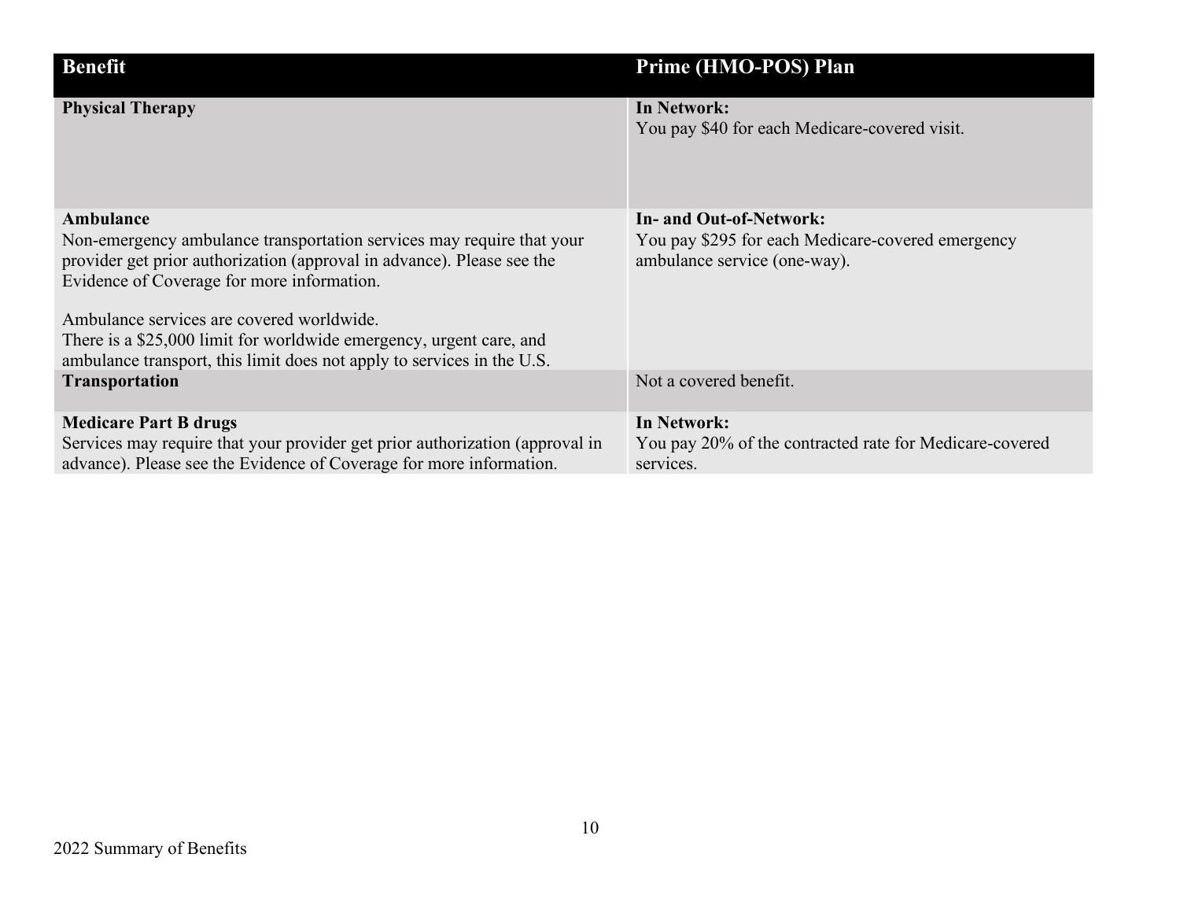| Benefit | Prime (HMO-POS) Plan |
| --- | --- |
| **Physical Therapy** | **In Network:**<br>You pay $40 for each Medicare-covered visit. |
| **Ambulance**<br>Non-emergency ambulance transportation services may require that your provider get prior authorization (approval in advance). Please see the Evidence of Coverage for more information.<br><br>Ambulance services are covered worldwide.<br>There is a $25,000 limit for worldwide emergency, urgent care, and ambulance transport, this limit does not apply to services in the U.S. | **In- and Out-of-Network:**<br>You pay $295 for each Medicare-covered emergency ambulance service (one-way). |
| **Transportation** | Not a covered benefit. |
| **Medicare Part B drugs**<br>Services may require that your provider get prior authorization (approval in advance). Please see the Evidence of Coverage for more information. | **In Network:**<br>You pay 20% of the contracted rate for Medicare-covered services. |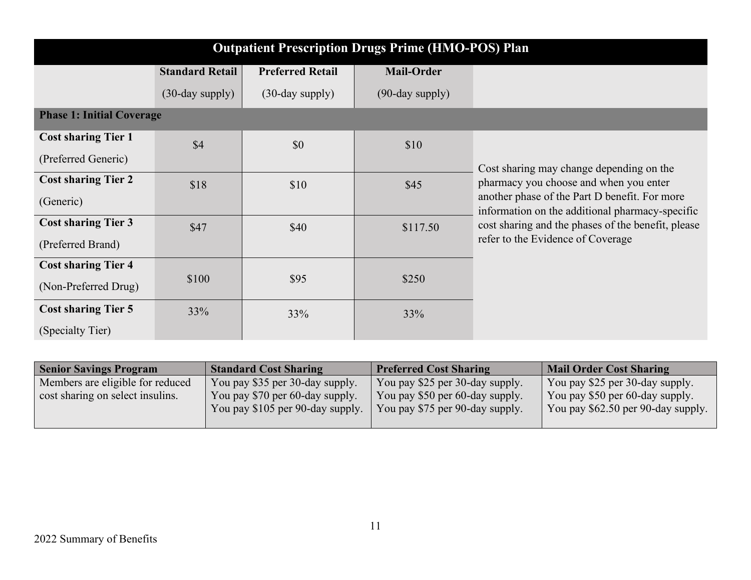## Outpatient Prescription Drugs Prime (HMO-POS) Plan

| | Standard Retail (30-day supply) | Preferred Retail (30-day supply) | Mail-Order (90-day supply) | |
|---|---|---|---|---|
| **Phase 1: Initial Coverage** | | | | |
| **Cost sharing Tier 1** (Preferred Generic) | $4 | $0 | $10 | Cost sharing may change depending on the pharmacy you choose and when you enter another phase of the Part D benefit. For more information on the additional pharmacy-specific cost sharing and the phases of the benefit, please refer to the Evidence of Coverage |
| **Cost sharing Tier 2** (Generic) | $18 | $10 | $45 | |
| **Cost sharing Tier 3** (Preferred Brand) | $47 | $40 | $117.50 | |
| **Cost sharing Tier 4** (Non-Preferred Drug) | $100 | $95 | $250 | |
| **Cost sharing Tier 5** (Specialty Tier) | 33% | 33% | 33% | |

| Senior Savings Program | Standard Cost Sharing | Preferred Cost Sharing | Mail Order Cost Sharing |
|---|---|---|---|
| Members are eligible for reduced cost sharing on select insulins. | You pay $35 per 30-day supply. You pay $70 per 60-day supply. You pay $105 per 90-day supply. | You pay $25 per 30-day supply. You pay $50 per 60-day supply. You pay $75 per 90-day supply. | You pay $25 per 30-day supply. You pay $50 per 60-day supply. You pay $62.50 per 90-day supply. |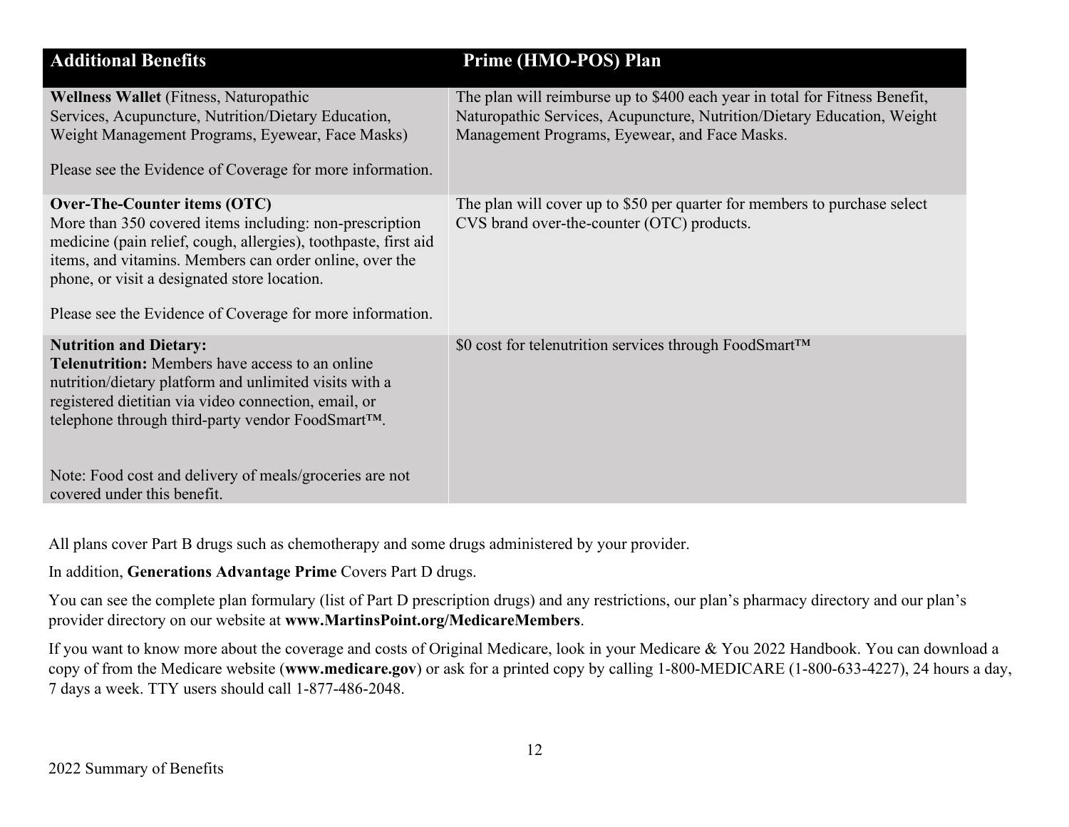| Additional Benefits | Prime (HMO-POS) Plan |
|---|---|
| **Wellness Wallet** (Fitness, Naturopathic Services, Acupuncture, Nutrition/Dietary Education, Weight Management Programs, Eyewear, Face Masks)<br><br>Please see the Evidence of Coverage for more information. | The plan will reimburse up to $400 each year in total for Fitness Benefit, Naturopathic Services, Acupuncture, Nutrition/Dietary Education, Weight Management Programs, Eyewear, and Face Masks. |
| **Over-The-Counter items (OTC)**<br>More than 350 covered items including: non-prescription medicine (pain relief, cough, allergies), toothpaste, first aid items, and vitamins. Members can order online, over the phone, or visit a designated store location.<br><br>Please see the Evidence of Coverage for more information. | The plan will cover up to $50 per quarter for members to purchase select CVS brand over-the-counter (OTC) products. |
| **Nutrition and Dietary:**<br>**Telenutrition:** Members have access to an online nutrition/dietary platform and unlimited visits with a registered dietitian via video connection, email, or telephone through third-party vendor FoodSmart™.<br><br>Note: Food cost and delivery of meals/groceries are not covered under this benefit. | $0 cost for telenutrition services through FoodSmart™ |

All plans cover Part B drugs such as chemotherapy and some drugs administered by your provider.

In addition, **Generations Advantage Prime** Covers Part D drugs.

You can see the complete plan formulary (list of Part D prescription drugs) and any restrictions, our plan's pharmacy directory and our plan's provider directory on our website at **www.MartinsPoint.org/MedicareMembers**.

If you want to know more about the coverage and costs of Original Medicare, look in your Medicare & You 2022 Handbook. You can download a copy of from the Medicare website (**www.medicare.gov**) or ask for a printed copy by calling 1-800-MEDICARE (1-800-633-4227), 24 hours a day, 7 days a week. TTY users should call 1-877-486-2048.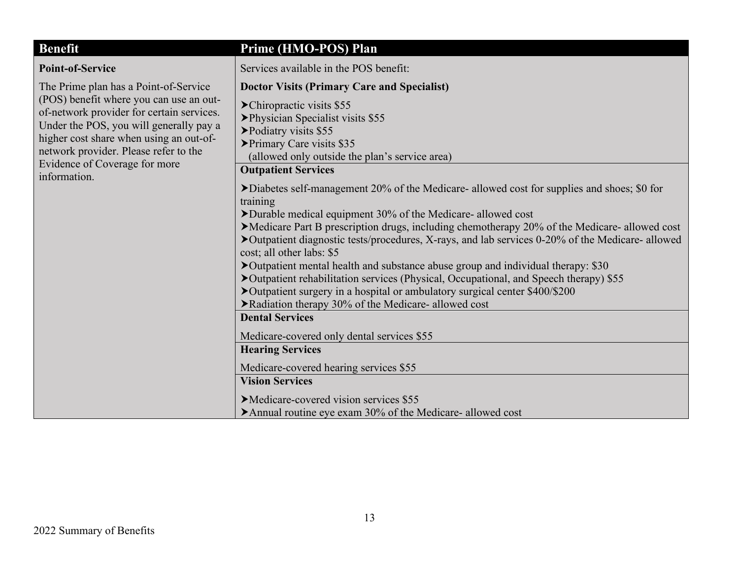| Benefit | Prime (HMO-POS) Plan |
| --- | --- |
| **Point-of-Service**<br><br>The Prime plan has a Point-of-Service (POS) benefit where you can use an out-of-network provider for certain services. Under the POS, you will generally pay a higher cost share when using an out-of-network provider. Please refer to the Evidence of Coverage for more information. | Services available in the POS benefit:<br><br>**Doctor Visits (Primary Care and Specialist)**<br><br>➤Chiropractic visits $55<br>➤Physician Specialist visits $55<br>➤Podiatry visits $55<br>➤Primary Care visits $35 (allowed only outside the plan's service area) |
| | **Outpatient Services**<br><br>➤Diabetes self-management 20% of the Medicare- allowed cost for supplies and shoes; $0 for training<br>➤Durable medical equipment 30% of the Medicare- allowed cost<br>➤Medicare Part B prescription drugs, including chemotherapy 20% of the Medicare- allowed cost<br>➤Outpatient diagnostic tests/procedures, X-rays, and lab services 0-20% of the Medicare- allowed cost; all other labs: $5<br>➤Outpatient mental health and substance abuse group and individual therapy: $30<br>➤Outpatient rehabilitation services (Physical, Occupational, and Speech therapy) $55<br>➤Outpatient surgery in a hospital or ambulatory surgical center $400/$200<br>➤Radiation therapy 30% of the Medicare- allowed cost |
| | **Dental Services**<br><br>Medicare-covered only dental services $55 |
| | **Hearing Services**<br><br>Medicare-covered hearing services $55 |
| | **Vision Services**<br><br>➤Medicare-covered vision services $55<br>➤Annual routine eye exam 30% of the Medicare- allowed cost |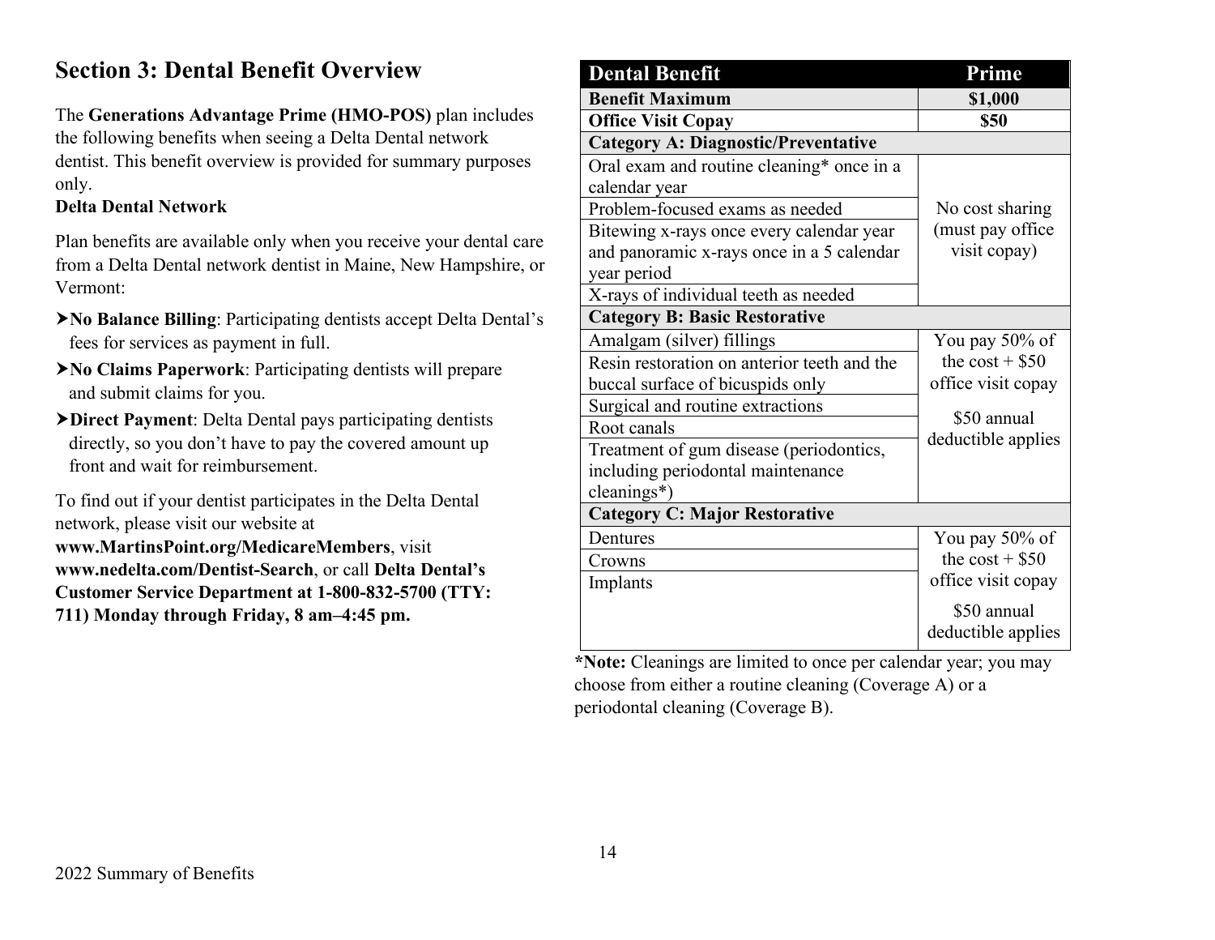## Section 3: Dental Benefit Overview

The **Generations Advantage Prime (HMO-POS)** plan includes the following benefits when seeing a Delta Dental network dentist. This benefit overview is provided for summary purposes only.

**Delta Dental Network**

Plan benefits are available only when you receive your dental care from a Delta Dental network dentist in Maine, New Hampshire, or Vermont:

- **No Balance Billing**: Participating dentists accept Delta Dental's fees for services as payment in full.
- **No Claims Paperwork**: Participating dentists will prepare and submit claims for you.
- **Direct Payment**: Delta Dental pays participating dentists directly, so you don't have to pay the covered amount up front and wait for reimbursement.

To find out if your dentist participates in the Delta Dental network, please visit our website at **www.MartinsPoint.org/MedicareMembers**, visit **www.nedelta.com/Dentist-Search**, or call **Delta Dental's Customer Service Department at 1-800-832-5700 (TTY: 711) Monday through Friday, 8 am–4:45 pm.**

| Dental Benefit | Prime |
|---|---|
| **Benefit Maximum** | **$1,000** |
| **Office Visit Copay** | **$50** |
| **Category A: Diagnostic/Preventative** | |
| Oral exam and routine cleaning* once in a calendar year | No cost sharing (must pay office visit copay) |
| Problem-focused exams as needed | |
| Bitewing x-rays once every calendar year and panoramic x-rays once in a 5 calendar year period | |
| X-rays of individual teeth as needed | |
| **Category B: Basic Restorative** | |
| Amalgam (silver) fillings | You pay 50% of the cost + $50 office visit copay<br><br>$50 annual deductible applies |
| Resin restoration on anterior teeth and the buccal surface of bicuspids only | |
| Surgical and routine extractions | |
| Root canals | |
| Treatment of gum disease (periodontics, including periodontal maintenance cleanings*) | |
| **Category C: Major Restorative** | |
| Dentures | You pay 50% of the cost + $50 office visit copay<br><br>$50 annual deductible applies |
| Crowns | |
| Implants | |

***Note:** Cleanings are limited to once per calendar year; you may choose from either a routine cleaning (Coverage A) or a periodontal cleaning (Coverage B).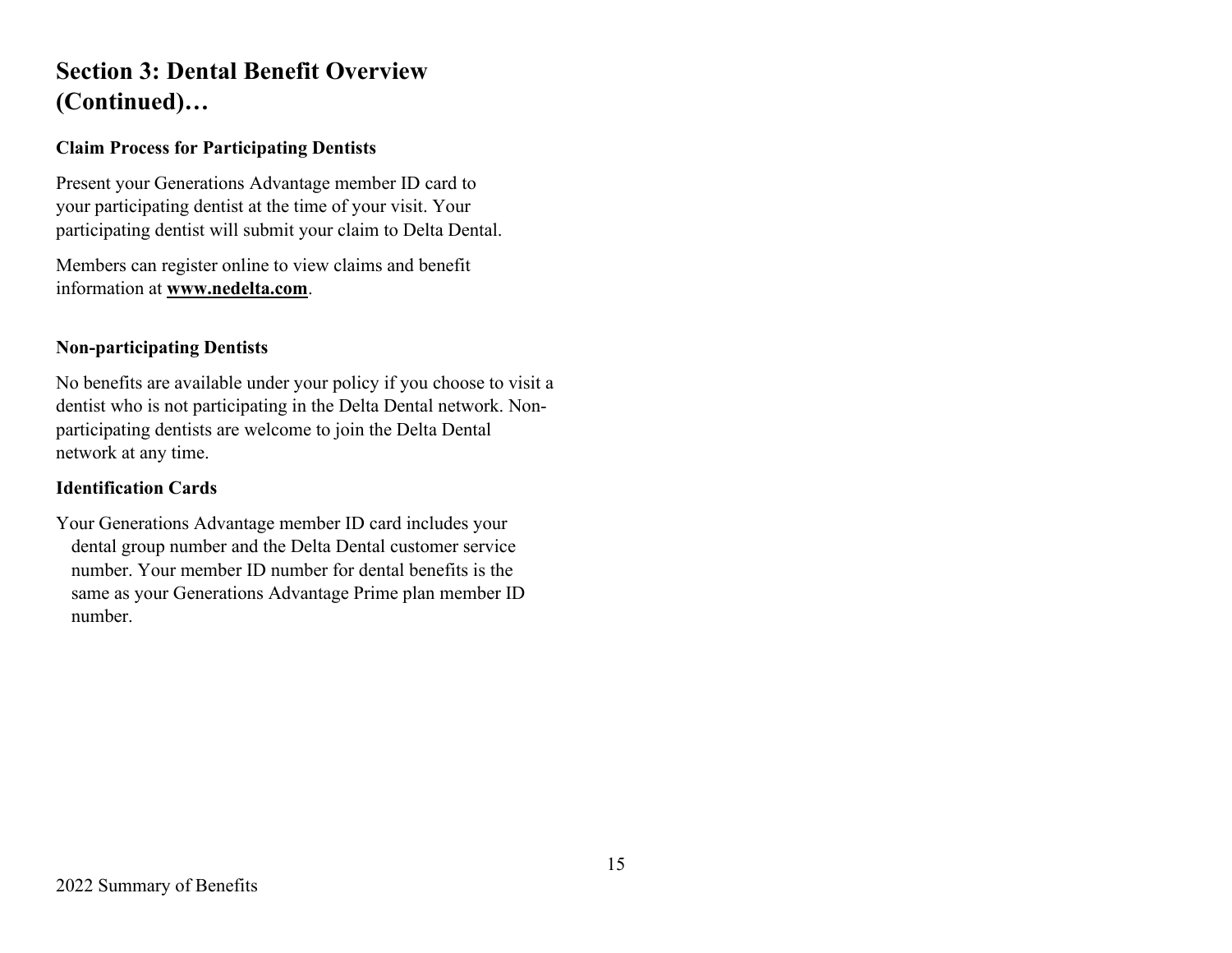# Section 3: Dental Benefit Overview (Continued)…

### Claim Process for Participating Dentists

Present your Generations Advantage member ID card to your participating dentist at the time of your visit. Your participating dentist will submit your claim to Delta Dental.

Members can register online to view claims and benefit information at **www.nedelta.com**.

### Non-participating Dentists

No benefits are available under your policy if you choose to visit a dentist who is not participating in the Delta Dental network. Non-participating dentists are welcome to join the Delta Dental network at any time.

### Identification Cards

Your Generations Advantage member ID card includes your dental group number and the Delta Dental customer service number. Your member ID number for dental benefits is the same as your Generations Advantage Prime plan member ID number.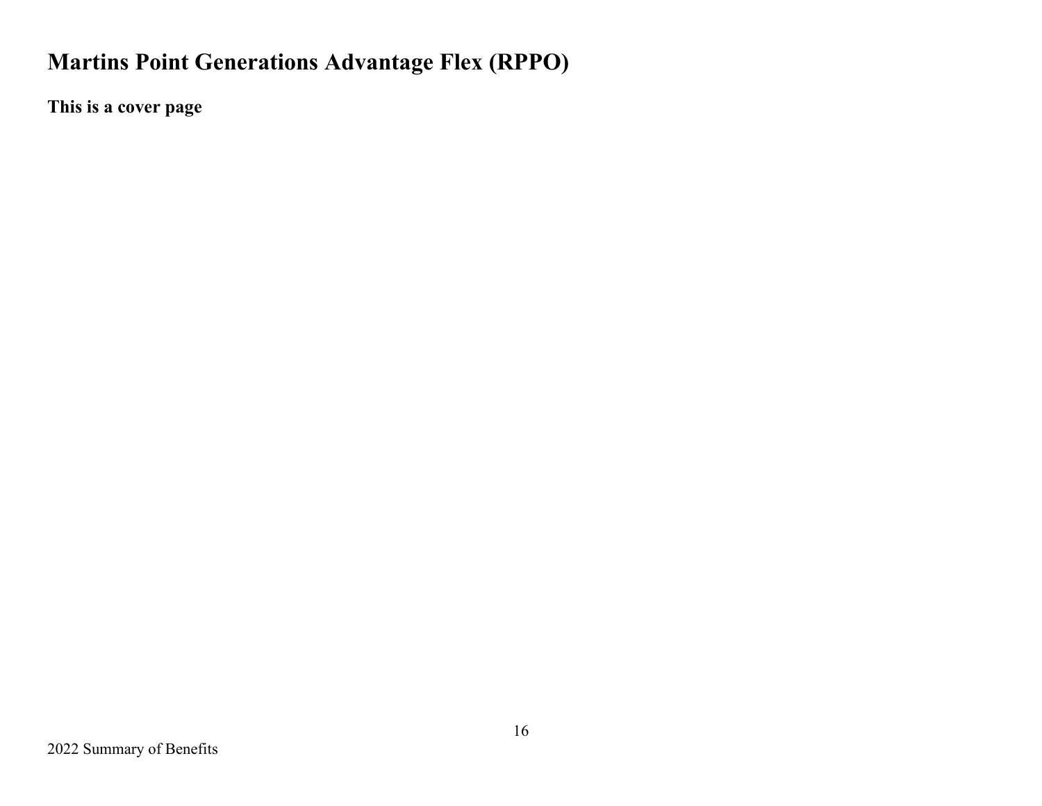# Martins Point Generations Advantage Flex (RPPO)

**This is a cover page**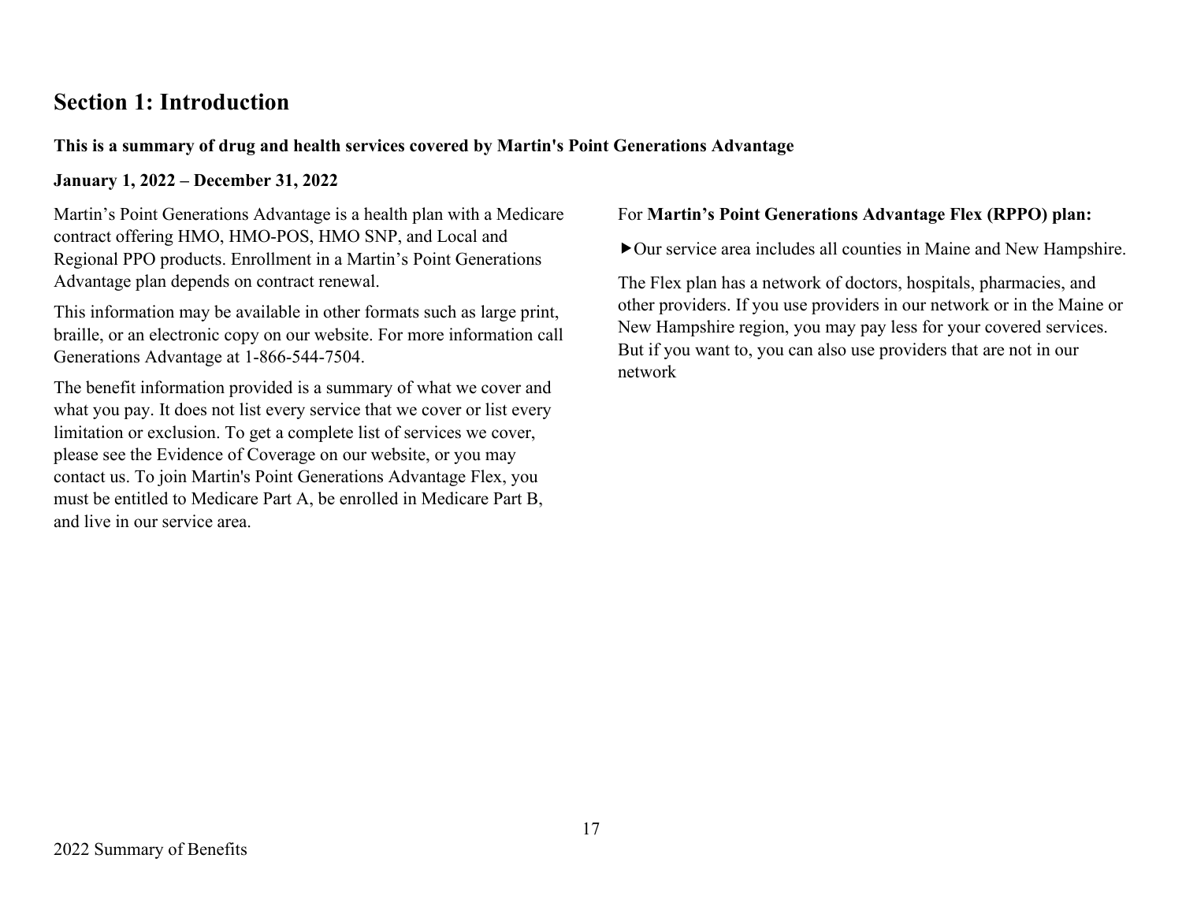# Section 1: Introduction

**This is a summary of drug and health services covered by Martin's Point Generations Advantage**

**January 1, 2022 – December 31, 2022**

Martin's Point Generations Advantage is a health plan with a Medicare contract offering HMO, HMO-POS, HMO SNP, and Local and Regional PPO products. Enrollment in a Martin's Point Generations Advantage plan depends on contract renewal.

This information may be available in other formats such as large print, braille, or an electronic copy on our website. For more information call Generations Advantage at 1-866-544-7504.

The benefit information provided is a summary of what we cover and what you pay. It does not list every service that we cover or list every limitation or exclusion. To get a complete list of services we cover, please see the Evidence of Coverage on our website, or you may contact us. To join Martin's Point Generations Advantage Flex, you must be entitled to Medicare Part A, be enrolled in Medicare Part B, and live in our service area.

For **Martin's Point Generations Advantage Flex (RPPO) plan:**

▶Our service area includes all counties in Maine and New Hampshire.

The Flex plan has a network of doctors, hospitals, pharmacies, and other providers. If you use providers in our network or in the Maine or New Hampshire region, you may pay less for your covered services. But if you want to, you can also use providers that are not in our network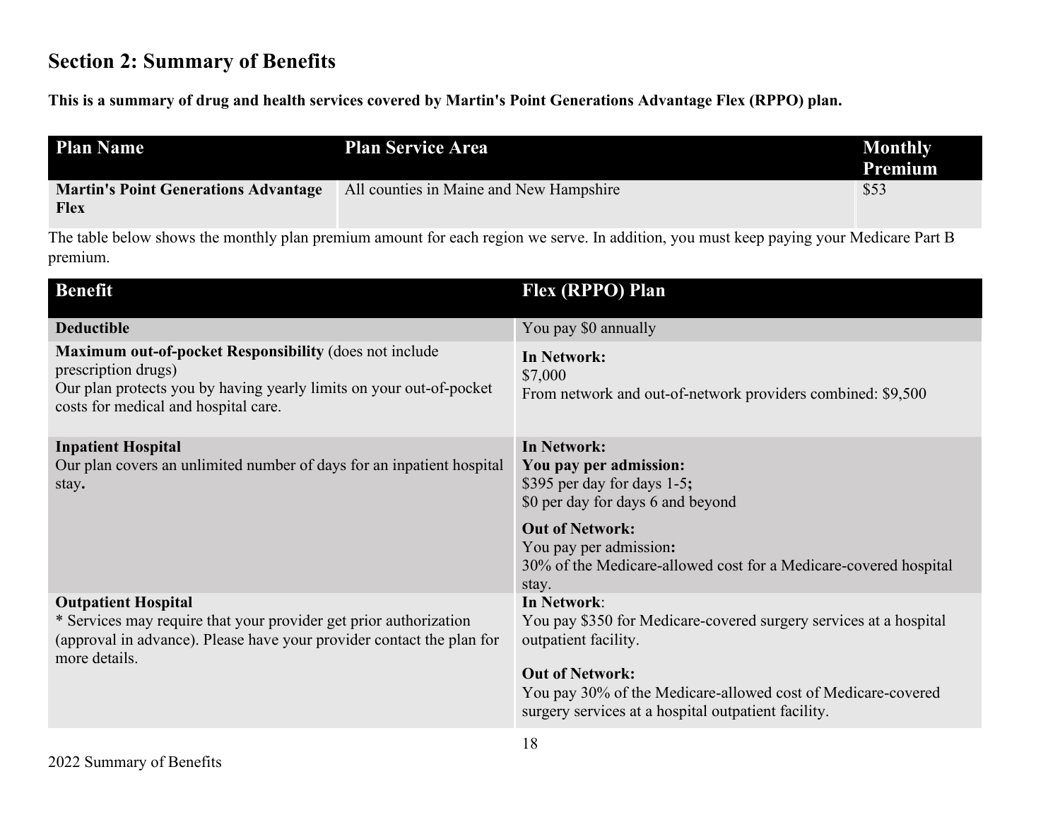## Section 2: Summary of Benefits

**This is a summary of drug and health services covered by Martin's Point Generations Advantage Flex (RPPO) plan.**

| Plan Name | Plan Service Area | Monthly Premium |
|---|---|---|
| **Martin's Point Generations Advantage Flex** | All counties in Maine and New Hampshire | $53 |

The table below shows the monthly plan premium amount for each region we serve. In addition, you must keep paying your Medicare Part B premium.

| Benefit | Flex (RPPO) Plan |
|---|---|
| **Deductible** | You pay $0 annually |
| **Maximum out-of-pocket Responsibility** (does not include prescription drugs)<br>Our plan protects you by having yearly limits on your out-of-pocket costs for medical and hospital care. | **In Network:**<br>$7,000<br>From network and out-of-network providers combined: $9,500 |
| **Inpatient Hospital**<br>Our plan covers an unlimited number of days for an inpatient hospital stay**.** | **In Network:**<br>**You pay per admission:**<br>$395 per day for days 1-5**;**<br>$0 per day for days 6 and beyond<br><br>**Out of Network:**<br>You pay per admission**:**<br>30% of the Medicare-allowed cost for a Medicare-covered hospital stay. |
| **Outpatient Hospital**<br>* Services may require that your provider get prior authorization (approval in advance). Please have your provider contact the plan for more details. | **In Network**:<br>You pay $350 for Medicare-covered surgery services at a hospital outpatient facility.<br><br>**Out of Network:**<br>You pay 30% of the Medicare-allowed cost of Medicare-covered surgery services at a hospital outpatient facility. |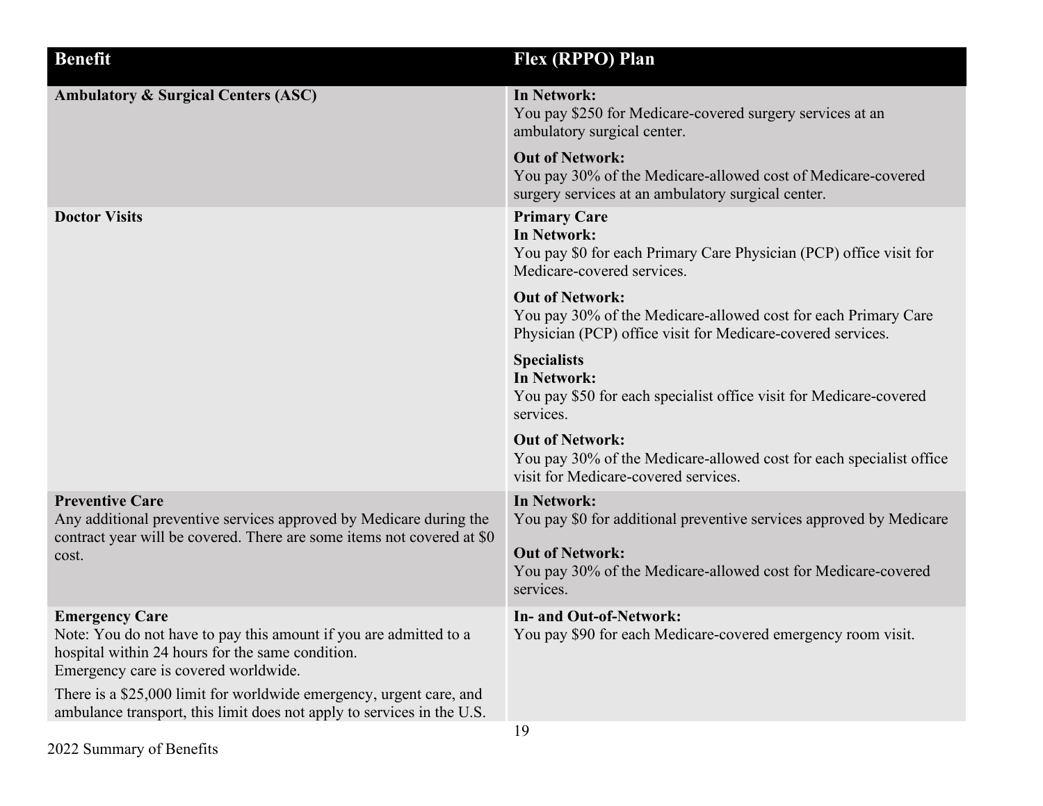| Benefit | Flex (RPPO) Plan |
| --- | --- |
| **Ambulatory & Surgical Centers (ASC)** | **In Network:**<br>You pay $250 for Medicare-covered surgery services at an ambulatory surgical center.<br><br>**Out of Network:**<br>You pay 30% of the Medicare-allowed cost of Medicare-covered surgery services at an ambulatory surgical center. |
| **Doctor Visits** | **Primary Care**<br>**In Network:**<br>You pay $0 for each Primary Care Physician (PCP) office visit for Medicare-covered services.<br><br>**Out of Network:**<br>You pay 30% of the Medicare-allowed cost for each Primary Care Physician (PCP) office visit for Medicare-covered services.<br><br>**Specialists**<br>**In Network:**<br>You pay $50 for each specialist office visit for Medicare-covered services.<br><br>**Out of Network:**<br>You pay 30% of the Medicare-allowed cost for each specialist office visit for Medicare-covered services. |
| **Preventive Care**<br>Any additional preventive services approved by Medicare during the contract year will be covered. There are some items not covered at $0 cost. | **In Network:**<br>You pay $0 for additional preventive services approved by Medicare<br><br>**Out of Network:**<br>You pay 30% of the Medicare-allowed cost for Medicare-covered services. |
| **Emergency Care**<br>Note: You do not have to pay this amount if you are admitted to a hospital within 24 hours for the same condition.<br>Emergency care is covered worldwide.<br><br>There is a $25,000 limit for worldwide emergency, urgent care, and ambulance transport, this limit does not apply to services in the U.S. | **In- and Out-of-Network:**<br>You pay $90 for each Medicare-covered emergency room visit. |

2022 Summary of Benefits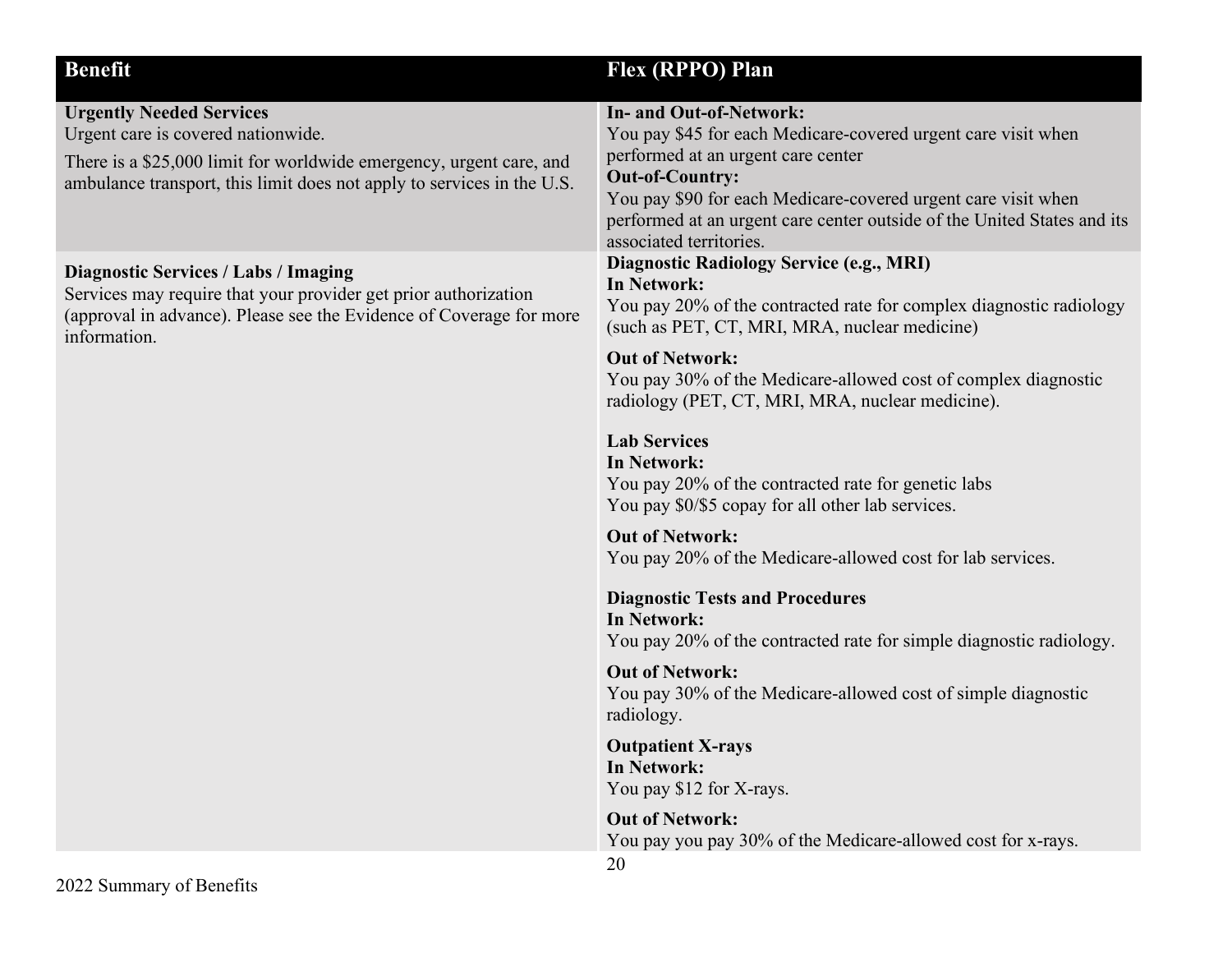| Benefit | Flex (RPPO) Plan |
|---|---|
| **Urgently Needed Services**<br>Urgent care is covered nationwide.<br>There is a $25,000 limit for worldwide emergency, urgent care, and ambulance transport, this limit does not apply to services in the U.S. | **In- and Out-of-Network:**<br>You pay $45 for each Medicare-covered urgent care visit when performed at an urgent care center<br>**Out-of-Country:**<br>You pay $90 for each Medicare-covered urgent care visit when performed at an urgent care center outside of the United States and its associated territories. |
| **Diagnostic Services / Labs / Imaging**<br>Services may require that your provider get prior authorization (approval in advance). Please see the Evidence of Coverage for more information. | **Diagnostic Radiology Service (e.g., MRI)**<br>**In Network:**<br>You pay 20% of the contracted rate for complex diagnostic radiology (such as PET, CT, MRI, MRA, nuclear medicine)<br>**Out of Network:**<br>You pay 30% of the Medicare-allowed cost of complex diagnostic radiology (PET, CT, MRI, MRA, nuclear medicine).<br><br>**Lab Services**<br>**In Network:**<br>You pay 20% of the contracted rate for genetic labs<br>You pay $0/$5 copay for all other lab services.<br>**Out of Network:**<br>You pay 20% of the Medicare-allowed cost for lab services.<br><br>**Diagnostic Tests and Procedures**<br>**In Network:**<br>You pay 20% of the contracted rate for simple diagnostic radiology.<br>**Out of Network:**<br>You pay 30% of the Medicare-allowed cost of simple diagnostic radiology.<br><br>**Outpatient X-rays**<br>**In Network:**<br>You pay $12 for X-rays.<br>**Out of Network:**<br>You pay you pay 30% of the Medicare-allowed cost for x-rays. |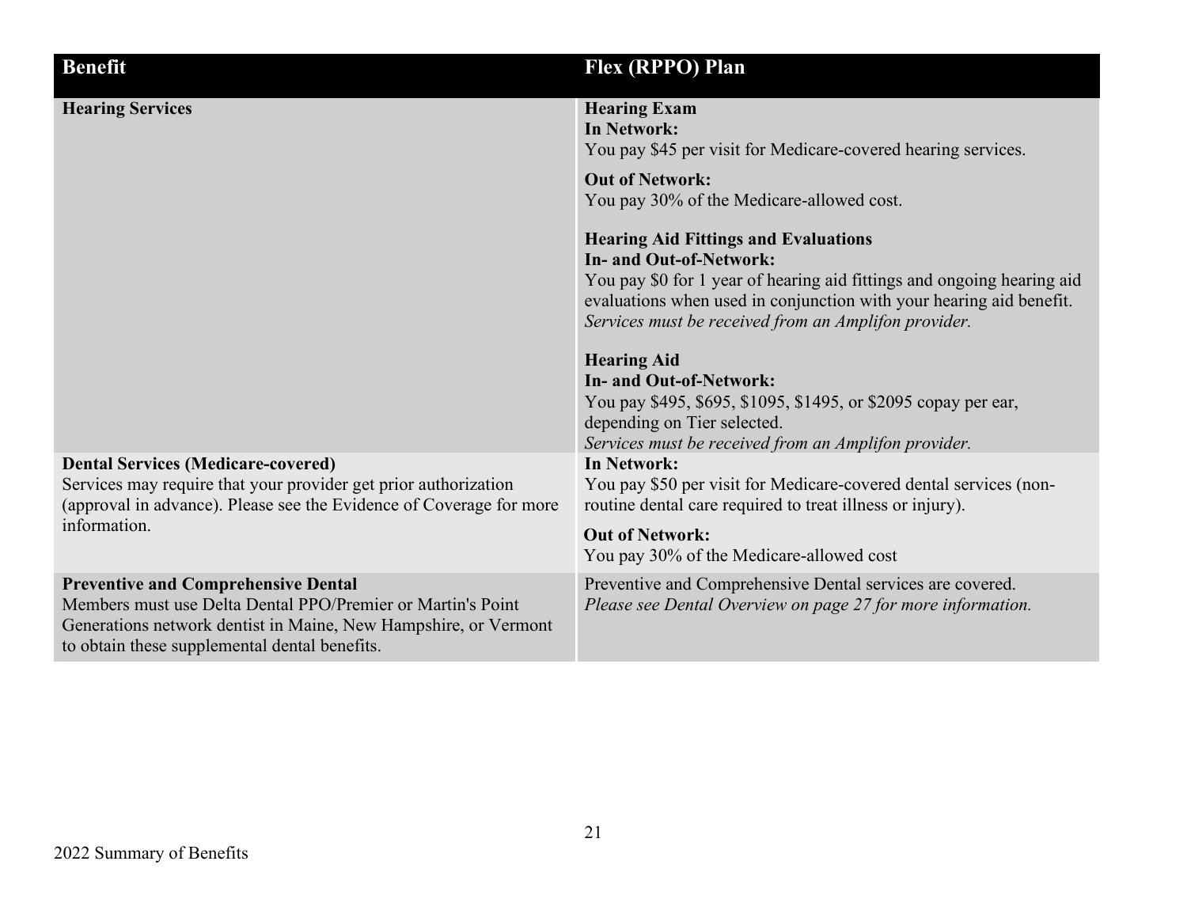| Benefit | Flex (RPPO) Plan |
| --- | --- |
| **Hearing Services** | **Hearing Exam**<br>**In Network:**<br>You pay $45 per visit for Medicare-covered hearing services.<br><br>**Out of Network:**<br>You pay 30% of the Medicare-allowed cost.<br><br>**Hearing Aid Fittings and Evaluations**<br>**In- and Out-of-Network:**<br>You pay $0 for 1 year of hearing aid fittings and ongoing hearing aid evaluations when used in conjunction with your hearing aid benefit.<br>*Services must be received from an Amplifon provider.*<br><br>**Hearing Aid**<br>**In- and Out-of-Network:**<br>You pay $495, $695, $1095, $1495, or $2095 copay per ear, depending on Tier selected.<br>*Services must be received from an Amplifon provider.* |
| **Dental Services (Medicare-covered)**<br>Services may require that your provider get prior authorization (approval in advance). Please see the Evidence of Coverage for more information. | **In Network:**<br>You pay $50 per visit for Medicare-covered dental services (non-routine dental care required to treat illness or injury).<br><br>**Out of Network:**<br>You pay 30% of the Medicare-allowed cost |
| **Preventive and Comprehensive Dental**<br>Members must use Delta Dental PPO/Premier or Martin's Point Generations network dentist in Maine, New Hampshire, or Vermont to obtain these supplemental dental benefits. | Preventive and Comprehensive Dental services are covered.<br>*Please see Dental Overview on page 27 for more information.* |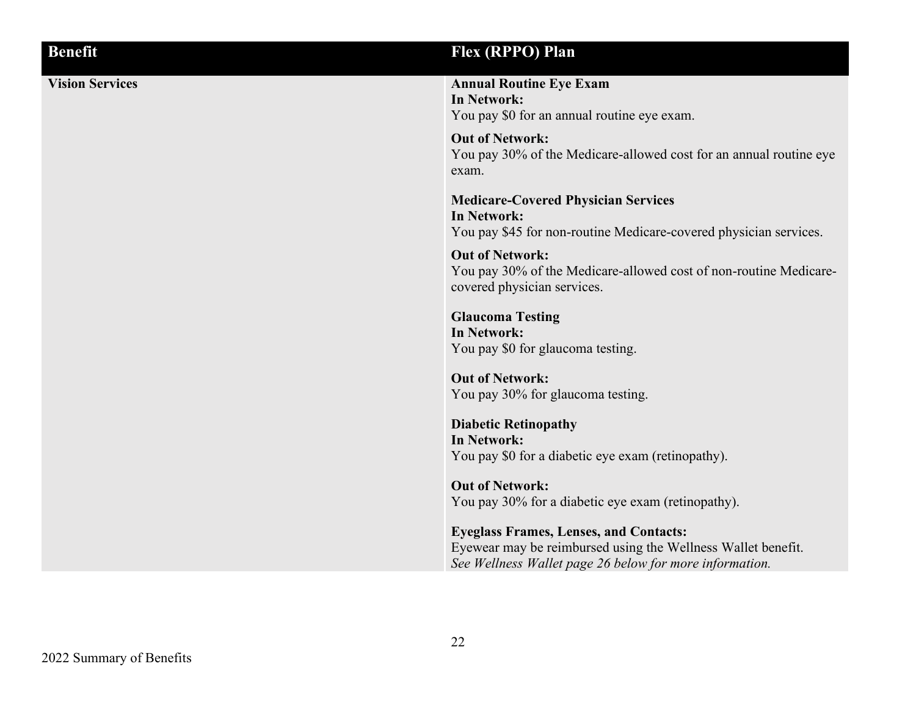| Benefit | Flex (RPPO) Plan |
| --- | --- |
| **Vision Services** | **Annual Routine Eye Exam**<br>**In Network:**<br>You pay $0 for an annual routine eye exam.<br><br>**Out of Network:**<br>You pay 30% of the Medicare-allowed cost for an annual routine eye exam.<br><br>**Medicare-Covered Physician Services**<br>**In Network:**<br>You pay $45 for non-routine Medicare-covered physician services.<br><br>**Out of Network:**<br>You pay 30% of the Medicare-allowed cost of non-routine Medicare-covered physician services.<br><br>**Glaucoma Testing**<br>**In Network:**<br>You pay $0 for glaucoma testing.<br><br>**Out of Network:**<br>You pay 30% for glaucoma testing.<br><br>**Diabetic Retinopathy**<br>**In Network:**<br>You pay $0 for a diabetic eye exam (retinopathy).<br><br>**Out of Network:**<br>You pay 30% for a diabetic eye exam (retinopathy).<br><br>**Eyeglass Frames, Lenses, and Contacts:**<br>Eyewear may be reimbursed using the Wellness Wallet benefit.<br>*See Wellness Wallet page 26 below for more information.* |

2022 Summary of Benefits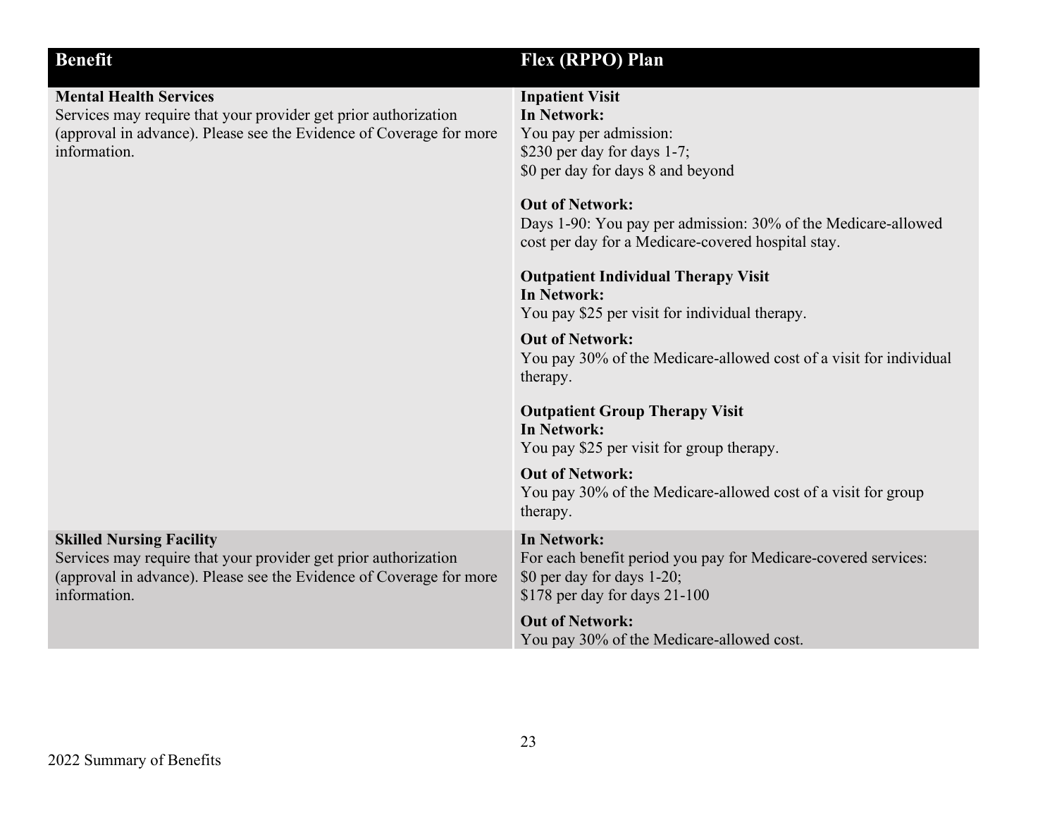| Benefit | Flex (RPPO) Plan |
|---|---|
| **Mental Health Services**<br>Services may require that your provider get prior authorization (approval in advance). Please see the Evidence of Coverage for more information. | **Inpatient Visit**<br>**In Network:**<br>You pay per admission:<br>$230 per day for days 1-7;<br>$0 per day for days 8 and beyond<br><br>**Out of Network:**<br>Days 1-90: You pay per admission: 30% of the Medicare-allowed cost per day for a Medicare-covered hospital stay.<br><br>**Outpatient Individual Therapy Visit**<br>**In Network:**<br>You pay $25 per visit for individual therapy.<br><br>**Out of Network:**<br>You pay 30% of the Medicare-allowed cost of a visit for individual therapy.<br><br>**Outpatient Group Therapy Visit**<br>**In Network:**<br>You pay $25 per visit for group therapy.<br><br>**Out of Network:**<br>You pay 30% of the Medicare-allowed cost of a visit for group therapy. |
| **Skilled Nursing Facility**<br>Services may require that your provider get prior authorization (approval in advance). Please see the Evidence of Coverage for more information. | **In Network:**<br>For each benefit period you pay for Medicare-covered services:<br>$0 per day for days 1-20;<br>$178 per day for days 21-100<br><br>**Out of Network:**<br>You pay 30% of the Medicare-allowed cost. |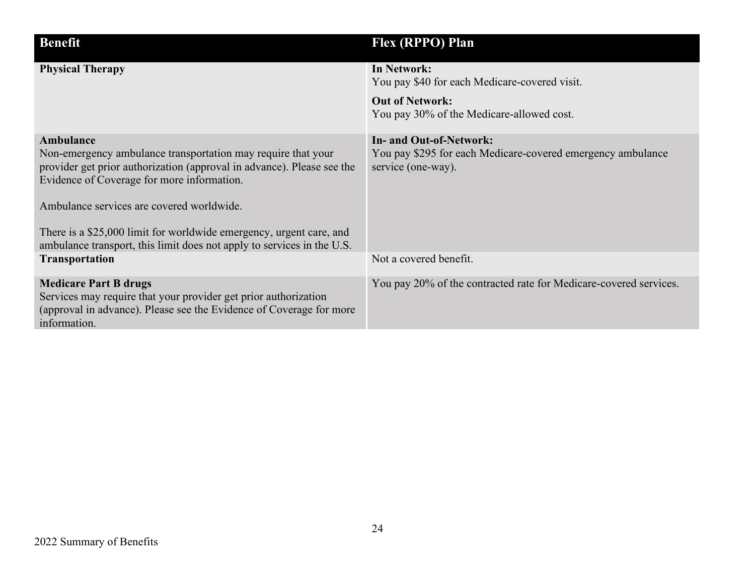| Benefit | Flex (RPPO) Plan |
|---|---|
| **Physical Therapy** | **In Network:**<br>You pay $40 for each Medicare-covered visit.<br><br>**Out of Network:**<br>You pay 30% of the Medicare-allowed cost. |
| **Ambulance**<br>Non-emergency ambulance transportation may require that your provider get prior authorization (approval in advance). Please see the Evidence of Coverage for more information.<br><br>Ambulance services are covered worldwide.<br><br>There is a $25,000 limit for worldwide emergency, urgent care, and ambulance transport, this limit does not apply to services in the U.S. | **In- and Out-of-Network:**<br>You pay $295 for each Medicare-covered emergency ambulance service (one-way). |
| **Transportation** | Not a covered benefit. |
| **Medicare Part B drugs**<br>Services may require that your provider get prior authorization (approval in advance). Please see the Evidence of Coverage for more information. | You pay 20% of the contracted rate for Medicare-covered services. |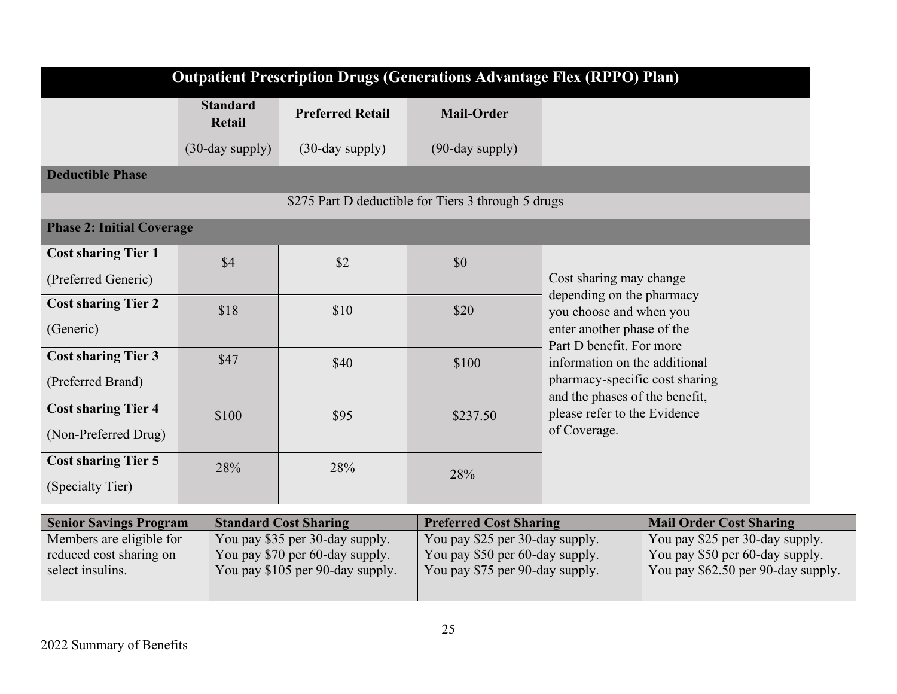| Outpatient Prescription Drugs (Generations Advantage Flex (RPPO) Plan) | | | | |
|---|---|---|---|---|
| | **Standard Retail** (30-day supply) | **Preferred Retail** (30-day supply) | **Mail-Order** (90-day supply) | |
| **Deductible Phase** | | | | |
| $275 Part D deductible for Tiers 3 through 5 drugs | | | | |
| **Phase 2: Initial Coverage** | | | | |
| **Cost sharing Tier 1** (Preferred Generic) | $4 | $2 | $0 | Cost sharing may change depending on the pharmacy you choose and when you enter another phase of the Part D benefit. For more information on the additional pharmacy-specific cost sharing and the phases of the benefit, please refer to the Evidence of Coverage. |
| **Cost sharing Tier 2** (Generic) | $18 | $10 | $20 | |
| **Cost sharing Tier 3** (Preferred Brand) | $47 | $40 | $100 | |
| **Cost sharing Tier 4** (Non-Preferred Drug) | $100 | $95 | $237.50 | |
| **Cost sharing Tier 5** (Specialty Tier) | 28% | 28% | 28% | |

| Senior Savings Program | Standard Cost Sharing | Preferred Cost Sharing | Mail Order Cost Sharing |
|---|---|---|---|
| Members are eligible for reduced cost sharing on select insulins. | You pay $35 per 30-day supply.<br>You pay $70 per 60-day supply.<br>You pay $105 per 90-day supply. | You pay $25 per 30-day supply.<br>You pay $50 per 60-day supply.<br>You pay $75 per 90-day supply. | You pay $25 per 30-day supply.<br>You pay $50 per 60-day supply.<br>You pay $62.50 per 90-day supply. |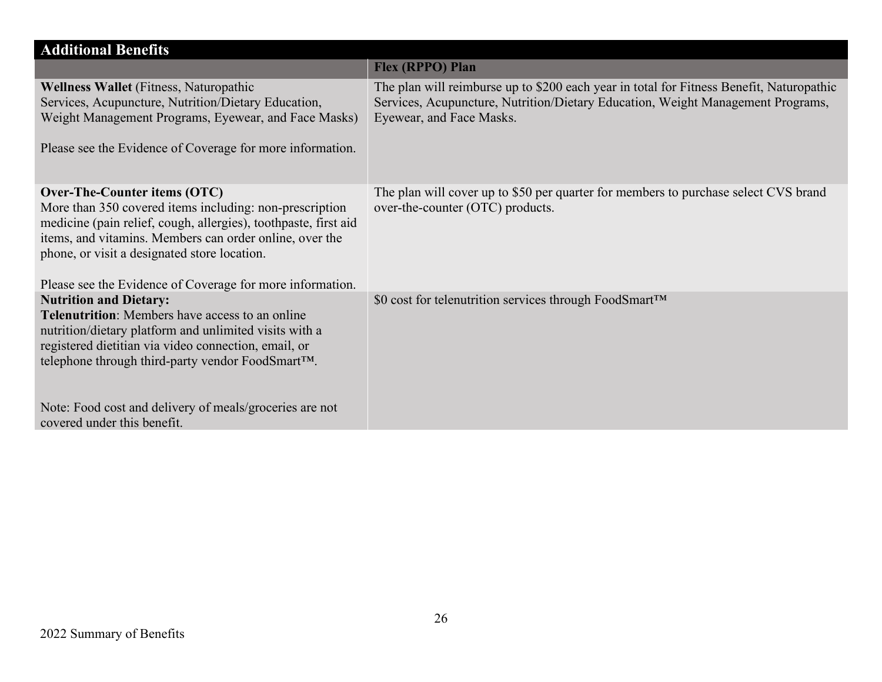| Additional Benefits | |
|---|---|
| | **Flex (RPPO) Plan** |
| **Wellness Wallet** (Fitness, Naturopathic Services, Acupuncture, Nutrition/Dietary Education, Weight Management Programs, Eyewear, and Face Masks)<br><br>Please see the Evidence of Coverage for more information. | The plan will reimburse up to $200 each year in total for Fitness Benefit, Naturopathic Services, Acupuncture, Nutrition/Dietary Education, Weight Management Programs, Eyewear, and Face Masks. |
| **Over-The-Counter items (OTC)**<br>More than 350 covered items including: non-prescription medicine (pain relief, cough, allergies), toothpaste, first aid items, and vitamins. Members can order online, over the phone, or visit a designated store location.<br><br>Please see the Evidence of Coverage for more information. | The plan will cover up to $50 per quarter for members to purchase select CVS brand over-the-counter (OTC) products. |
| **Nutrition and Dietary:**<br>**Telenutrition**: Members have access to an online nutrition/dietary platform and unlimited visits with a registered dietitian via video connection, email, or telephone through third-party vendor FoodSmart™.<br><br>Note: Food cost and delivery of meals/groceries are not covered under this benefit. | $0 cost for telenutrition services through FoodSmart™ |

2022 Summary of Benefits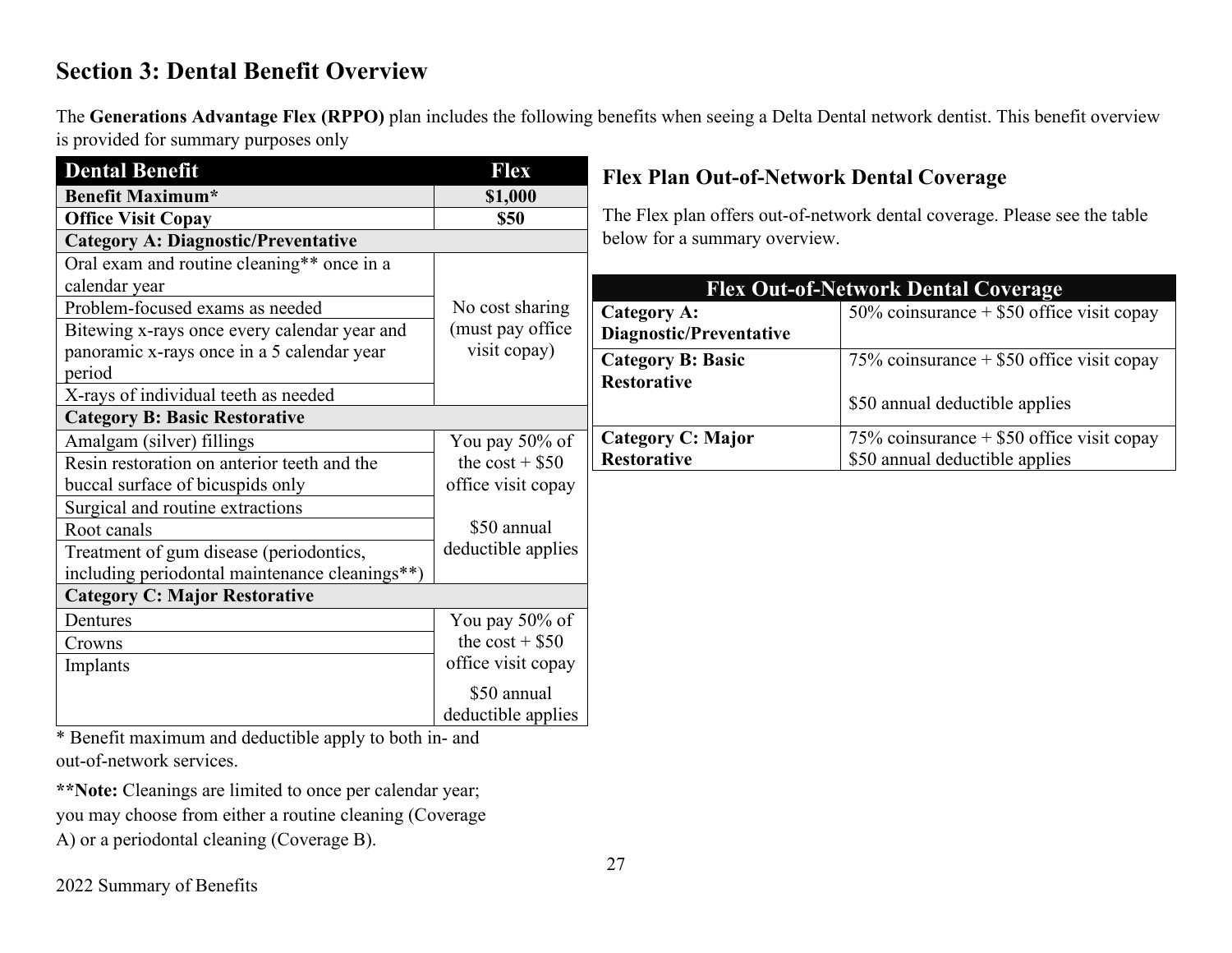## Section 3: Dental Benefit Overview

The **Generations Advantage Flex (RPPO)** plan includes the following benefits when seeing a Delta Dental network dentist. This benefit overview is provided for summary purposes only

| Dental Benefit | Flex |
|---|---|
| **Benefit Maximum*** | **$1,000** |
| **Office Visit Copay** | **$50** |
| **Category A: Diagnostic/Preventative** | |
| Oral exam and routine cleaning** once in a calendar year | No cost sharing (must pay office visit copay) |
| Problem-focused exams as needed | |
| Bitewing x-rays once every calendar year and panoramic x-rays once in a 5 calendar year period | |
| X-rays of individual teeth as needed | |
| **Category B: Basic Restorative** | |
| Amalgam (silver) fillings | You pay 50% of the cost + $50 office visit copay<br><br>$50 annual deductible applies |
| Resin restoration on anterior teeth and the buccal surface of bicuspids only | |
| Surgical and routine extractions | |
| Root canals | |
| Treatment of gum disease (periodontics, including periodontal maintenance cleanings**) | |
| **Category C: Major Restorative** | |
| Dentures | You pay 50% of the cost + $50 office visit copay<br><br>$50 annual deductible applies |
| Crowns | |
| Implants | |

* Benefit maximum and deductible apply to both in- and out-of-network services.

****Note:** Cleanings are limited to once per calendar year; you may choose from either a routine cleaning (Coverage A) or a periodontal cleaning (Coverage B).

### Flex Plan Out-of-Network Dental Coverage

The Flex plan offers out-of-network dental coverage. Please see the table below for a summary overview.

| Flex Out-of-Network Dental Coverage | |
|---|---|
| **Category A: Diagnostic/Preventative** | 50% coinsurance + $50 office visit copay |
| **Category B: Basic Restorative** | 75% coinsurance + $50 office visit copay<br><br>$50 annual deductible applies |
| **Category C: Major Restorative** | 75% coinsurance + $50 office visit copay<br>$50 annual deductible applies |

2022 Summary of Benefits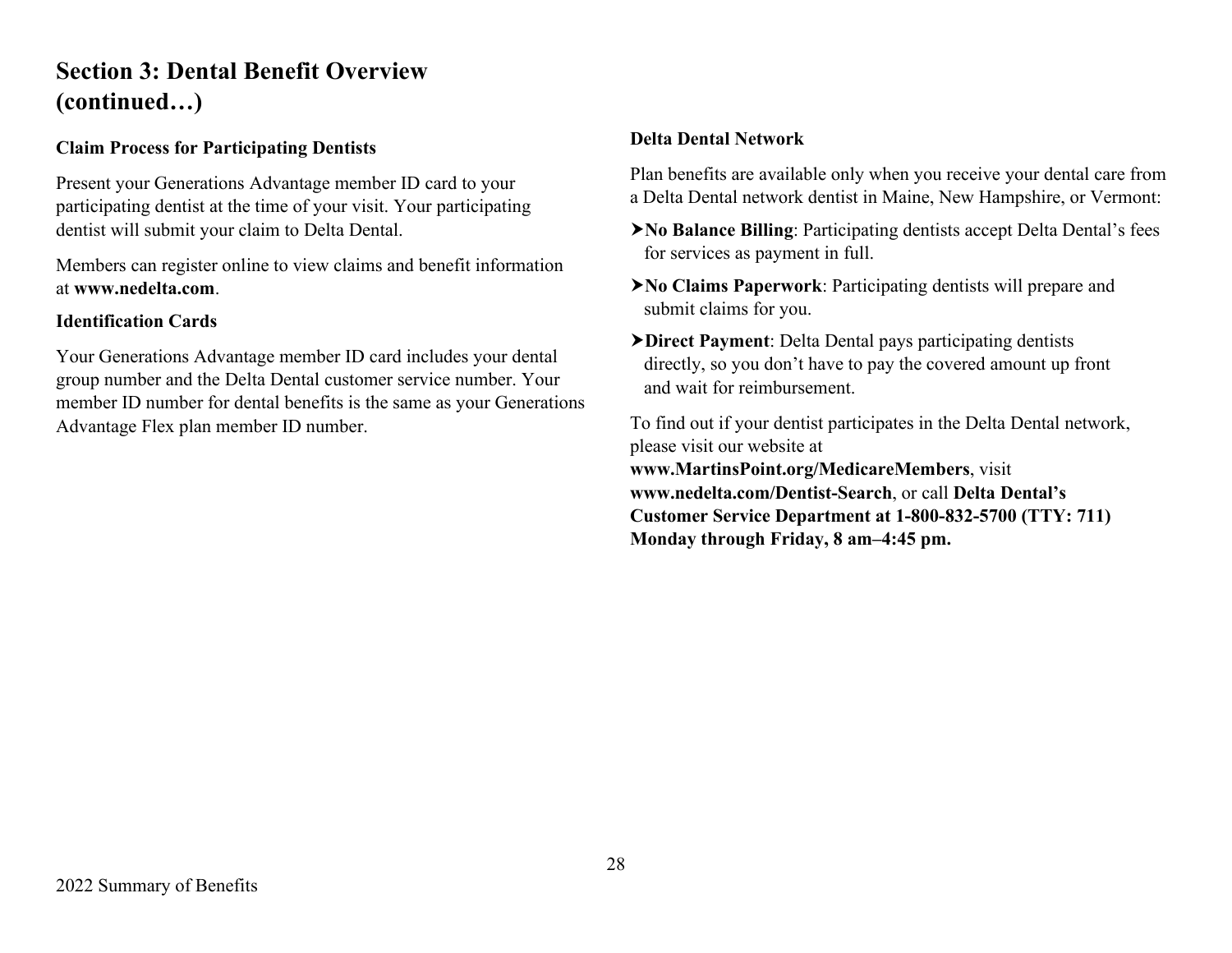## Section 3: Dental Benefit Overview (continued…)

### Claim Process for Participating Dentists

Present your Generations Advantage member ID card to your participating dentist at the time of your visit. Your participating dentist will submit your claim to Delta Dental.

Members can register online to view claims and benefit information at **www.nedelta.com**.

### Identification Cards

Your Generations Advantage member ID card includes your dental group number and the Delta Dental customer service number. Your member ID number for dental benefits is the same as your Generations Advantage Flex plan member ID number.

### Delta Dental Network

Plan benefits are available only when you receive your dental care from a Delta Dental network dentist in Maine, New Hampshire, or Vermont:

- **No Balance Billing**: Participating dentists accept Delta Dental's fees for services as payment in full.
- **No Claims Paperwork**: Participating dentists will prepare and submit claims for you.
- **Direct Payment**: Delta Dental pays participating dentists directly, so you don't have to pay the covered amount up front and wait for reimbursement.

To find out if your dentist participates in the Delta Dental network, please visit our website at **www.MartinsPoint.org/MedicareMembers**, visit **www.nedelta.com/Dentist-Search**, or call **Delta Dental's Customer Service Department at 1-800-832-5700 (TTY: 711) Monday through Friday, 8 am–4:45 pm.**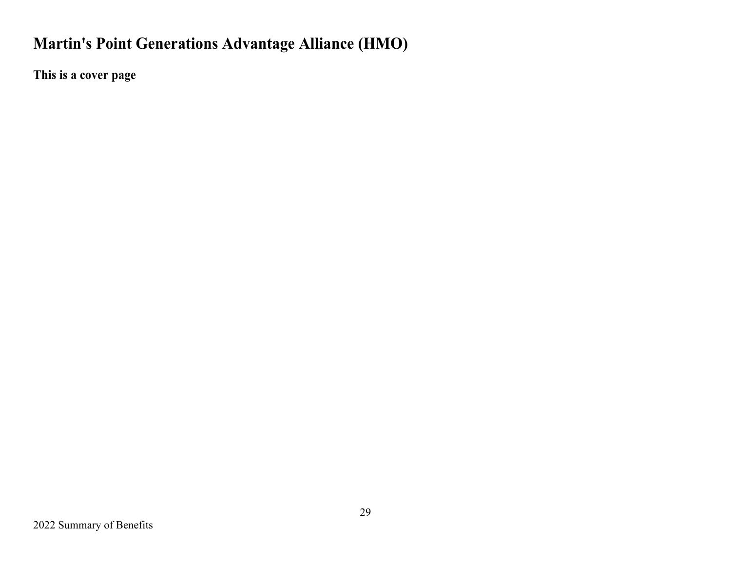# Martin's Point Generations Advantage Alliance (HMO)

**This is a cover page**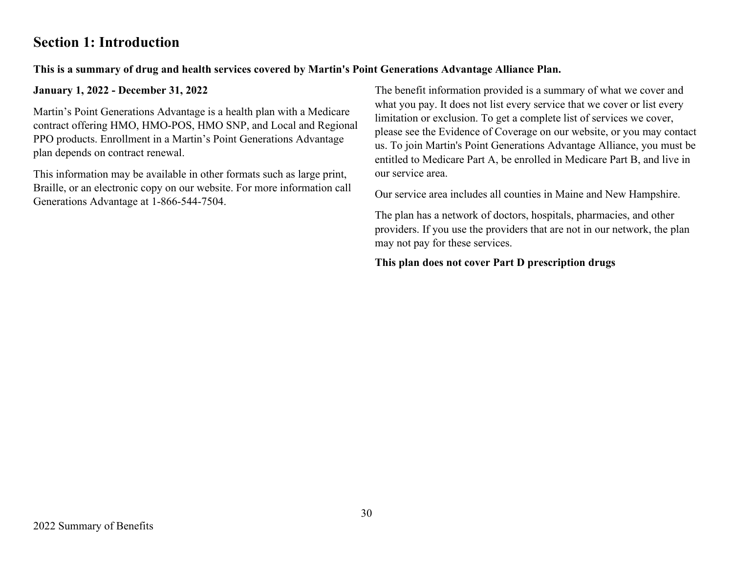## Section 1: Introduction

**This is a summary of drug and health services covered by Martin's Point Generations Advantage Alliance Plan.**

**January 1, 2022 - December 31, 2022**

Martin's Point Generations Advantage is a health plan with a Medicare contract offering HMO, HMO-POS, HMO SNP, and Local and Regional PPO products. Enrollment in a Martin's Point Generations Advantage plan depends on contract renewal.

This information may be available in other formats such as large print, Braille, or an electronic copy on our website. For more information call Generations Advantage at 1-866-544-7504.

The benefit information provided is a summary of what we cover and what you pay. It does not list every service that we cover or list every limitation or exclusion. To get a complete list of services we cover, please see the Evidence of Coverage on our website, or you may contact us. To join Martin's Point Generations Advantage Alliance, you must be entitled to Medicare Part A, be enrolled in Medicare Part B, and live in our service area.

Our service area includes all counties in Maine and New Hampshire.

The plan has a network of doctors, hospitals, pharmacies, and other providers. If you use the providers that are not in our network, the plan may not pay for these services.

**This plan does not cover Part D prescription drugs**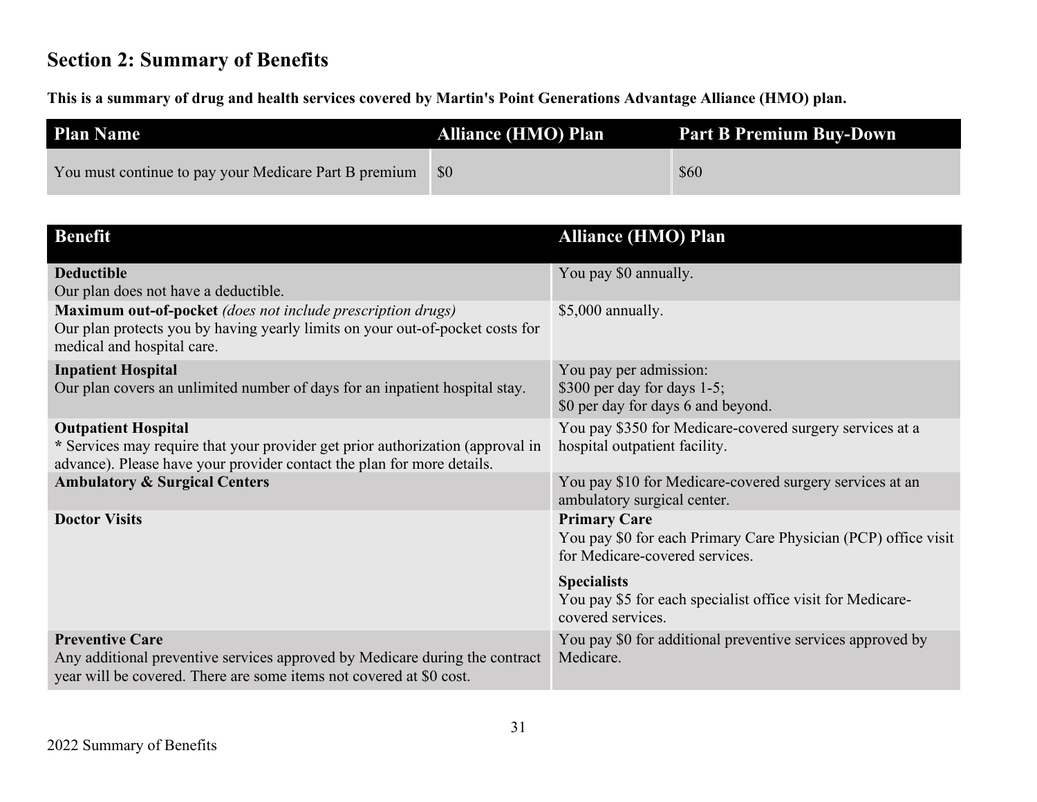## Section 2: Summary of Benefits

**This is a summary of drug and health services covered by Martin's Point Generations Advantage Alliance (HMO) plan.**

| Plan Name | Alliance (HMO) Plan | Part B Premium Buy-Down |
|---|---|---|
| You must continue to pay your Medicare Part B premium | $0 | $60 |

| Benefit | Alliance (HMO) Plan |
|---|---|
| **Deductible**<br>Our plan does not have a deductible. | You pay $0 annually. |
| **Maximum out-of-pocket** *(does not include prescription drugs)*<br>Our plan protects you by having yearly limits on your out-of-pocket costs for medical and hospital care. | $5,000 annually. |
| **Inpatient Hospital**<br>Our plan covers an unlimited number of days for an inpatient hospital stay. | You pay per admission:<br>$300 per day for days 1-5;<br>$0 per day for days 6 and beyond. |
| **Outpatient Hospital**<br>**\*** Services may require that your provider get prior authorization (approval in advance). Please have your provider contact the plan for more details. | You pay $350 for Medicare-covered surgery services at a hospital outpatient facility. |
| **Ambulatory & Surgical Centers** | You pay $10 for Medicare-covered surgery services at an ambulatory surgical center. |
| **Doctor Visits** | **Primary Care**<br>You pay $0 for each Primary Care Physician (PCP) office visit for Medicare-covered services.<br><br>**Specialists**<br>You pay $5 for each specialist office visit for Medicare-covered services. |
| **Preventive Care**<br>Any additional preventive services approved by Medicare during the contract year will be covered. There are some items not covered at $0 cost. | You pay $0 for additional preventive services approved by Medicare. |

2022 Summary of Benefits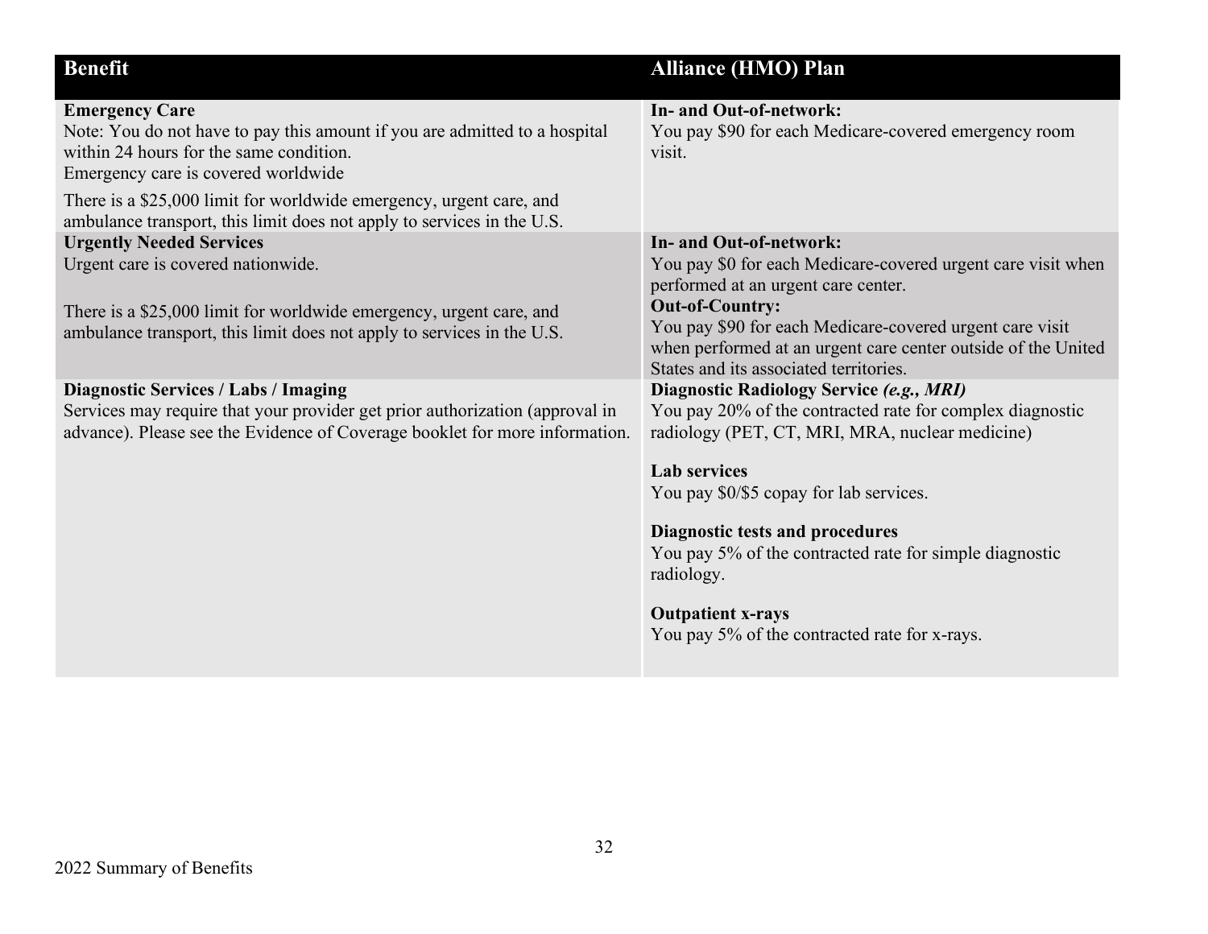| Benefit | Alliance (HMO) Plan |
|---|---|
| **Emergency Care**<br>Note: You do not have to pay this amount if you are admitted to a hospital within 24 hours for the same condition.<br>Emergency care is covered worldwide<br><br>There is a $25,000 limit for worldwide emergency, urgent care, and ambulance transport, this limit does not apply to services in the U.S. | **In- and Out-of-network:**<br>You pay $90 for each Medicare-covered emergency room visit. |
| **Urgently Needed Services**<br>Urgent care is covered nationwide.<br><br>There is a $25,000 limit for worldwide emergency, urgent care, and ambulance transport, this limit does not apply to services in the U.S. | **In- and Out-of-network:**<br>You pay $0 for each Medicare-covered urgent care visit when performed at an urgent care center.<br>**Out-of-Country:**<br>You pay $90 for each Medicare-covered urgent care visit when performed at an urgent care center outside of the United States and its associated territories. |
| **Diagnostic Services / Labs / Imaging**<br>Services may require that your provider get prior authorization (approval in advance). Please see the Evidence of Coverage booklet for more information. | **Diagnostic Radiology Service *(e.g., MRI)***<br>You pay 20% of the contracted rate for complex diagnostic radiology (PET, CT, MRI, MRA, nuclear medicine)<br><br>**Lab services**<br>You pay $0/$5 copay for lab services.<br><br>**Diagnostic tests and procedures**<br>You pay 5% of the contracted rate for simple diagnostic radiology.<br><br>**Outpatient x-rays**<br>You pay 5% of the contracted rate for x-rays. |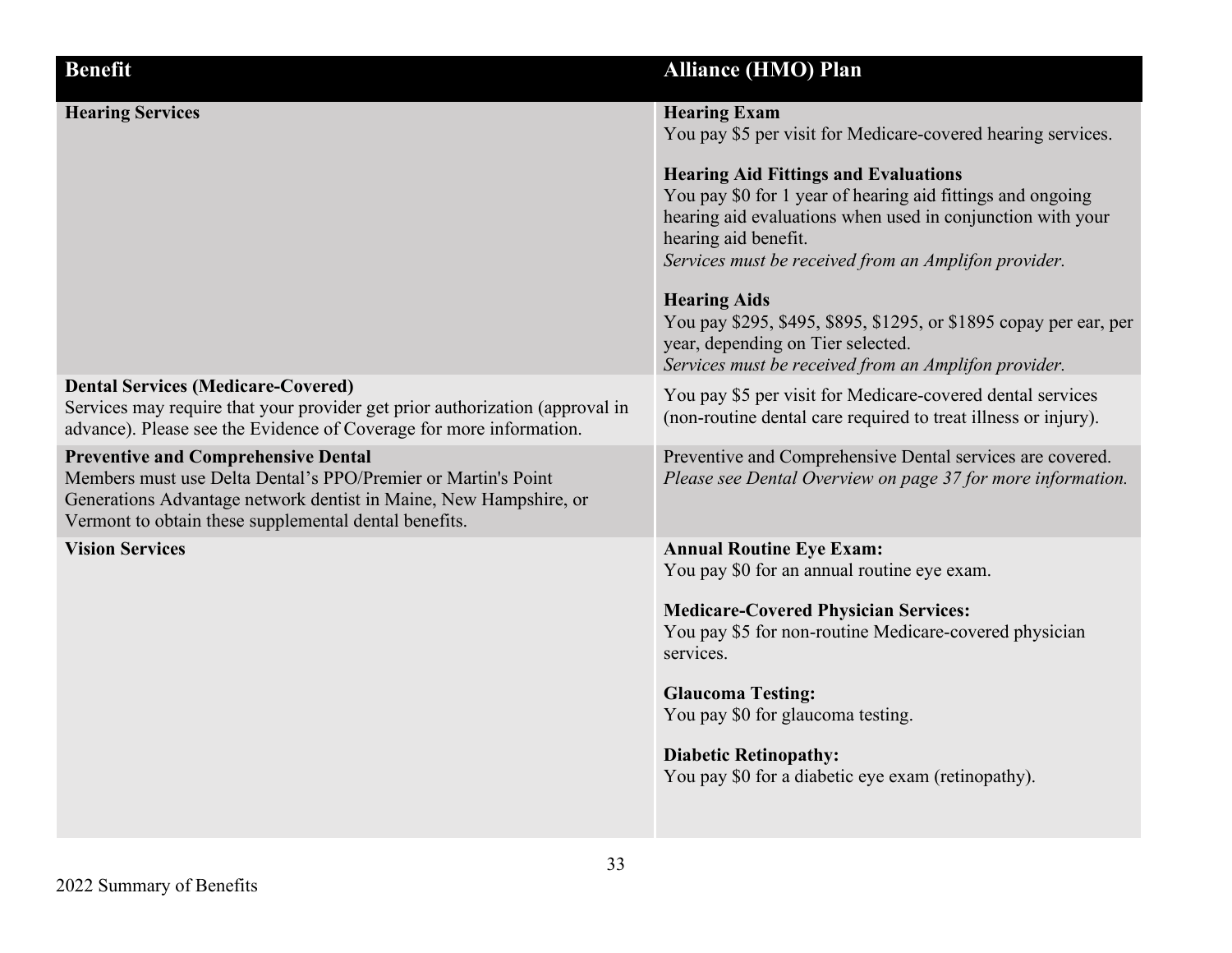| Benefit | Alliance (HMO) Plan |
| --- | --- |
| **Hearing Services** | **Hearing Exam**<br>You pay $5 per visit for Medicare-covered hearing services.<br><br>**Hearing Aid Fittings and Evaluations**<br>You pay $0 for 1 year of hearing aid fittings and ongoing hearing aid evaluations when used in conjunction with your hearing aid benefit.<br>*Services must be received from an Amplifon provider.*<br><br>**Hearing Aids**<br>You pay $295, $495, $895, $1295, or $1895 copay per ear, per year, depending on Tier selected.<br>*Services must be received from an Amplifon provider.* |
| **Dental Services (Medicare-Covered)**<br>Services may require that your provider get prior authorization (approval in advance). Please see the Evidence of Coverage for more information. | You pay $5 per visit for Medicare-covered dental services (non-routine dental care required to treat illness or injury). |
| **Preventive and Comprehensive Dental**<br>Members must use Delta Dental's PPO/Premier or Martin's Point Generations Advantage network dentist in Maine, New Hampshire, or Vermont to obtain these supplemental dental benefits. | Preventive and Comprehensive Dental services are covered.<br>*Please see Dental Overview on page 37 for more information.* |
| **Vision Services** | **Annual Routine Eye Exam:**<br>You pay $0 for an annual routine eye exam.<br><br>**Medicare-Covered Physician Services:**<br>You pay $5 for non-routine Medicare-covered physician services.<br><br>**Glaucoma Testing:**<br>You pay $0 for glaucoma testing.<br><br>**Diabetic Retinopathy:**<br>You pay $0 for a diabetic eye exam (retinopathy). |

2022 Summary of Benefits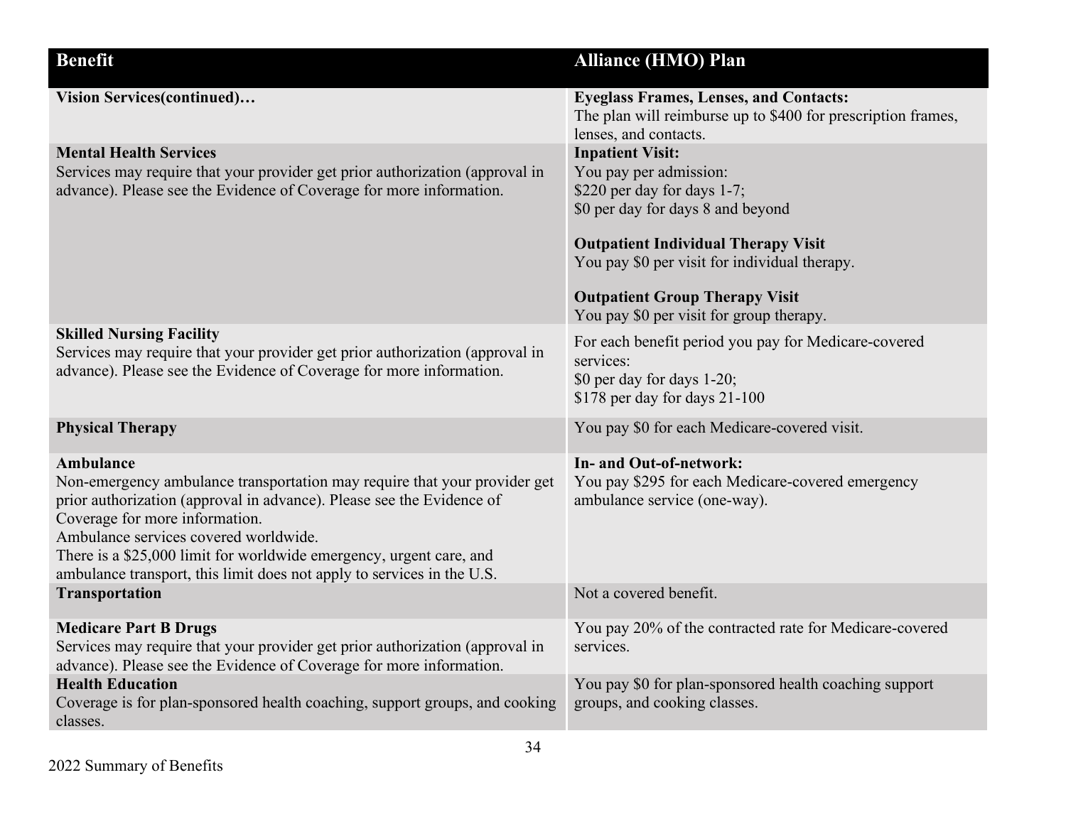| Benefit | Alliance (HMO) Plan |
| --- | --- |
| **Vision Services(continued)…** | **Eyeglass Frames, Lenses, and Contacts:**<br>The plan will reimburse up to $400 for prescription frames, lenses, and contacts. |
| **Mental Health Services**<br>Services may require that your provider get prior authorization (approval in advance). Please see the Evidence of Coverage for more information. | **Inpatient Visit:**<br>You pay per admission:<br>$220 per day for days 1-7;<br>$0 per day for days 8 and beyond<br><br>**Outpatient Individual Therapy Visit**<br>You pay $0 per visit for individual therapy.<br><br>**Outpatient Group Therapy Visit**<br>You pay $0 per visit for group therapy. |
| **Skilled Nursing Facility**<br>Services may require that your provider get prior authorization (approval in advance). Please see the Evidence of Coverage for more information. | For each benefit period you pay for Medicare-covered services:<br>$0 per day for days 1-20;<br>$178 per day for days 21-100 |
| **Physical Therapy** | You pay $0 for each Medicare-covered visit. |
| **Ambulance**<br>Non-emergency ambulance transportation may require that your provider get prior authorization (approval in advance). Please see the Evidence of Coverage for more information.<br>Ambulance services covered worldwide.<br>There is a $25,000 limit for worldwide emergency, urgent care, and ambulance transport, this limit does not apply to services in the U.S. | **In- and Out-of-network:**<br>You pay $295 for each Medicare-covered emergency ambulance service (one-way). |
| **Transportation** | Not a covered benefit. |
| **Medicare Part B Drugs**<br>Services may require that your provider get prior authorization (approval in advance). Please see the Evidence of Coverage for more information. | You pay 20% of the contracted rate for Medicare-covered services. |
| **Health Education**<br>Coverage is for plan-sponsored health coaching, support groups, and cooking classes. | You pay $0 for plan-sponsored health coaching support groups, and cooking classes. |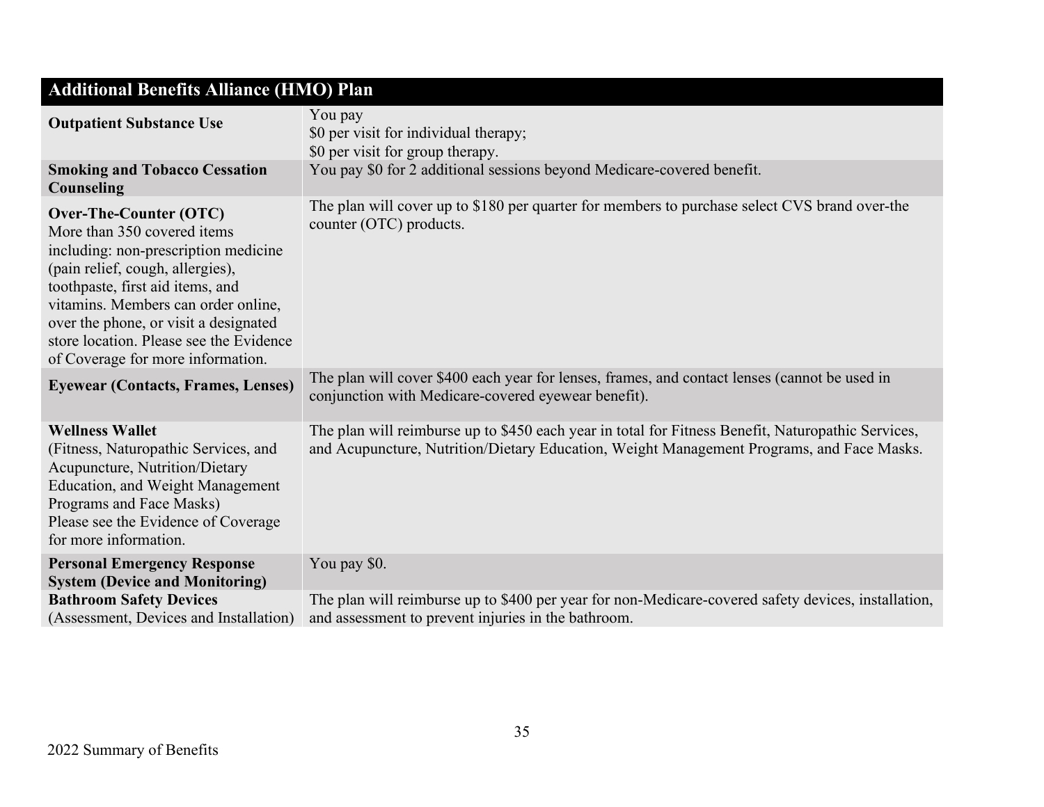| Additional Benefits Alliance (HMO) Plan | |
|---|---|
| **Outpatient Substance Use** | You pay<br>$0 per visit for individual therapy;<br>$0 per visit for group therapy. |
| **Smoking and Tobacco Cessation Counseling** | You pay $0 for 2 additional sessions beyond Medicare-covered benefit. |
| **Over-The-Counter (OTC)**<br>More than 350 covered items including: non-prescription medicine (pain relief, cough, allergies), toothpaste, first aid items, and vitamins. Members can order online, over the phone, or visit a designated store location. Please see the Evidence of Coverage for more information. | The plan will cover up to $180 per quarter for members to purchase select CVS brand over-the counter (OTC) products. |
| **Eyewear (Contacts, Frames, Lenses)** | The plan will cover $400 each year for lenses, frames, and contact lenses (cannot be used in conjunction with Medicare-covered eyewear benefit). |
| **Wellness Wallet**<br>(Fitness, Naturopathic Services, and Acupuncture, Nutrition/Dietary Education, and Weight Management Programs and Face Masks)<br>Please see the Evidence of Coverage for more information. | The plan will reimburse up to $450 each year in total for Fitness Benefit, Naturopathic Services, and Acupuncture, Nutrition/Dietary Education, Weight Management Programs, and Face Masks. |
| **Personal Emergency Response System (Device and Monitoring)** | You pay $0. |
| **Bathroom Safety Devices**<br>(Assessment, Devices and Installation) | The plan will reimburse up to $400 per year for non-Medicare-covered safety devices, installation, and assessment to prevent injuries in the bathroom. |

2022 Summary of Benefits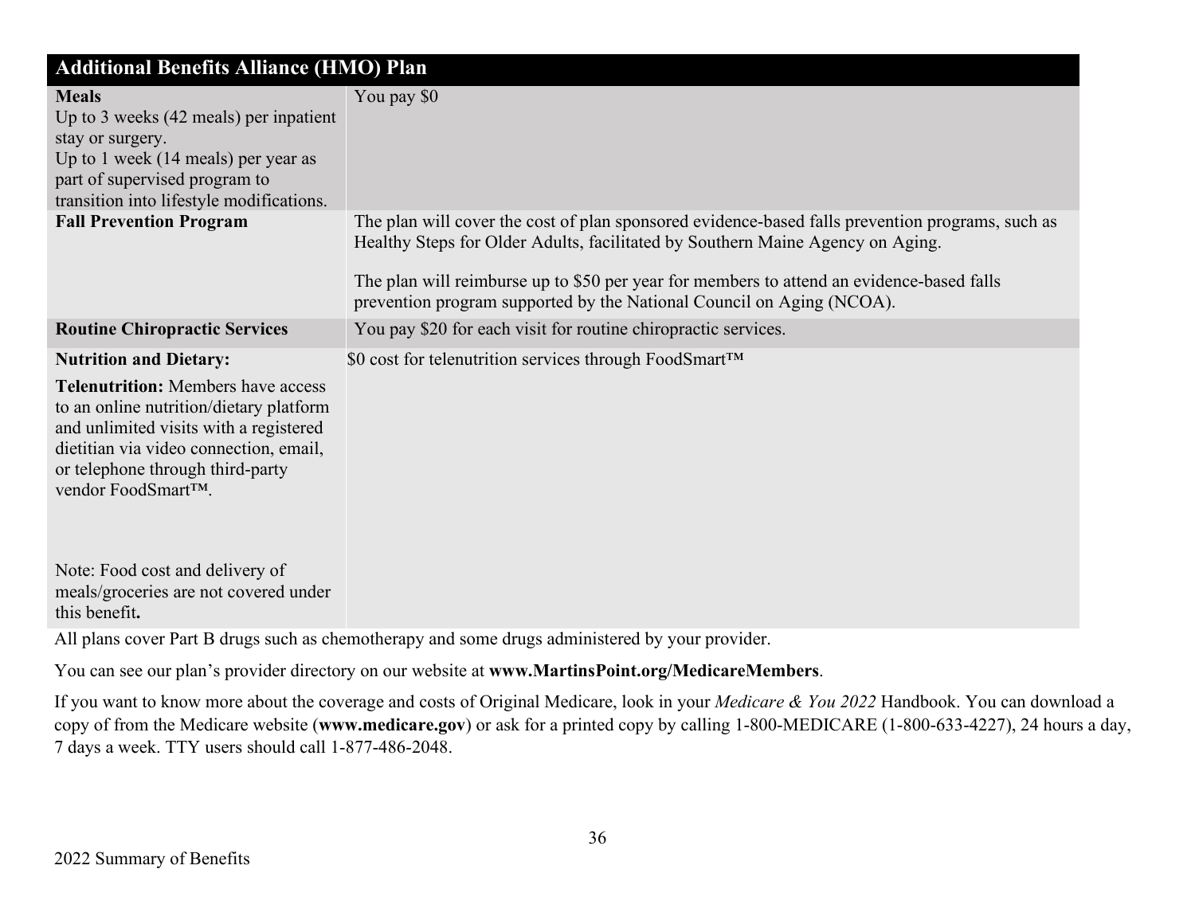| Additional Benefits Alliance (HMO) Plan | |
|---|---|
| **Meals**<br>Up to 3 weeks (42 meals) per inpatient stay or surgery.<br>Up to 1 week (14 meals) per year as part of supervised program to transition into lifestyle modifications. | You pay $0 |
| **Fall Prevention Program** | The plan will cover the cost of plan sponsored evidence-based falls prevention programs, such as Healthy Steps for Older Adults, facilitated by Southern Maine Agency on Aging.<br><br>The plan will reimburse up to $50 per year for members to attend an evidence-based falls prevention program supported by the National Council on Aging (NCOA). |
| **Routine Chiropractic Services** | You pay $20 for each visit for routine chiropractic services. |
| **Nutrition and Dietary:**<br><br>**Telenutrition:** Members have access to an online nutrition/dietary platform and unlimited visits with a registered dietitian via video connection, email, or telephone through third-party vendor FoodSmart™.<br><br>Note: Food cost and delivery of meals/groceries are not covered under this benefit**.** | $0 cost for telenutrition services through FoodSmart™ |

All plans cover Part B drugs such as chemotherapy and some drugs administered by your provider.

You can see our plan's provider directory on our website at **www.MartinsPoint.org/MedicareMembers**.

If you want to know more about the coverage and costs of Original Medicare, look in your *Medicare & You 2022* Handbook. You can download a copy of from the Medicare website (**www.medicare.gov**) or ask for a printed copy by calling 1-800-MEDICARE (1-800-633-4227), 24 hours a day, 7 days a week. TTY users should call 1-877-486-2048.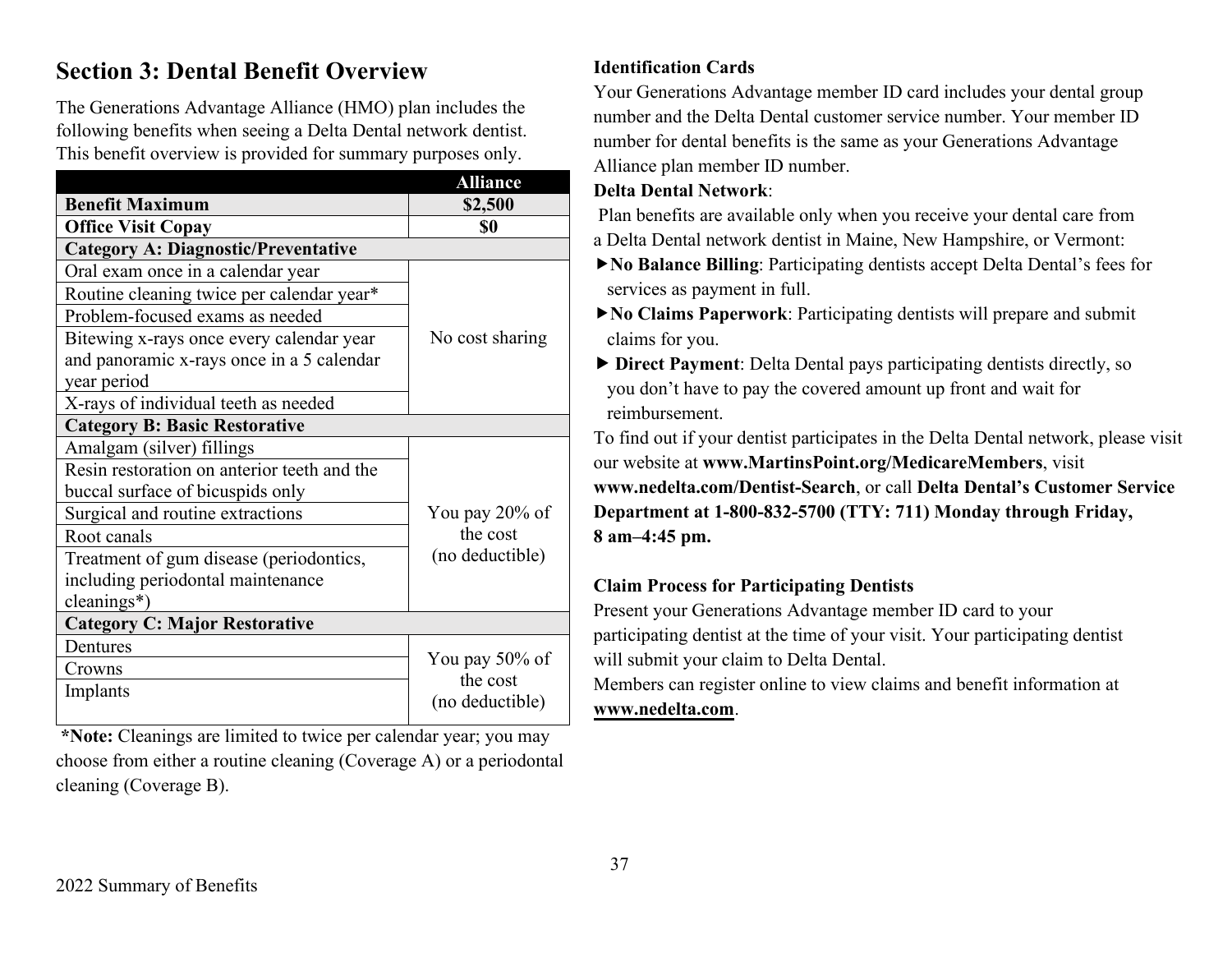## Section 3: Dental Benefit Overview

The Generations Advantage Alliance (HMO) plan includes the following benefits when seeing a Delta Dental network dentist. This benefit overview is provided for summary purposes only.

| | Alliance |
|---|---|
| **Benefit Maximum** | **$2,500** |
| **Office Visit Copay** | **$0** |
| **Category A: Diagnostic/Preventative** | |
| Oral exam once in a calendar year | No cost sharing |
| Routine cleaning twice per calendar year* | |
| Problem-focused exams as needed | |
| Bitewing x-rays once every calendar year and panoramic x-rays once in a 5 calendar year period | |
| X-rays of individual teeth as needed | |
| **Category B: Basic Restorative** | |
| Amalgam (silver) fillings | You pay 20% of the cost (no deductible) |
| Resin restoration on anterior teeth and the buccal surface of bicuspids only | |
| Surgical and routine extractions | |
| Root canals | |
| Treatment of gum disease (periodontics, including periodontal maintenance cleanings*) | |
| **Category C: Major Restorative** | |
| Dentures | You pay 50% of the cost (no deductible) |
| Crowns | |
| Implants | |

***Note:** Cleanings are limited to twice per calendar year; you may choose from either a routine cleaning (Coverage A) or a periodontal cleaning (Coverage B).

**Identification Cards**

Your Generations Advantage member ID card includes your dental group number and the Delta Dental customer service number. Your member ID number for dental benefits is the same as your Generations Advantage Alliance plan member ID number.

**Delta Dental Network**:

Plan benefits are available only when you receive your dental care from a Delta Dental network dentist in Maine, New Hampshire, or Vermont:

- ▶**No Balance Billing**: Participating dentists accept Delta Dental's fees for services as payment in full.
- ▶**No Claims Paperwork**: Participating dentists will prepare and submit claims for you.
- ▶ **Direct Payment**: Delta Dental pays participating dentists directly, so you don't have to pay the covered amount up front and wait for reimbursement.

To find out if your dentist participates in the Delta Dental network, please visit our website at **www.MartinsPoint.org/MedicareMembers**, visit **www.nedelta.com/Dentist-Search**, or call **Delta Dental's Customer Service Department at 1-800-832-5700 (TTY: 711) Monday through Friday, 8 am–4:45 pm.**

**Claim Process for Participating Dentists**

Present your Generations Advantage member ID card to your participating dentist at the time of your visit. Your participating dentist will submit your claim to Delta Dental.

Members can register online to view claims and benefit information at **www.nedelta.com**.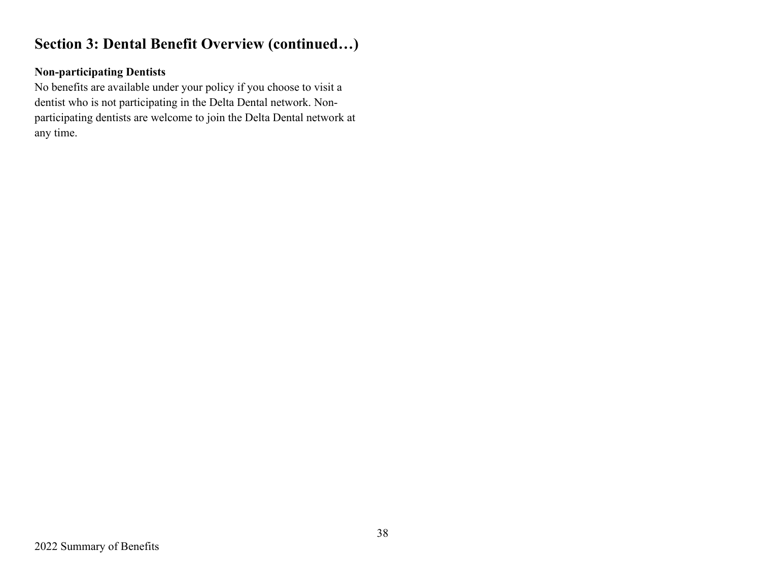## Section 3: Dental Benefit Overview (continued…)

**Non-participating Dentists**

No benefits are available under your policy if you choose to visit a dentist who is not participating in the Delta Dental network. Non-participating dentists are welcome to join the Delta Dental network at any time.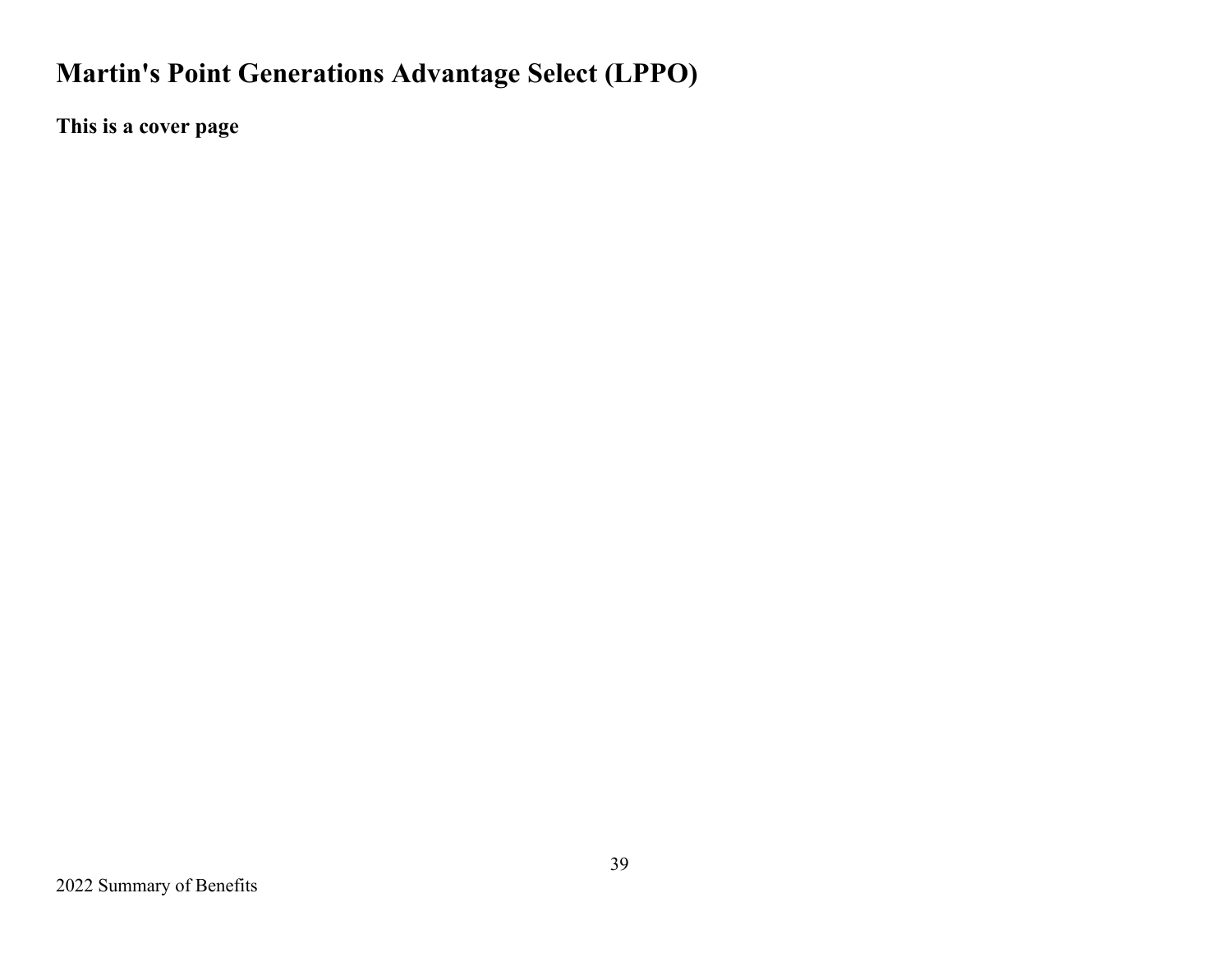# Martin's Point Generations Advantage Select (LPPO)

**This is a cover page**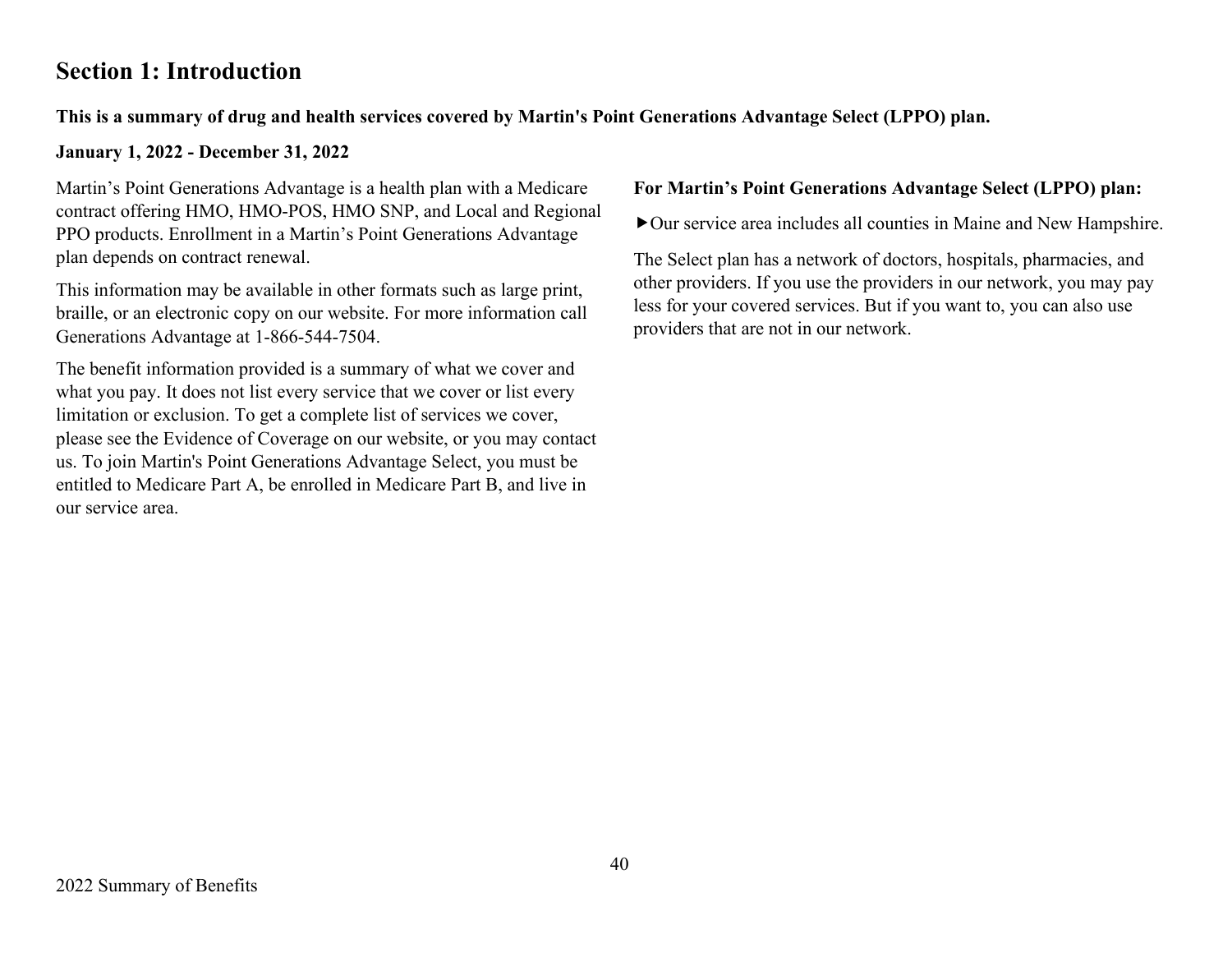## Section 1: Introduction

**This is a summary of drug and health services covered by Martin's Point Generations Advantage Select (LPPO) plan.**

**January 1, 2022 - December 31, 2022**

Martin’s Point Generations Advantage is a health plan with a Medicare contract offering HMO, HMO-POS, HMO SNP, and Local and Regional PPO products. Enrollment in a Martin’s Point Generations Advantage plan depends on contract renewal.

This information may be available in other formats such as large print, braille, or an electronic copy on our website. For more information call Generations Advantage at 1-866-544-7504.

The benefit information provided is a summary of what we cover and what you pay. It does not list every service that we cover or list every limitation or exclusion. To get a complete list of services we cover, please see the Evidence of Coverage on our website, or you may contact us. To join Martin's Point Generations Advantage Select, you must be entitled to Medicare Part A, be enrolled in Medicare Part B, and live in our service area.

**For Martin’s Point Generations Advantage Select (LPPO) plan:**

▶Our service area includes all counties in Maine and New Hampshire.

The Select plan has a network of doctors, hospitals, pharmacies, and other providers. If you use the providers in our network, you may pay less for your covered services. But if you want to, you can also use providers that are not in our network.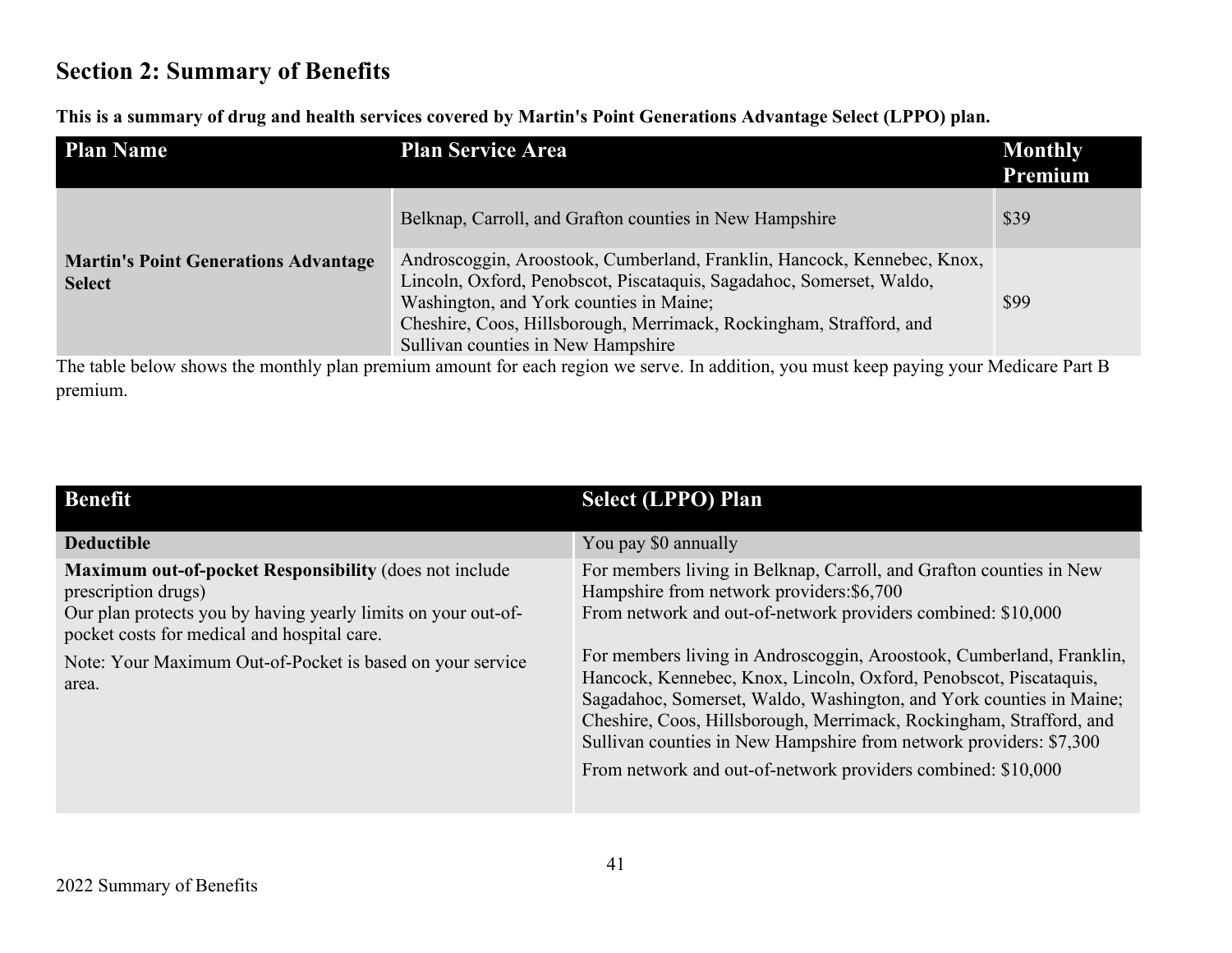## Section 2: Summary of Benefits

**This is a summary of drug and health services covered by Martin's Point Generations Advantage Select (LPPO) plan.**

| Plan Name | Plan Service Area | Monthly Premium |
|---|---|---|
| **Martin's Point Generations Advantage Select** | Belknap, Carroll, and Grafton counties in New Hampshire | $39 |
| | Androscoggin, Aroostook, Cumberland, Franklin, Hancock, Kennebec, Knox, Lincoln, Oxford, Penobscot, Piscataquis, Sagadahoc, Somerset, Waldo, Washington, and York counties in Maine; Cheshire, Coos, Hillsborough, Merrimack, Rockingham, Strafford, and Sullivan counties in New Hampshire | $99 |

The table below shows the monthly plan premium amount for each region we serve. In addition, you must keep paying your Medicare Part B premium.

| Benefit | Select (LPPO) Plan |
|---|---|
| **Deductible** | You pay $0 annually |
| **Maximum out-of-pocket Responsibility** (does not include prescription drugs)<br>Our plan protects you by having yearly limits on your out-of-pocket costs for medical and hospital care.<br><br>Note: Your Maximum Out-of-Pocket is based on your service area. | For members living in Belknap, Carroll, and Grafton counties in New Hampshire from network providers:$6,700<br>From network and out-of-network providers combined: $10,000<br><br>For members living in Androscoggin, Aroostook, Cumberland, Franklin, Hancock, Kennebec, Knox, Lincoln, Oxford, Penobscot, Piscataquis, Sagadahoc, Somerset, Waldo, Washington, and York counties in Maine; Cheshire, Coos, Hillsborough, Merrimack, Rockingham, Strafford, and Sullivan counties in New Hampshire from network providers: $7,300<br><br>From network and out-of-network providers combined: $10,000 |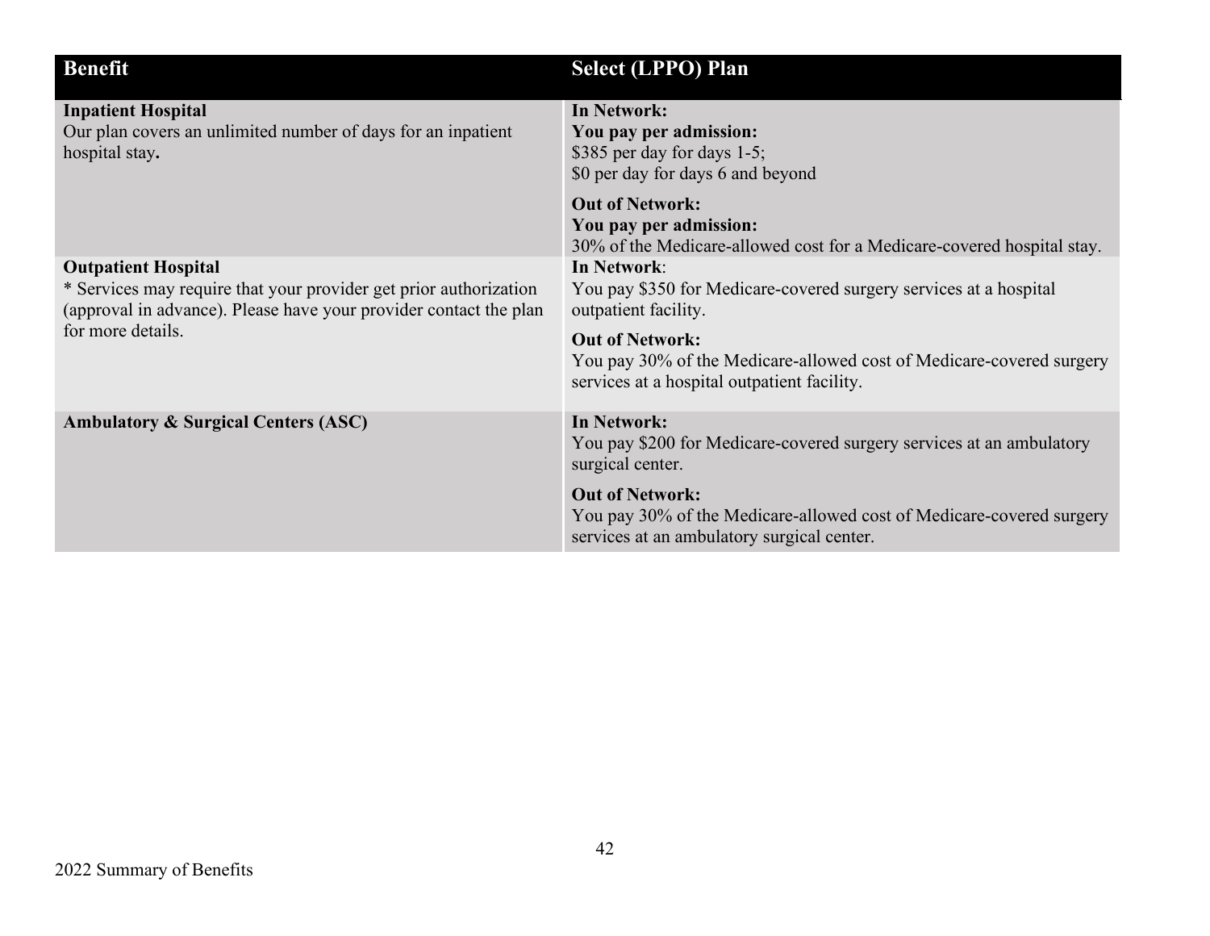| Benefit | Select (LPPO) Plan |
|---|---|
| **Inpatient Hospital**<br>Our plan covers an unlimited number of days for an inpatient hospital stay**.** | **In Network:**<br>**You pay per admission:**<br>$385 per day for days 1-5;<br>$0 per day for days 6 and beyond<br><br>**Out of Network:**<br>**You pay per admission:**<br>30% of the Medicare-allowed cost for a Medicare-covered hospital stay. |
| **Outpatient Hospital**<br>* Services may require that your provider get prior authorization (approval in advance). Please have your provider contact the plan for more details. | **In Network**:<br>You pay $350 for Medicare-covered surgery services at a hospital outpatient facility.<br><br>**Out of Network:**<br>You pay 30% of the Medicare-allowed cost of Medicare-covered surgery services at a hospital outpatient facility. |
| **Ambulatory & Surgical Centers (ASC)** | **In Network:**<br>You pay $200 for Medicare-covered surgery services at an ambulatory surgical center.<br><br>**Out of Network:**<br>You pay 30% of the Medicare-allowed cost of Medicare-covered surgery services at an ambulatory surgical center. |

2022 Summary of Benefits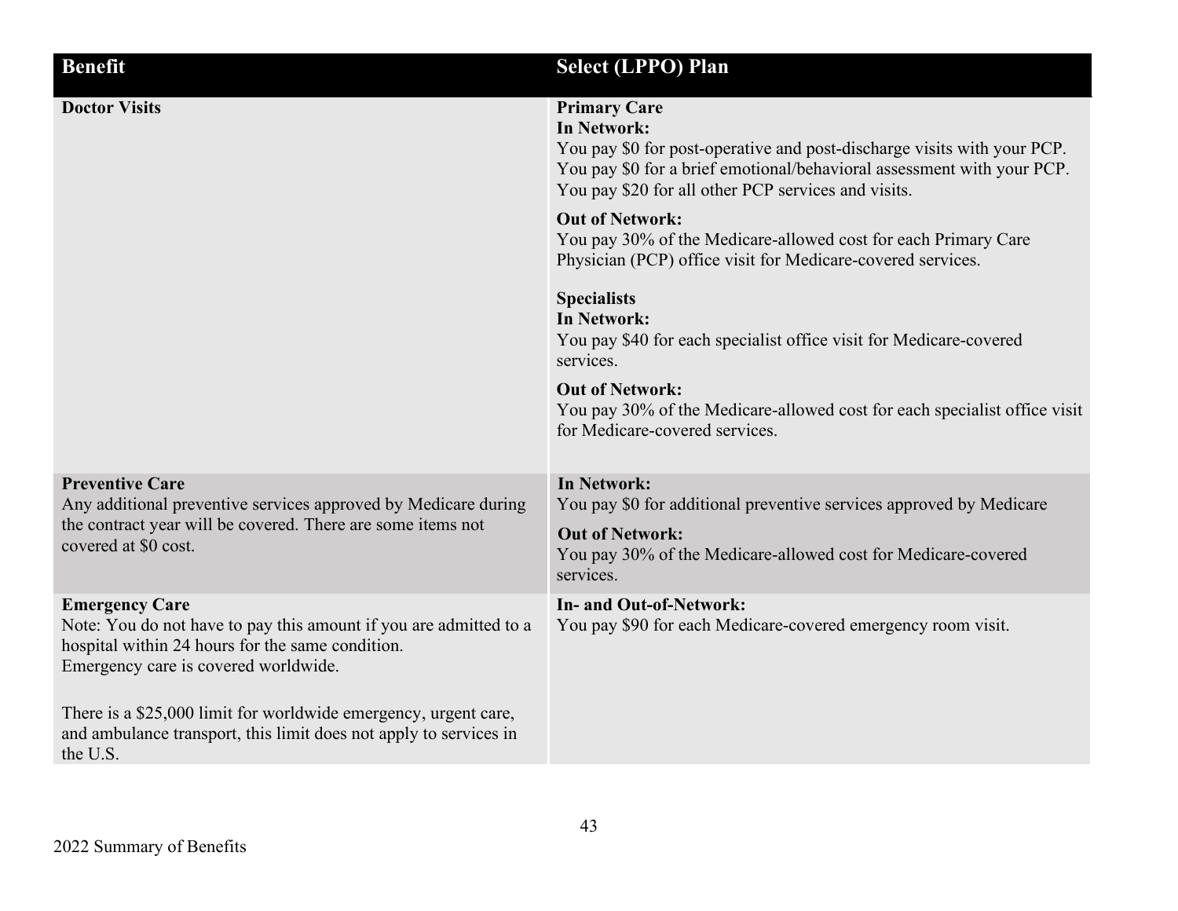| Benefit | Select (LPPO) Plan |
|---|---|
| **Doctor Visits** | **Primary Care**<br>**In Network:**<br>You pay $0 for post-operative and post-discharge visits with your PCP.<br>You pay $0 for a brief emotional/behavioral assessment with your PCP.<br>You pay $20 for all other PCP services and visits.<br><br>**Out of Network:**<br>You pay 30% of the Medicare-allowed cost for each Primary Care Physician (PCP) office visit for Medicare-covered services.<br><br>**Specialists**<br>**In Network:**<br>You pay $40 for each specialist office visit for Medicare-covered services.<br><br>**Out of Network:**<br>You pay 30% of the Medicare-allowed cost for each specialist office visit for Medicare-covered services. |
| **Preventive Care**<br>Any additional preventive services approved by Medicare during the contract year will be covered. There are some items not covered at $0 cost. | **In Network:**<br>You pay $0 for additional preventive services approved by Medicare<br><br>**Out of Network:**<br>You pay 30% of the Medicare-allowed cost for Medicare-covered services. |
| **Emergency Care**<br>Note: You do not have to pay this amount if you are admitted to a hospital within 24 hours for the same condition.<br>Emergency care is covered worldwide.<br><br>There is a $25,000 limit for worldwide emergency, urgent care, and ambulance transport, this limit does not apply to services in the U.S. | **In- and Out-of-Network:**<br>You pay $90 for each Medicare-covered emergency room visit. |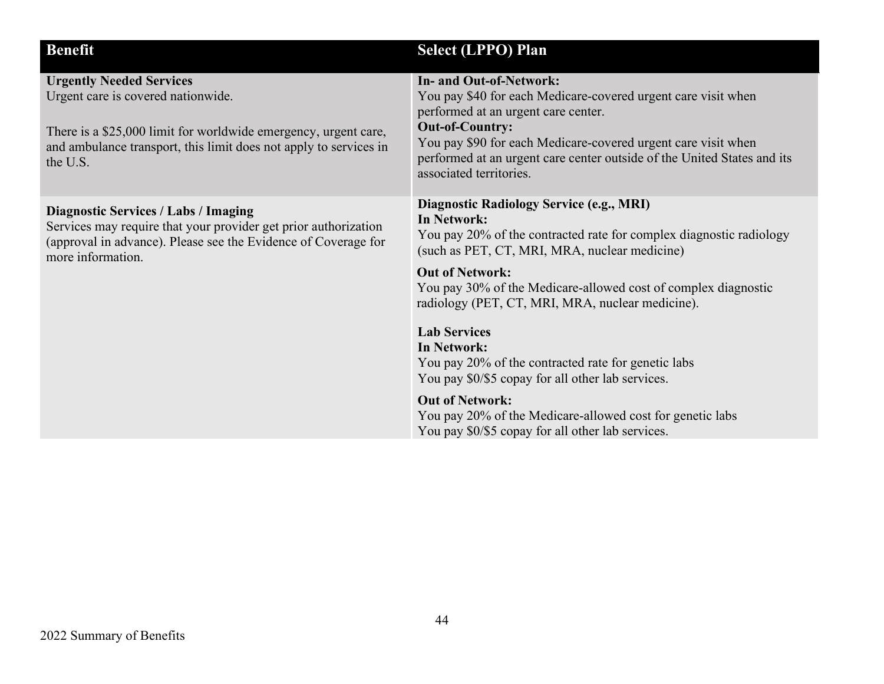| Benefit | Select (LPPO) Plan |
|---|---|
| **Urgently Needed Services**<br>Urgent care is covered nationwide.<br><br>There is a $25,000 limit for worldwide emergency, urgent care, and ambulance transport, this limit does not apply to services in the U.S. | **In- and Out-of-Network:**<br>You pay $40 for each Medicare-covered urgent care visit when performed at an urgent care center.<br>**Out-of-Country:**<br>You pay $90 for each Medicare-covered urgent care visit when performed at an urgent care center outside of the United States and its associated territories. |
| **Diagnostic Services / Labs / Imaging**<br>Services may require that your provider get prior authorization (approval in advance). Please see the Evidence of Coverage for more information. | **Diagnostic Radiology Service (e.g., MRI)**<br>**In Network:**<br>You pay 20% of the contracted rate for complex diagnostic radiology (such as PET, CT, MRI, MRA, nuclear medicine)<br><br>**Out of Network:**<br>You pay 30% of the Medicare-allowed cost of complex diagnostic radiology (PET, CT, MRI, MRA, nuclear medicine).<br><br>**Lab Services**<br>**In Network:**<br>You pay 20% of the contracted rate for genetic labs<br>You pay $0/$5 copay for all other lab services.<br><br>**Out of Network:**<br>You pay 20% of the Medicare-allowed cost for genetic labs<br>You pay $0/$5 copay for all other lab services. |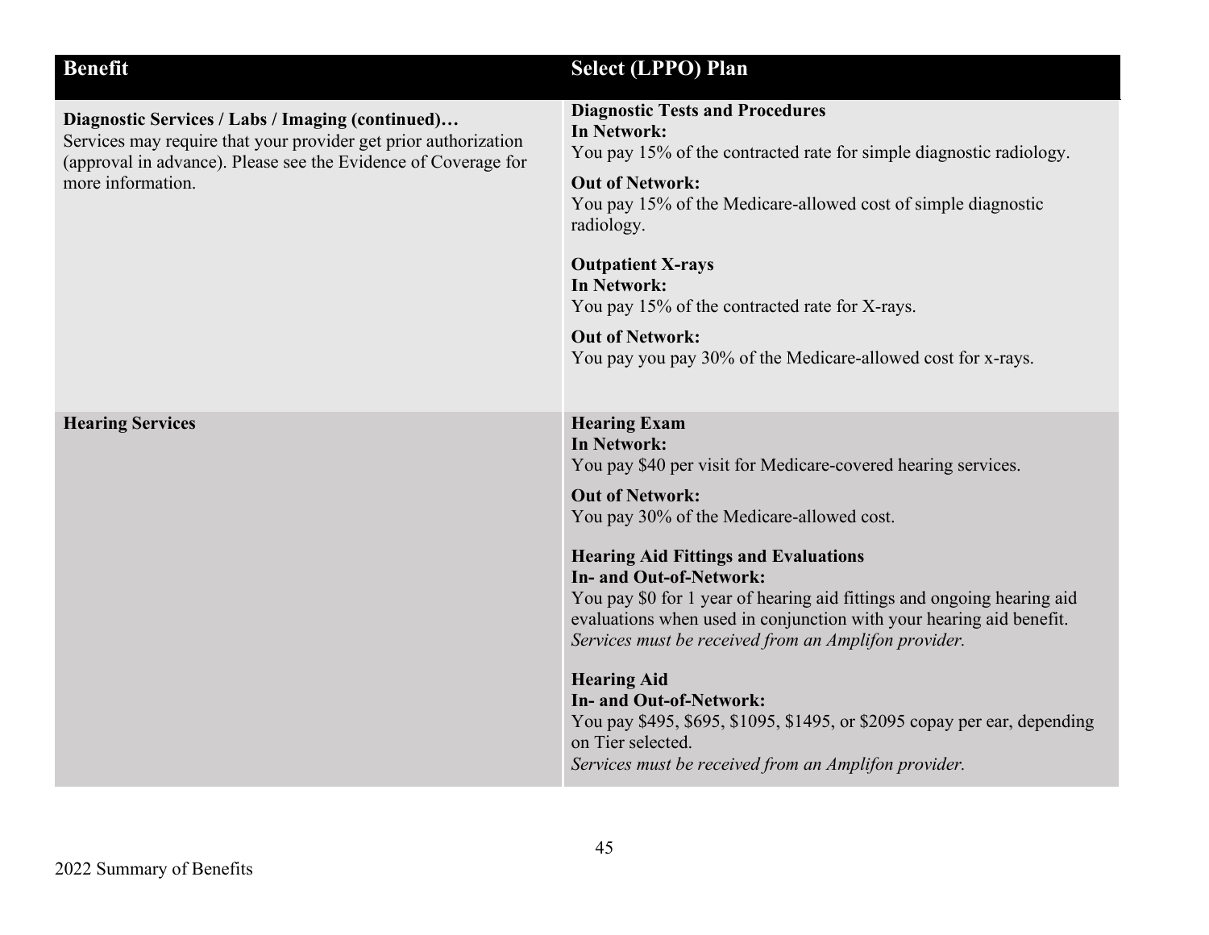| Benefit | Select (LPPO) Plan |
|---|---|
| **Diagnostic Services / Labs / Imaging (continued)…**<br>Services may require that your provider get prior authorization (approval in advance). Please see the Evidence of Coverage for more information. | **Diagnostic Tests and Procedures**<br>**In Network:**<br>You pay 15% of the contracted rate for simple diagnostic radiology.<br><br>**Out of Network:**<br>You pay 15% of the Medicare-allowed cost of simple diagnostic radiology.<br><br>**Outpatient X-rays**<br>**In Network:**<br>You pay 15% of the contracted rate for X-rays.<br><br>**Out of Network:**<br>You pay you pay 30% of the Medicare-allowed cost for x-rays. |
| **Hearing Services** | **Hearing Exam**<br>**In Network:**<br>You pay $40 per visit for Medicare-covered hearing services.<br><br>**Out of Network:**<br>You pay 30% of the Medicare-allowed cost.<br><br>**Hearing Aid Fittings and Evaluations**<br>**In- and Out-of-Network:**<br>You pay $0 for 1 year of hearing aid fittings and ongoing hearing aid evaluations when used in conjunction with your hearing aid benefit.<br>*Services must be received from an Amplifon provider.*<br><br>**Hearing Aid**<br>**In- and Out-of-Network:**<br>You pay $495, $695, $1095, $1495, or $2095 copay per ear, depending on Tier selected.<br>*Services must be received from an Amplifon provider.* |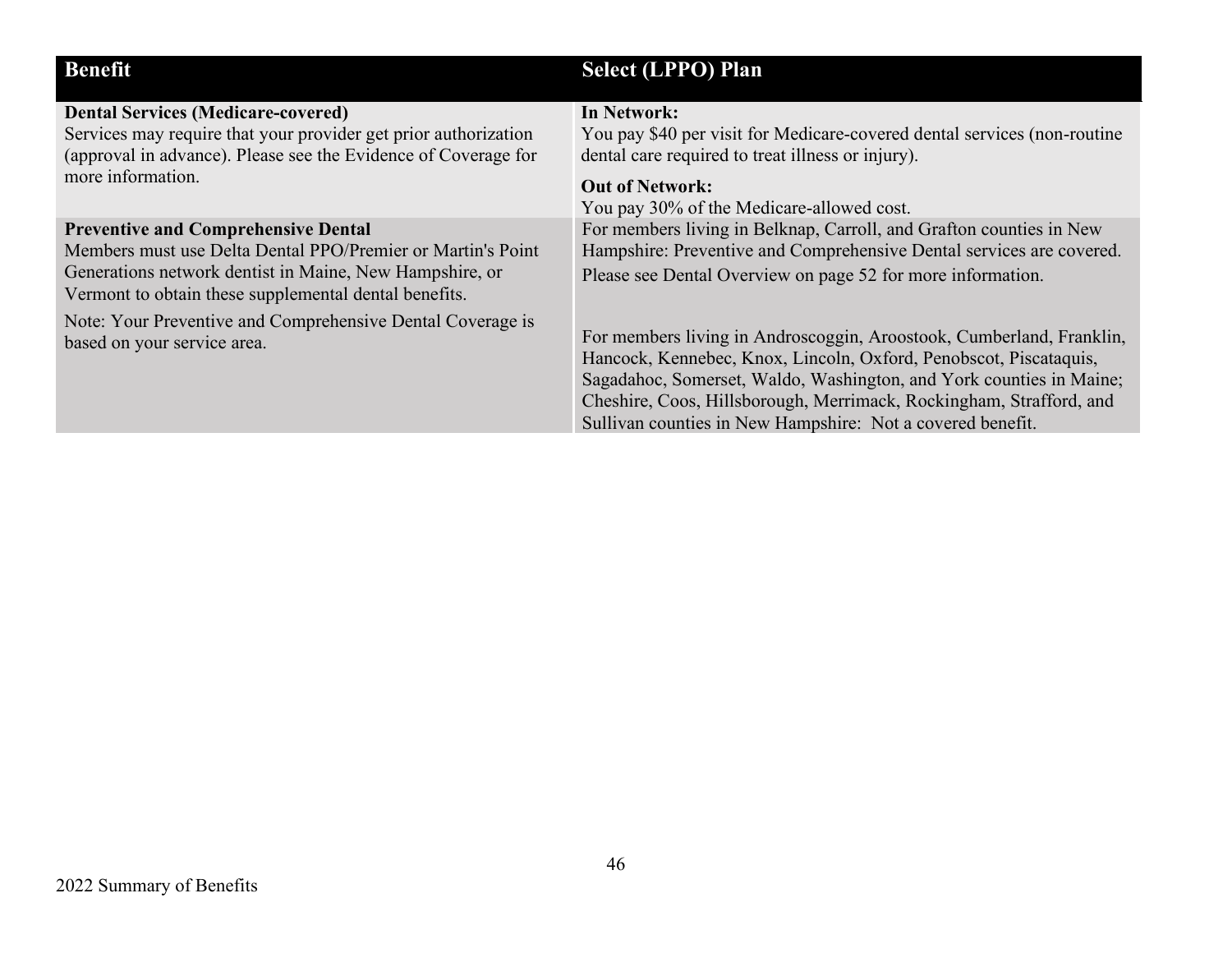| Benefit | Select (LPPO) Plan |
|---|---|
| **Dental Services (Medicare-covered)**<br>Services may require that your provider get prior authorization (approval in advance). Please see the Evidence of Coverage for more information. | **In Network:**<br>You pay $40 per visit for Medicare-covered dental services (non-routine dental care required to treat illness or injury).<br>**Out of Network:**<br>You pay 30% of the Medicare-allowed cost. |
| **Preventive and Comprehensive Dental**<br>Members must use Delta Dental PPO/Premier or Martin's Point Generations network dentist in Maine, New Hampshire, or Vermont to obtain these supplemental dental benefits.<br>Note: Your Preventive and Comprehensive Dental Coverage is based on your service area. | For members living in Belknap, Carroll, and Grafton counties in New Hampshire: Preventive and Comprehensive Dental services are covered.<br>Please see Dental Overview on page 52 for more information.<br><br>For members living in Androscoggin, Aroostook, Cumberland, Franklin, Hancock, Kennebec, Knox, Lincoln, Oxford, Penobscot, Piscataquis, Sagadahoc, Somerset, Waldo, Washington, and York counties in Maine; Cheshire, Coos, Hillsborough, Merrimack, Rockingham, Strafford, and Sullivan counties in New Hampshire: Not a covered benefit. |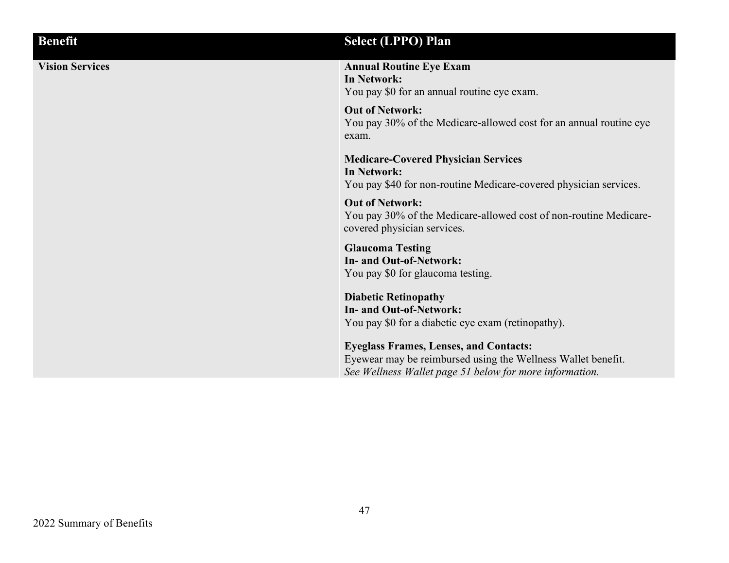| Benefit | Select (LPPO) Plan |
| --- | --- |
| **Vision Services** | **Annual Routine Eye Exam**<br>**In Network:**<br>You pay $0 for an annual routine eye exam.<br><br>**Out of Network:**<br>You pay 30% of the Medicare-allowed cost for an annual routine eye exam.<br><br>**Medicare-Covered Physician Services**<br>**In Network:**<br>You pay $40 for non-routine Medicare-covered physician services.<br><br>**Out of Network:**<br>You pay 30% of the Medicare-allowed cost of non-routine Medicare-covered physician services.<br><br>**Glaucoma Testing**<br>**In- and Out-of-Network:**<br>You pay $0 for glaucoma testing.<br><br>**Diabetic Retinopathy**<br>**In- and Out-of-Network:**<br>You pay $0 for a diabetic eye exam (retinopathy).<br><br>**Eyeglass Frames, Lenses, and Contacts:**<br>Eyewear may be reimbursed using the Wellness Wallet benefit.<br>*See Wellness Wallet page 51 below for more information.* |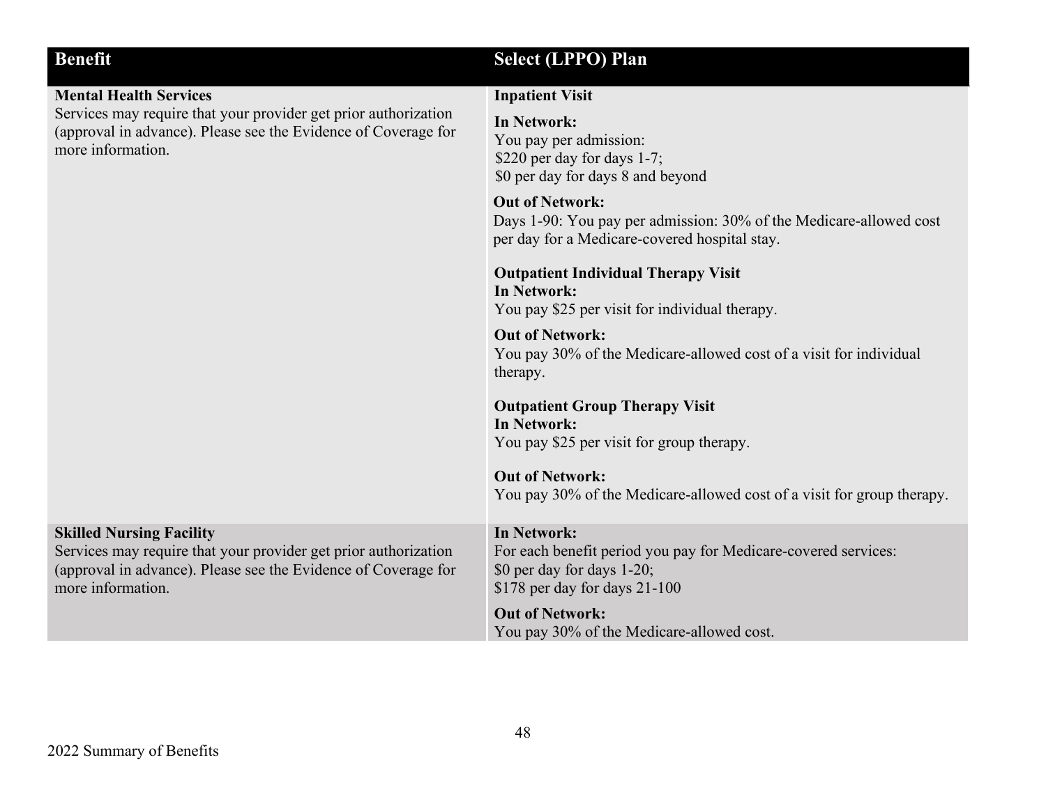| Benefit | Select (LPPO) Plan |
| --- | --- |
| **Mental Health Services**<br>Services may require that your provider get prior authorization (approval in advance). Please see the Evidence of Coverage for more information. | **Inpatient Visit**<br>**In Network:**<br>You pay per admission:<br>$220 per day for days 1-7;<br>$0 per day for days 8 and beyond<br>**Out of Network:**<br>Days 1-90: You pay per admission: 30% of the Medicare-allowed cost per day for a Medicare-covered hospital stay.<br>**Outpatient Individual Therapy Visit**<br>**In Network:**<br>You pay $25 per visit for individual therapy.<br>**Out of Network:**<br>You pay 30% of the Medicare-allowed cost of a visit for individual therapy.<br>**Outpatient Group Therapy Visit**<br>**In Network:**<br>You pay $25 per visit for group therapy.<br>**Out of Network:**<br>You pay 30% of the Medicare-allowed cost of a visit for group therapy. |
| **Skilled Nursing Facility**<br>Services may require that your provider get prior authorization (approval in advance). Please see the Evidence of Coverage for more information. | **In Network:**<br>For each benefit period you pay for Medicare-covered services:<br>$0 per day for days 1-20;<br>$178 per day for days 21-100<br>**Out of Network:**<br>You pay 30% of the Medicare-allowed cost. |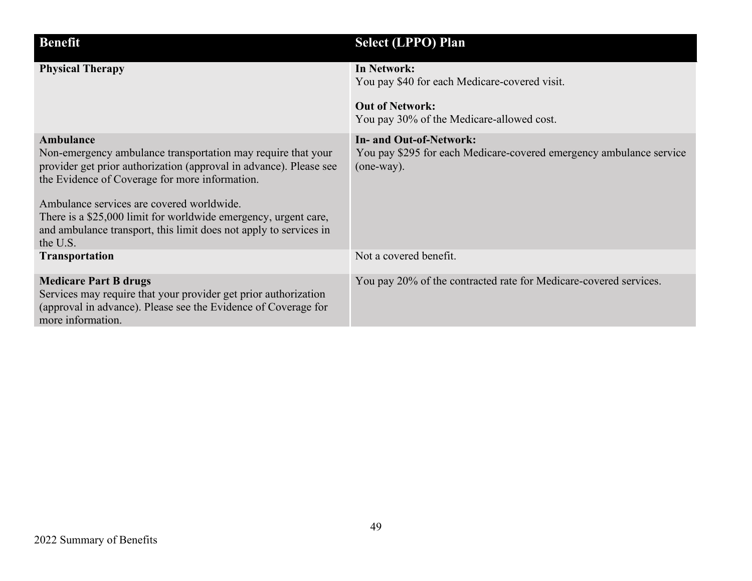| Benefit | Select (LPPO) Plan |
|---|---|
| **Physical Therapy** | **In Network:**<br>You pay \$40 for each Medicare-covered visit.<br><br>**Out of Network:**<br>You pay 30% of the Medicare-allowed cost. |
| **Ambulance**<br>Non-emergency ambulance transportation may require that your provider get prior authorization (approval in advance). Please see the Evidence of Coverage for more information.<br><br>Ambulance services are covered worldwide.<br>There is a \$25,000 limit for worldwide emergency, urgent care, and ambulance transport, this limit does not apply to services in the U.S. | **In- and Out-of-Network:**<br>You pay \$295 for each Medicare-covered emergency ambulance service (one-way). |
| **Transportation** | Not a covered benefit. |
| **Medicare Part B drugs**<br>Services may require that your provider get prior authorization (approval in advance). Please see the Evidence of Coverage for more information. | You pay 20% of the contracted rate for Medicare-covered services. |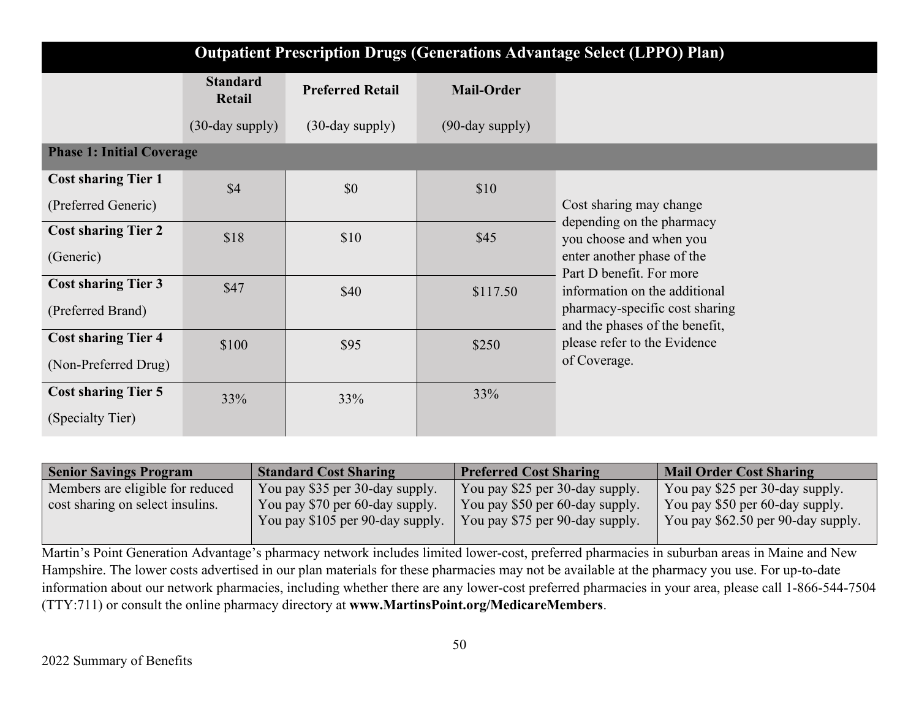## Outpatient Prescription Drugs (Generations Advantage Select (LPPO) Plan)

| | Standard Retail (30-day supply) | Preferred Retail (30-day supply) | Mail-Order (90-day supply) | |
|---|---|---|---|---|
| **Phase 1: Initial Coverage** | | | | |
| **Cost sharing Tier 1** (Preferred Generic) | $4 | $0 | $10 | Cost sharing may change depending on the pharmacy you choose and when you enter another phase of the Part D benefit. For more information on the additional pharmacy-specific cost sharing and the phases of the benefit, please refer to the Evidence of Coverage. |
| **Cost sharing Tier 2** (Generic) | $18 | $10 | $45 | |
| **Cost sharing Tier 3** (Preferred Brand) | $47 | $40 | $117.50 | |
| **Cost sharing Tier 4** (Non-Preferred Drug) | $100 | $95 | $250 | |
| **Cost sharing Tier 5** (Specialty Tier) | 33% | 33% | 33% | |

| **Senior Savings Program** | **Standard Cost Sharing** | **Preferred Cost Sharing** | **Mail Order Cost Sharing** |
|---|---|---|---|
| Members are eligible for reduced cost sharing on select insulins. | You pay $35 per 30-day supply. You pay $70 per 60-day supply. You pay $105 per 90-day supply. | You pay $25 per 30-day supply. You pay $50 per 60-day supply. You pay $75 per 90-day supply. | You pay $25 per 30-day supply. You pay $50 per 60-day supply. You pay $62.50 per 90-day supply. |

Martin's Point Generation Advantage's pharmacy network includes limited lower-cost, preferred pharmacies in suburban areas in Maine and New Hampshire. The lower costs advertised in our plan materials for these pharmacies may not be available at the pharmacy you use. For up-to-date information about our network pharmacies, including whether there are any lower-cost preferred pharmacies in your area, please call 1-866-544-7504 (TTY:711) or consult the online pharmacy directory at **www.MartinsPoint.org/MedicareMembers**.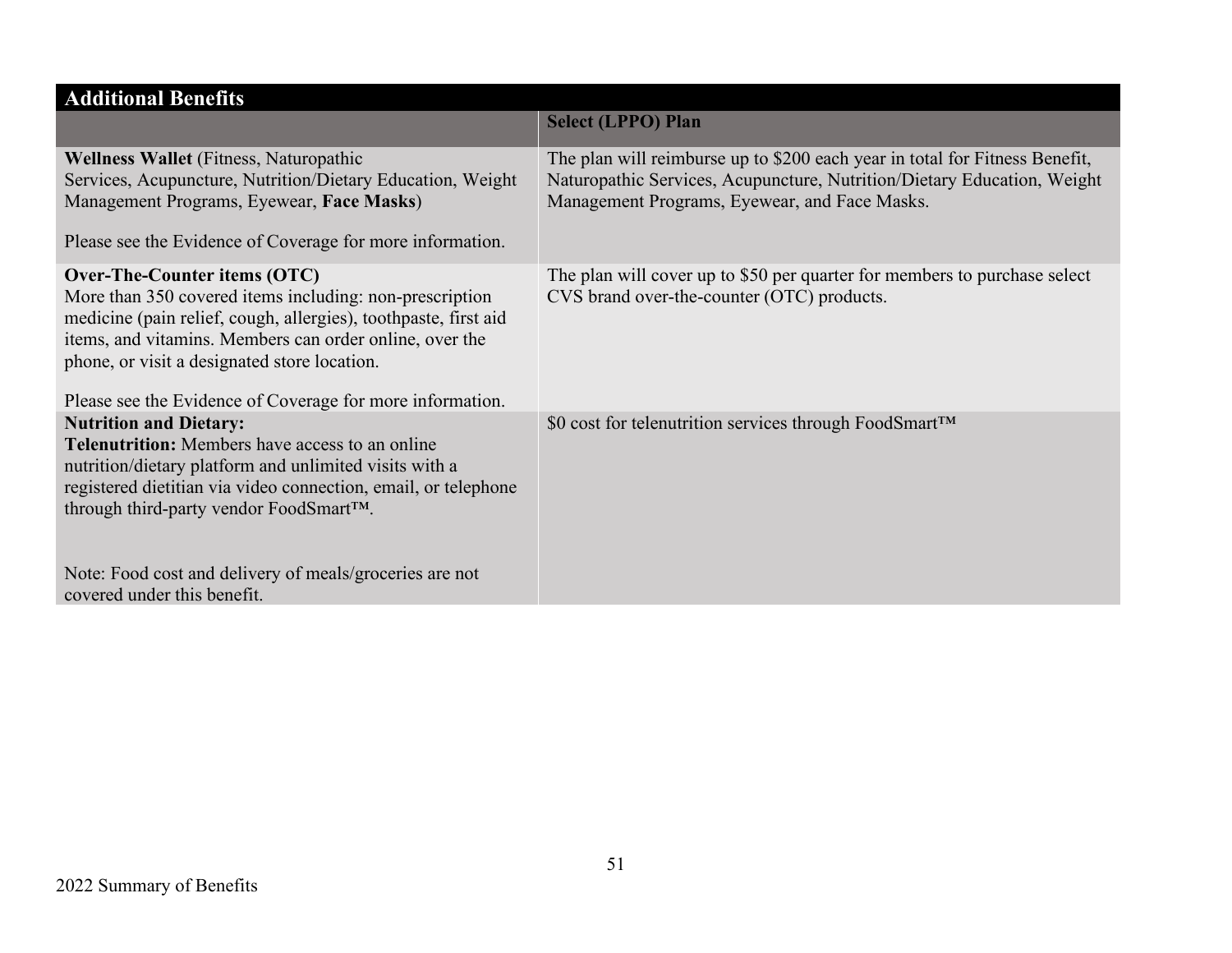| Additional Benefits | |
|---|---|
| | **Select (LPPO) Plan** |
| **Wellness Wallet** (Fitness, Naturopathic Services, Acupuncture, Nutrition/Dietary Education, Weight Management Programs, Eyewear, **Face Masks**)<br><br>Please see the Evidence of Coverage for more information. | The plan will reimburse up to $200 each year in total for Fitness Benefit, Naturopathic Services, Acupuncture, Nutrition/Dietary Education, Weight Management Programs, Eyewear, and Face Masks. |
| **Over-The-Counter items (OTC)**<br>More than 350 covered items including: non-prescription medicine (pain relief, cough, allergies), toothpaste, first aid items, and vitamins. Members can order online, over the phone, or visit a designated store location.<br><br>Please see the Evidence of Coverage for more information. | The plan will cover up to $50 per quarter for members to purchase select CVS brand over-the-counter (OTC) products. |
| **Nutrition and Dietary:**<br>**Telenutrition:** Members have access to an online nutrition/dietary platform and unlimited visits with a registered dietitian via video connection, email, or telephone through third-party vendor FoodSmart™.<br><br>Note: Food cost and delivery of meals/groceries are not covered under this benefit. | $0 cost for telenutrition services through FoodSmart™ |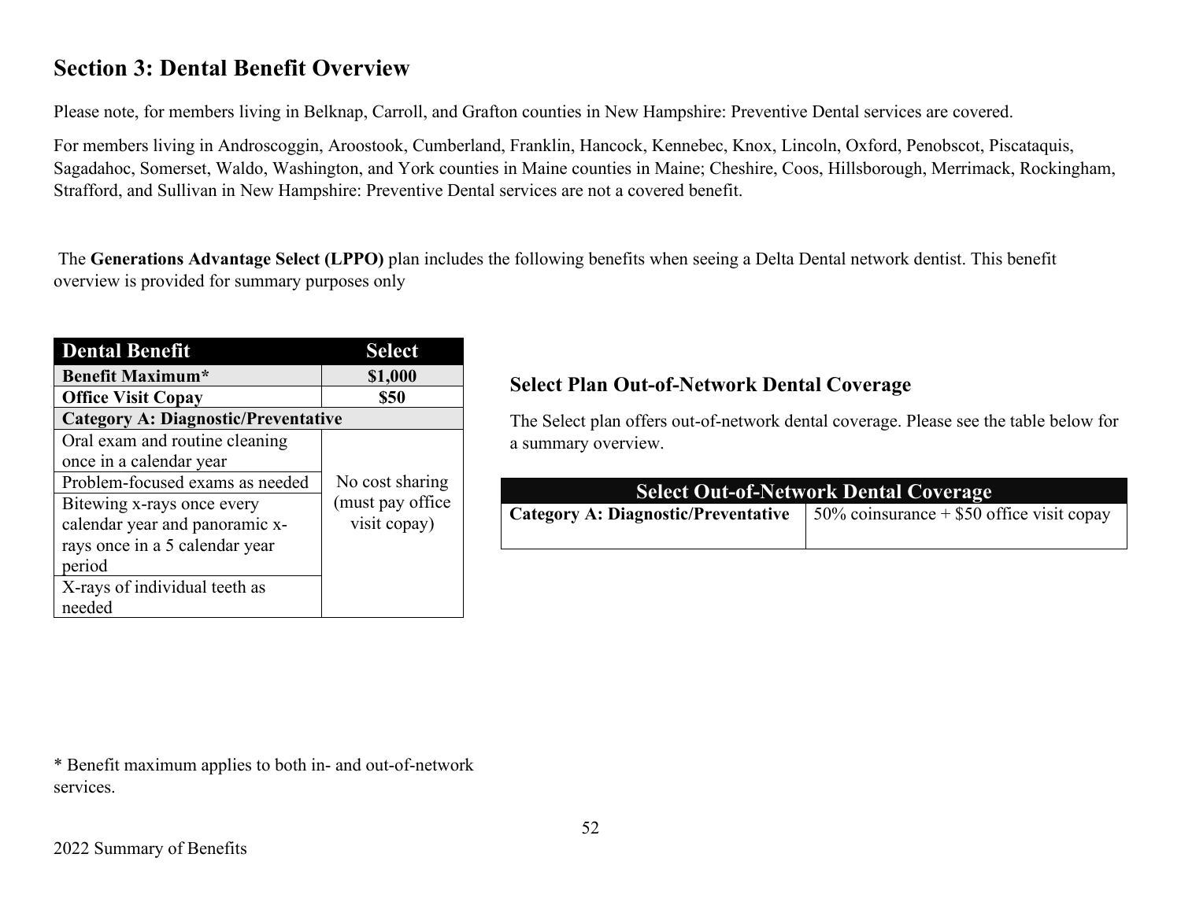## Section 3: Dental Benefit Overview

Please note, for members living in Belknap, Carroll, and Grafton counties in New Hampshire: Preventive Dental services are covered.

For members living in Androscoggin, Aroostook, Cumberland, Franklin, Hancock, Kennebec, Knox, Lincoln, Oxford, Penobscot, Piscataquis, Sagadahoc, Somerset, Waldo, Washington, and York counties in Maine counties in Maine; Cheshire, Coos, Hillsborough, Merrimack, Rockingham, Strafford, and Sullivan in New Hampshire: Preventive Dental services are not a covered benefit.

The **Generations Advantage Select (LPPO)** plan includes the following benefits when seeing a Delta Dental network dentist. This benefit overview is provided for summary purposes only

| Dental Benefit | Select |
|---|---|
| **Benefit Maximum*** | **$1,000** |
| **Office Visit Copay** | **$50** |
| **Category A: Diagnostic/Preventative** | |
| Oral exam and routine cleaning once in a calendar year | No cost sharing (must pay office visit copay) |
| Problem-focused exams as needed | |
| Bitewing x-rays once every calendar year and panoramic x-rays once in a 5 calendar year period | |
| X-rays of individual teeth as needed | |

* Benefit maximum applies to both in- and out-of-network services.

### Select Plan Out-of-Network Dental Coverage

The Select plan offers out-of-network dental coverage. Please see the table below for a summary overview.

| Select Out-of-Network Dental Coverage | |
|---|---|
| **Category A: Diagnostic/Preventative** | 50% coinsurance + $50 office visit copay |

2022 Summary of Benefits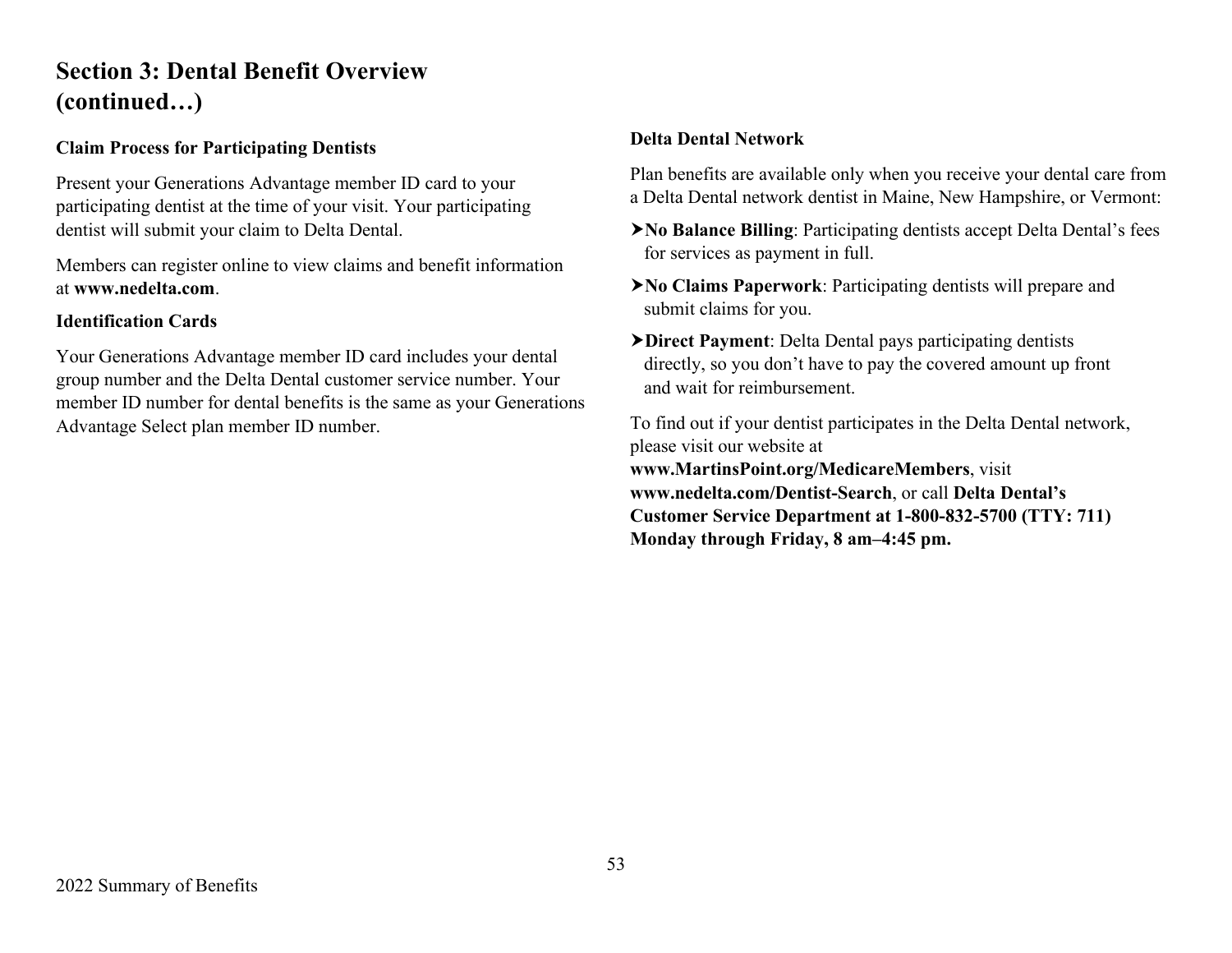## Section 3: Dental Benefit Overview (continued…)

### Claim Process for Participating Dentists

Present your Generations Advantage member ID card to your participating dentist at the time of your visit. Your participating dentist will submit your claim to Delta Dental.

Members can register online to view claims and benefit information at **www.nedelta.com**.

### Identification Cards

Your Generations Advantage member ID card includes your dental group number and the Delta Dental customer service number. Your member ID number for dental benefits is the same as your Generations Advantage Select plan member ID number.

### Delta Dental Network

Plan benefits are available only when you receive your dental care from a Delta Dental network dentist in Maine, New Hampshire, or Vermont:

- **No Balance Billing**: Participating dentists accept Delta Dental's fees for services as payment in full.
- **No Claims Paperwork**: Participating dentists will prepare and submit claims for you.
- **Direct Payment**: Delta Dental pays participating dentists directly, so you don't have to pay the covered amount up front and wait for reimbursement.

To find out if your dentist participates in the Delta Dental network, please visit our website at **www.MartinsPoint.org/MedicareMembers**, visit **www.nedelta.com/Dentist-Search**, or call **Delta Dental's Customer Service Department at 1-800-832-5700 (TTY: 711) Monday through Friday, 8 am–4:45 pm.**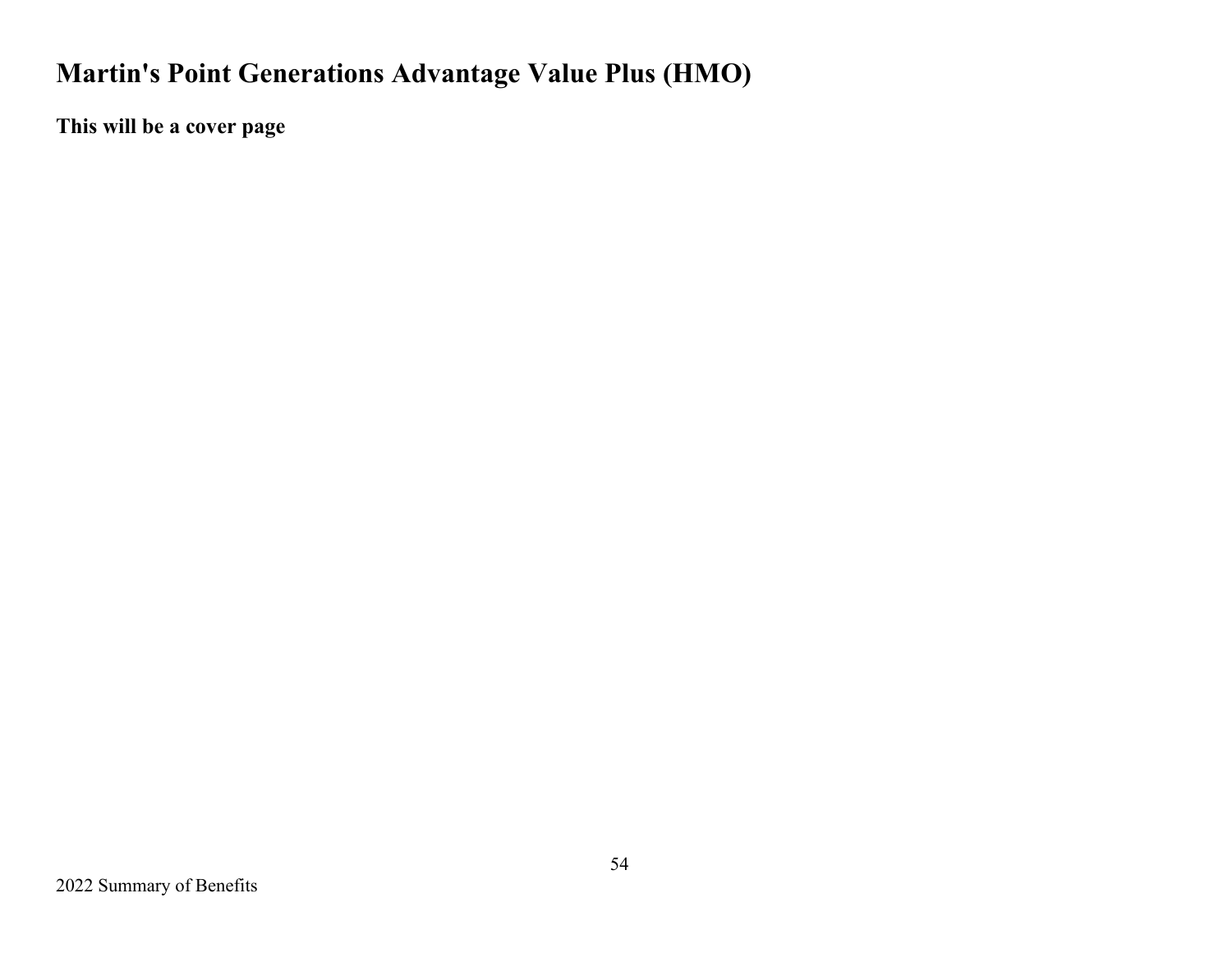# Martin's Point Generations Advantage Value Plus (HMO)

**This will be a cover page**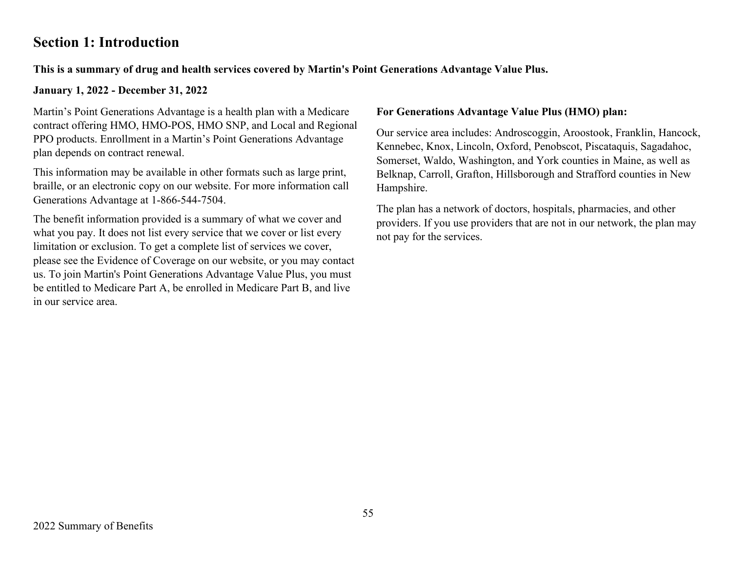## Section 1: Introduction

**This is a summary of drug and health services covered by Martin's Point Generations Advantage Value Plus.**

**January 1, 2022 - December 31, 2022**

Martin's Point Generations Advantage is a health plan with a Medicare contract offering HMO, HMO-POS, HMO SNP, and Local and Regional PPO products. Enrollment in a Martin's Point Generations Advantage plan depends on contract renewal.

This information may be available in other formats such as large print, braille, or an electronic copy on our website. For more information call Generations Advantage at 1-866-544-7504.

The benefit information provided is a summary of what we cover and what you pay. It does not list every service that we cover or list every limitation or exclusion. To get a complete list of services we cover, please see the Evidence of Coverage on our website, or you may contact us. To join Martin's Point Generations Advantage Value Plus, you must be entitled to Medicare Part A, be enrolled in Medicare Part B, and live in our service area.

**For Generations Advantage Value Plus (HMO) plan:**

Our service area includes: Androscoggin, Aroostook, Franklin, Hancock, Kennebec, Knox, Lincoln, Oxford, Penobscot, Piscataquis, Sagadahoc, Somerset, Waldo, Washington, and York counties in Maine, as well as Belknap, Carroll, Grafton, Hillsborough and Strafford counties in New Hampshire.

The plan has a network of doctors, hospitals, pharmacies, and other providers. If you use providers that are not in our network, the plan may not pay for the services.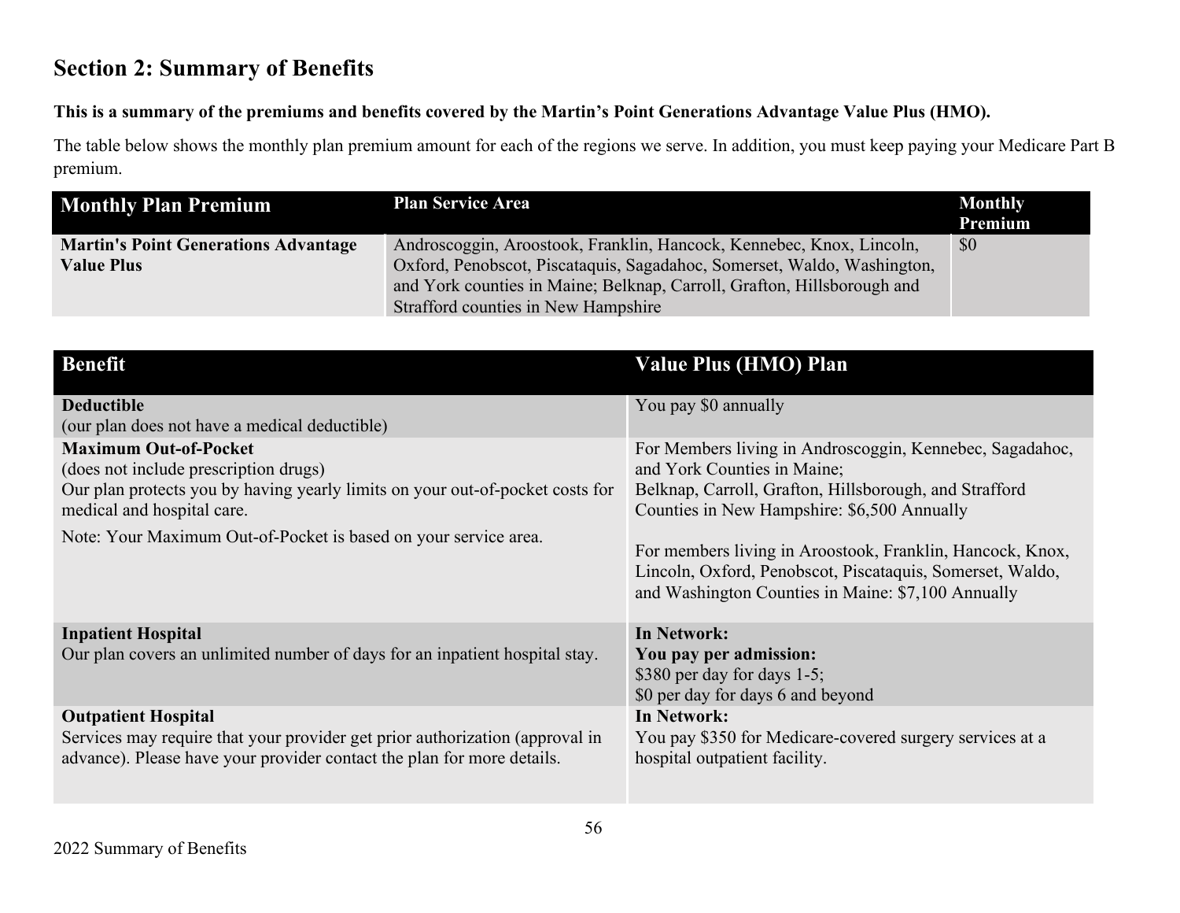## Section 2: Summary of Benefits

**This is a summary of the premiums and benefits covered by the Martin's Point Generations Advantage Value Plus (HMO).**

The table below shows the monthly plan premium amount for each of the regions we serve. In addition, you must keep paying your Medicare Part B premium.

| Monthly Plan Premium | Plan Service Area | Monthly Premium |
|---|---|---|
| **Martin's Point Generations Advantage Value Plus** | Androscoggin, Aroostook, Franklin, Hancock, Kennebec, Knox, Lincoln, Oxford, Penobscot, Piscataquis, Sagadahoc, Somerset, Waldo, Washington, and York counties in Maine; Belknap, Carroll, Grafton, Hillsborough and Strafford counties in New Hampshire | $0 |

| Benefit | Value Plus (HMO) Plan |
|---|---|
| **Deductible**<br>(our plan does not have a medical deductible) | You pay $0 annually |
| **Maximum Out-of-Pocket**<br>(does not include prescription drugs)<br>Our plan protects you by having yearly limits on your out-of-pocket costs for medical and hospital care.<br>Note: Your Maximum Out-of-Pocket is based on your service area. | For Members living in Androscoggin, Kennebec, Sagadahoc, and York Counties in Maine;<br>Belknap, Carroll, Grafton, Hillsborough, and Strafford Counties in New Hampshire: $6,500 Annually<br><br>For members living in Aroostook, Franklin, Hancock, Knox, Lincoln, Oxford, Penobscot, Piscataquis, Somerset, Waldo, and Washington Counties in Maine: $7,100 Annually |
| **Inpatient Hospital**<br>Our plan covers an unlimited number of days for an inpatient hospital stay. | **In Network:**<br>**You pay per admission:**<br>$380 per day for days 1-5;<br>$0 per day for days 6 and beyond |
| **Outpatient Hospital**<br>Services may require that your provider get prior authorization (approval in advance). Please have your provider contact the plan for more details. | **In Network:**<br>You pay $350 for Medicare-covered surgery services at a hospital outpatient facility. |

2022 Summary of Benefits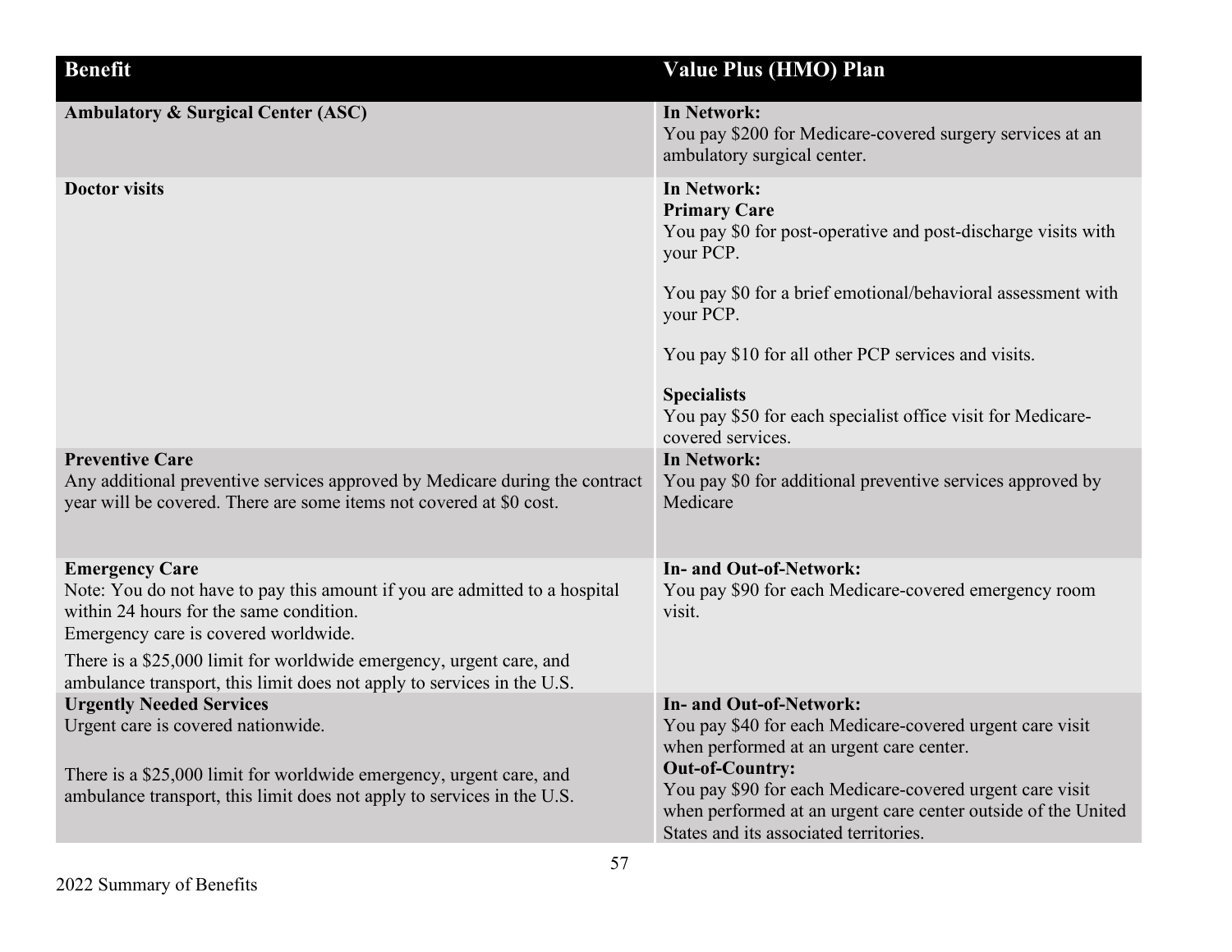| Benefit | Value Plus (HMO) Plan |
|---|---|
| **Ambulatory & Surgical Center (ASC)** | **In Network:**<br>You pay $200 for Medicare-covered surgery services at an ambulatory surgical center. |
| **Doctor visits** | **In Network:**<br>**Primary Care**<br>You pay $0 for post-operative and post-discharge visits with your PCP.<br><br>You pay $0 for a brief emotional/behavioral assessment with your PCP.<br><br>You pay $10 for all other PCP services and visits.<br><br>**Specialists**<br>You pay $50 for each specialist office visit for Medicare-covered services. |
| **Preventive Care**<br>Any additional preventive services approved by Medicare during the contract year will be covered. There are some items not covered at $0 cost. | **In Network:**<br>You pay $0 for additional preventive services approved by Medicare |
| **Emergency Care**<br>Note: You do not have to pay this amount if you are admitted to a hospital within 24 hours for the same condition.<br>Emergency care is covered worldwide.<br>There is a $25,000 limit for worldwide emergency, urgent care, and ambulance transport, this limit does not apply to services in the U.S. | **In- and Out-of-Network:**<br>You pay $90 for each Medicare-covered emergency room visit. |
| **Urgently Needed Services**<br>Urgent care is covered nationwide.<br><br>There is a $25,000 limit for worldwide emergency, urgent care, and ambulance transport, this limit does not apply to services in the U.S. | **In- and Out-of-Network:**<br>You pay $40 for each Medicare-covered urgent care visit when performed at an urgent care center.<br>**Out-of-Country:**<br>You pay $90 for each Medicare-covered urgent care visit when performed at an urgent care center outside of the United States and its associated territories. |

2022 Summary of Benefits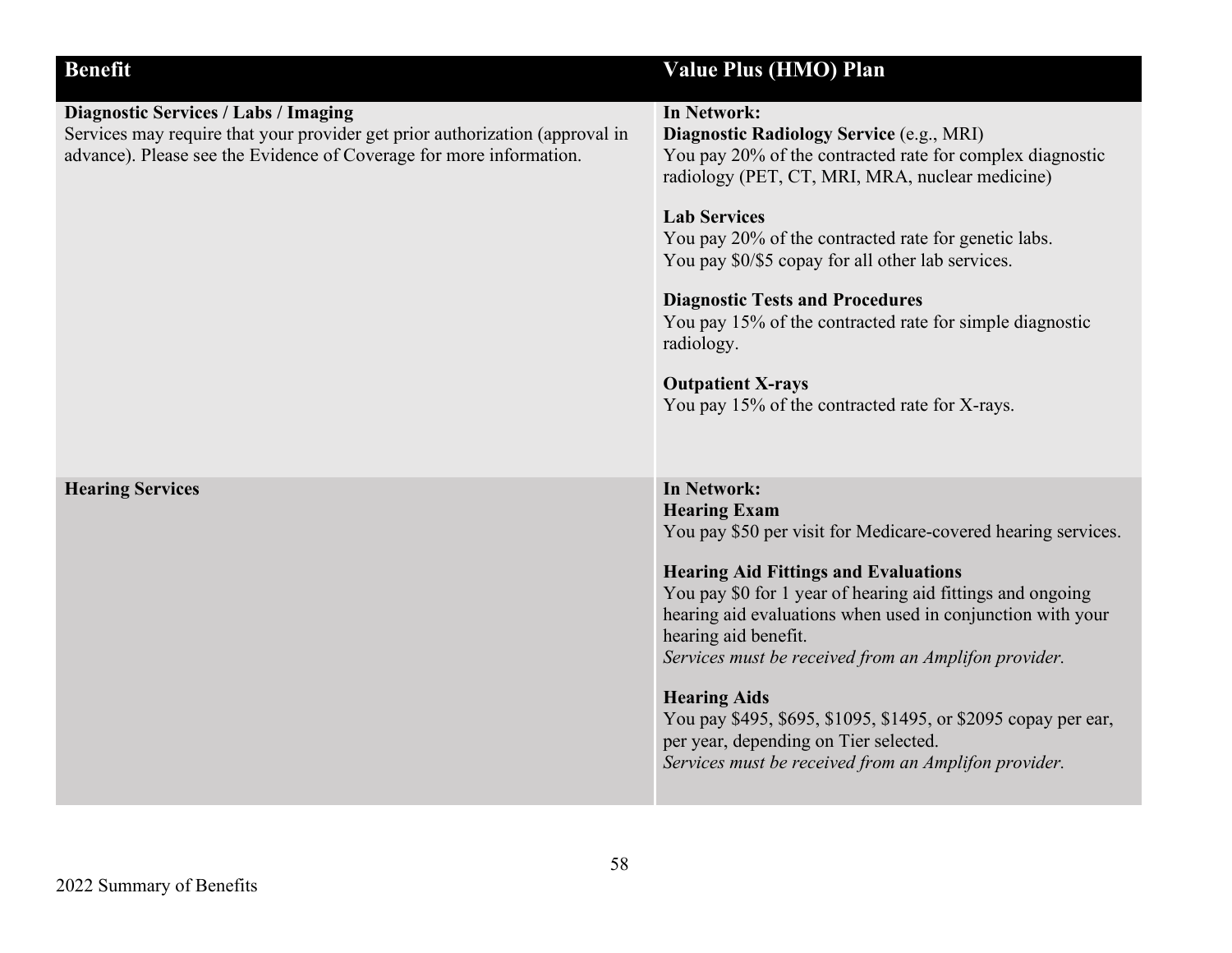| Benefit | Value Plus (HMO) Plan |
|---|---|
| **Diagnostic Services / Labs / Imaging**<br>Services may require that your provider get prior authorization (approval in advance). Please see the Evidence of Coverage for more information. | **In Network:**<br>**Diagnostic Radiology Service** (e.g., MRI)<br>You pay 20% of the contracted rate for complex diagnostic radiology (PET, CT, MRI, MRA, nuclear medicine)<br><br>**Lab Services**<br>You pay 20% of the contracted rate for genetic labs.<br>You pay $0/$5 copay for all other lab services.<br><br>**Diagnostic Tests and Procedures**<br>You pay 15% of the contracted rate for simple diagnostic radiology.<br><br>**Outpatient X-rays**<br>You pay 15% of the contracted rate for X-rays. |
| **Hearing Services** | **In Network:**<br>**Hearing Exam**<br>You pay $50 per visit for Medicare-covered hearing services.<br><br>**Hearing Aid Fittings and Evaluations**<br>You pay $0 for 1 year of hearing aid fittings and ongoing hearing aid evaluations when used in conjunction with your hearing aid benefit.<br>*Services must be received from an Amplifon provider.*<br><br>**Hearing Aids**<br>You pay $495, $695, $1095, $1495, or $2095 copay per ear, per year, depending on Tier selected.<br>*Services must be received from an Amplifon provider.* |

2022 Summary of Benefits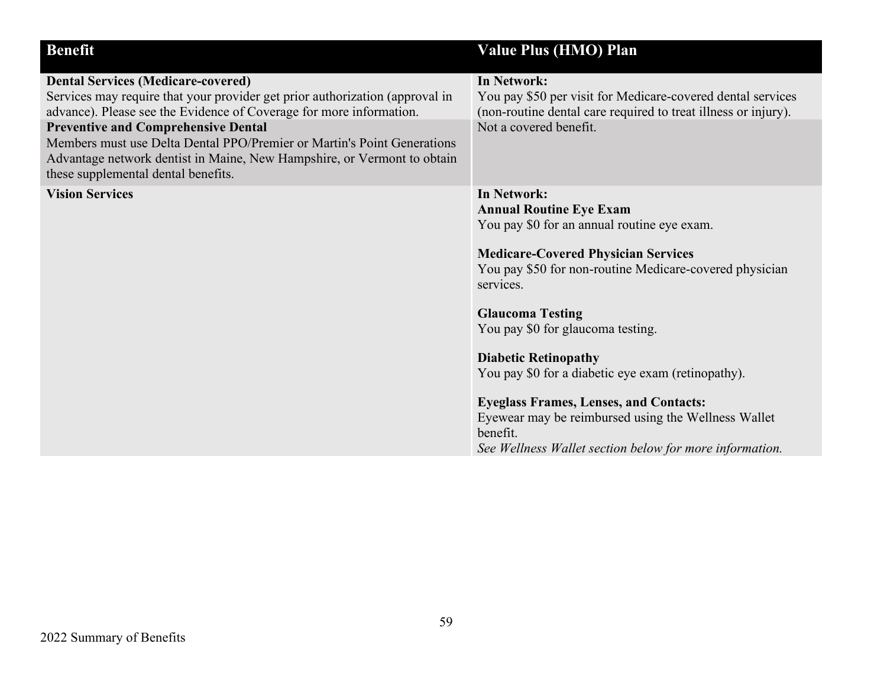| Benefit | Value Plus (HMO) Plan |
|---|---|
| **Dental Services (Medicare-covered)**<br>Services may require that your provider get prior authorization (approval in advance). Please see the Evidence of Coverage for more information. | **In Network:**<br>You pay $50 per visit for Medicare-covered dental services (non-routine dental care required to treat illness or injury). |
| **Preventive and Comprehensive Dental**<br>Members must use Delta Dental PPO/Premier or Martin's Point Generations Advantage network dentist in Maine, New Hampshire, or Vermont to obtain these supplemental dental benefits. | Not a covered benefit. |
| **Vision Services** | **In Network:**<br>**Annual Routine Eye Exam**<br>You pay $0 for an annual routine eye exam.<br><br>**Medicare-Covered Physician Services**<br>You pay $50 for non-routine Medicare-covered physician services.<br><br>**Glaucoma Testing**<br>You pay $0 for glaucoma testing.<br><br>**Diabetic Retinopathy**<br>You pay $0 for a diabetic eye exam (retinopathy).<br><br>**Eyeglass Frames, Lenses, and Contacts:**<br>Eyewear may be reimbursed using the Wellness Wallet benefit.<br>*See Wellness Wallet section below for more information.* |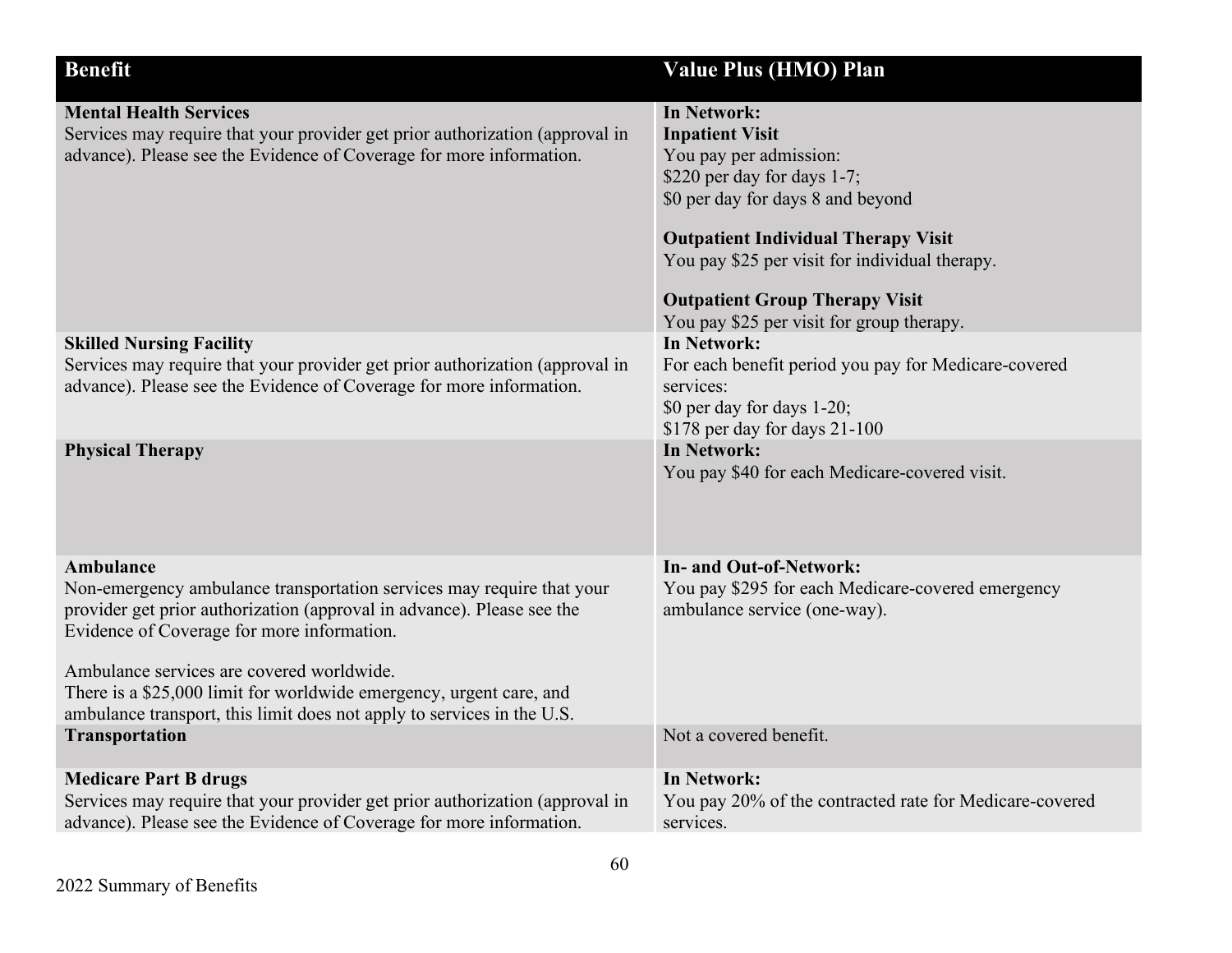| **Benefit** | **Value Plus (HMO) Plan** |
|---|---|
| **Mental Health Services**<br>Services may require that your provider get prior authorization (approval in advance). Please see the Evidence of Coverage for more information. | **In Network:**<br>**Inpatient Visit**<br>You pay per admission:<br>$220 per day for days 1-7;<br>$0 per day for days 8 and beyond<br><br>**Outpatient Individual Therapy Visit**<br>You pay $25 per visit for individual therapy.<br><br>**Outpatient Group Therapy Visit**<br>You pay $25 per visit for group therapy. |
| **Skilled Nursing Facility**<br>Services may require that your provider get prior authorization (approval in advance). Please see the Evidence of Coverage for more information. | **In Network:**<br>For each benefit period you pay for Medicare-covered services:<br>$0 per day for days 1-20;<br>$178 per day for days 21-100 |
| **Physical Therapy** | **In Network:**<br>You pay $40 for each Medicare-covered visit. |
| **Ambulance**<br>Non-emergency ambulance transportation services may require that your provider get prior authorization (approval in advance). Please see the Evidence of Coverage for more information.<br><br>Ambulance services are covered worldwide.<br>There is a $25,000 limit for worldwide emergency, urgent care, and ambulance transport, this limit does not apply to services in the U.S. | **In- and Out-of-Network:**<br>You pay $295 for each Medicare-covered emergency ambulance service (one-way). |
| **Transportation** | Not a covered benefit. |
| **Medicare Part B drugs**<br>Services may require that your provider get prior authorization (approval in advance). Please see the Evidence of Coverage for more information. | **In Network:**<br>You pay 20% of the contracted rate for Medicare-covered services. |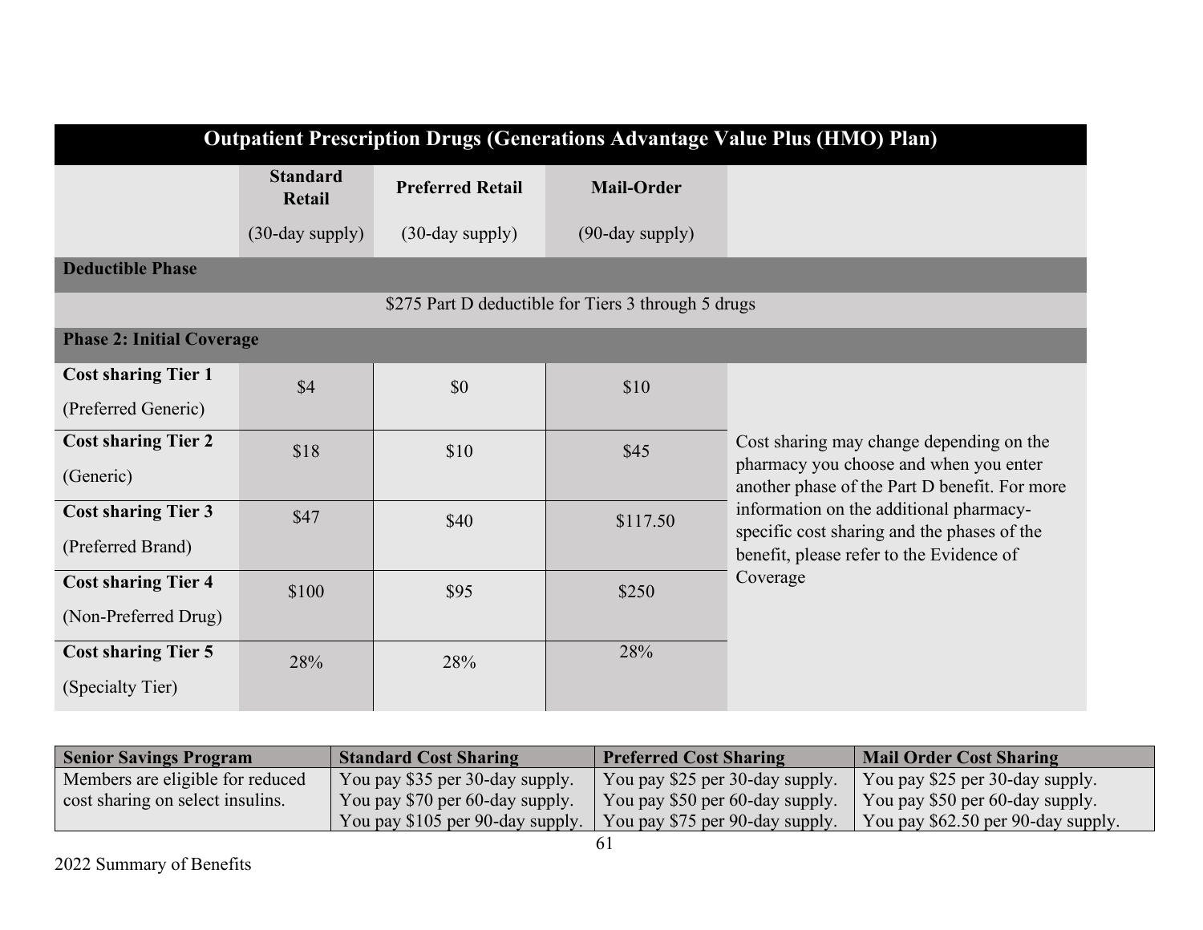| Outpatient Prescription Drugs (Generations Advantage Value Plus (HMO) Plan) | | | | |
|---|---|---|---|---|
| | **Standard Retail** (30-day supply) | **Preferred Retail** (30-day supply) | **Mail-Order** (90-day supply) | |
| **Deductible Phase** | | | | |
| $275 Part D deductible for Tiers 3 through 5 drugs | | | | |
| **Phase 2: Initial Coverage** | | | | |
| **Cost sharing Tier 1** (Preferred Generic) | $4 | $0 | $10 | Cost sharing may change depending on the pharmacy you choose and when you enter another phase of the Part D benefit. For more information on the additional pharmacy-specific cost sharing and the phases of the benefit, please refer to the Evidence of Coverage |
| **Cost sharing Tier 2** (Generic) | $18 | $10 | $45 | |
| **Cost sharing Tier 3** (Preferred Brand) | $47 | $40 | $117.50 | |
| **Cost sharing Tier 4** (Non-Preferred Drug) | $100 | $95 | $250 | |
| **Cost sharing Tier 5** (Specialty Tier) | 28% | 28% | 28% | |

| Senior Savings Program | Standard Cost Sharing | Preferred Cost Sharing | Mail Order Cost Sharing |
|---|---|---|---|
| Members are eligible for reduced cost sharing on select insulins. | You pay $35 per 30-day supply. You pay $70 per 60-day supply. You pay $105 per 90-day supply. | You pay $25 per 30-day supply. You pay $50 per 60-day supply. You pay $75 per 90-day supply. | You pay $25 per 30-day supply. You pay $50 per 60-day supply. You pay $62.50 per 90-day supply. |

2022 Summary of Benefits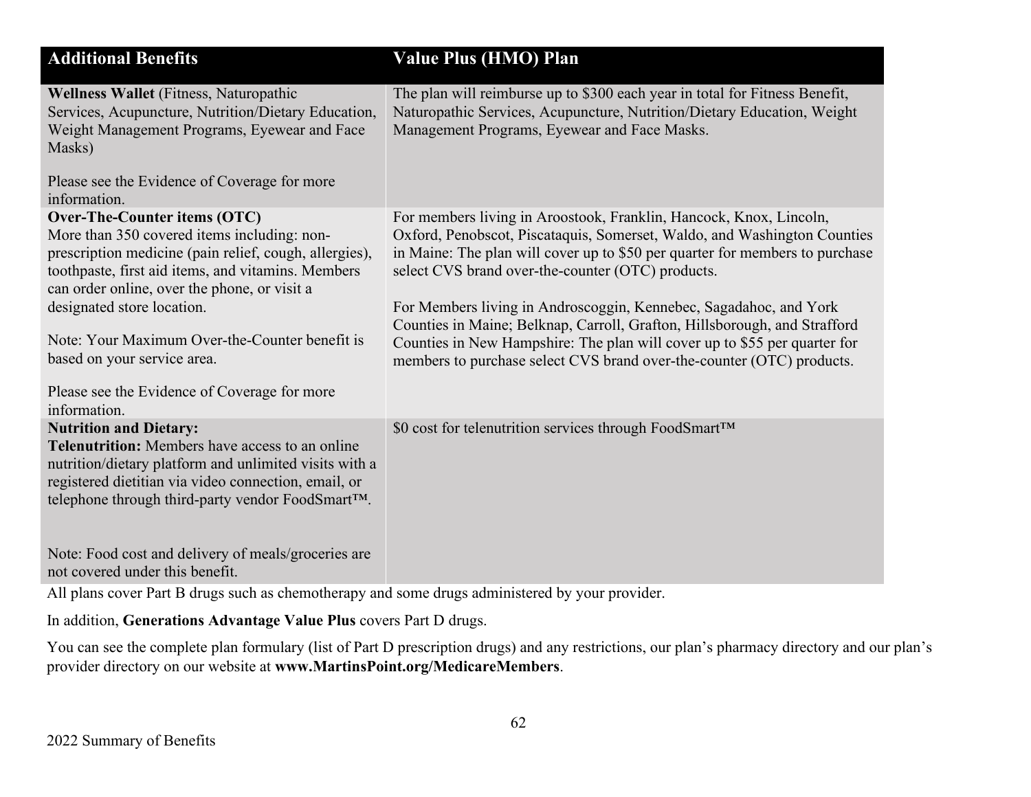| Additional Benefits | Value Plus (HMO) Plan |
|---|---|
| **Wellness Wallet** (Fitness, Naturopathic Services, Acupuncture, Nutrition/Dietary Education, Weight Management Programs, Eyewear and Face Masks)<br><br>Please see the Evidence of Coverage for more information. | The plan will reimburse up to $300 each year in total for Fitness Benefit, Naturopathic Services, Acupuncture, Nutrition/Dietary Education, Weight Management Programs, Eyewear and Face Masks. |
| **Over-The-Counter items (OTC)**<br>More than 350 covered items including: non-prescription medicine (pain relief, cough, allergies), toothpaste, first aid items, and vitamins. Members can order online, over the phone, or visit a designated store location.<br><br>Note: Your Maximum Over-the-Counter benefit is based on your service area.<br><br>Please see the Evidence of Coverage for more information. | For members living in Aroostook, Franklin, Hancock, Knox, Lincoln, Oxford, Penobscot, Piscataquis, Somerset, Waldo, and Washington Counties in Maine: The plan will cover up to $50 per quarter for members to purchase select CVS brand over-the-counter (OTC) products.<br><br>For Members living in Androscoggin, Kennebec, Sagadahoc, and York Counties in Maine; Belknap, Carroll, Grafton, Hillsborough, and Strafford Counties in New Hampshire: The plan will cover up to $55 per quarter for members to purchase select CVS brand over-the-counter (OTC) products. |
| **Nutrition and Dietary:**<br>**Telenutrition:** Members have access to an online nutrition/dietary platform and unlimited visits with a registered dietitian via video connection, email, or telephone through third-party vendor FoodSmart™.<br><br>Note: Food cost and delivery of meals/groceries are not covered under this benefit. | $0 cost for telenutrition services through FoodSmart™ |

All plans cover Part B drugs such as chemotherapy and some drugs administered by your provider.

In addition, **Generations Advantage Value Plus** covers Part D drugs.

You can see the complete plan formulary (list of Part D prescription drugs) and any restrictions, our plan's pharmacy directory and our plan's provider directory on our website at **www.MartinsPoint.org/MedicareMembers**.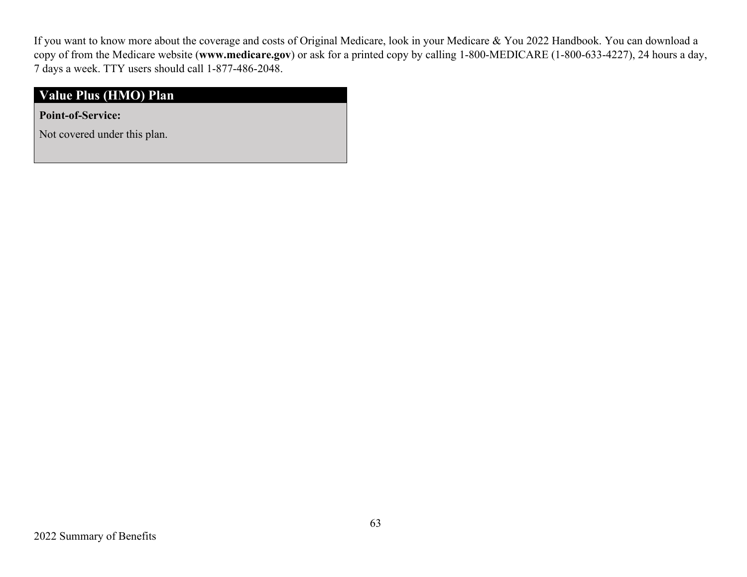If you want to know more about the coverage and costs of Original Medicare, look in your Medicare & You 2022 Handbook. You can download a copy of from the Medicare website (**www.medicare.gov**) or ask for a printed copy by calling 1-800-MEDICARE (1-800-633-4227), 24 hours a day, 7 days a week. TTY users should call 1-877-486-2048.

| Value Plus (HMO) Plan |
| --- |
| **Point-of-Service:**<br>Not covered under this plan. |

2022 Summary of Benefits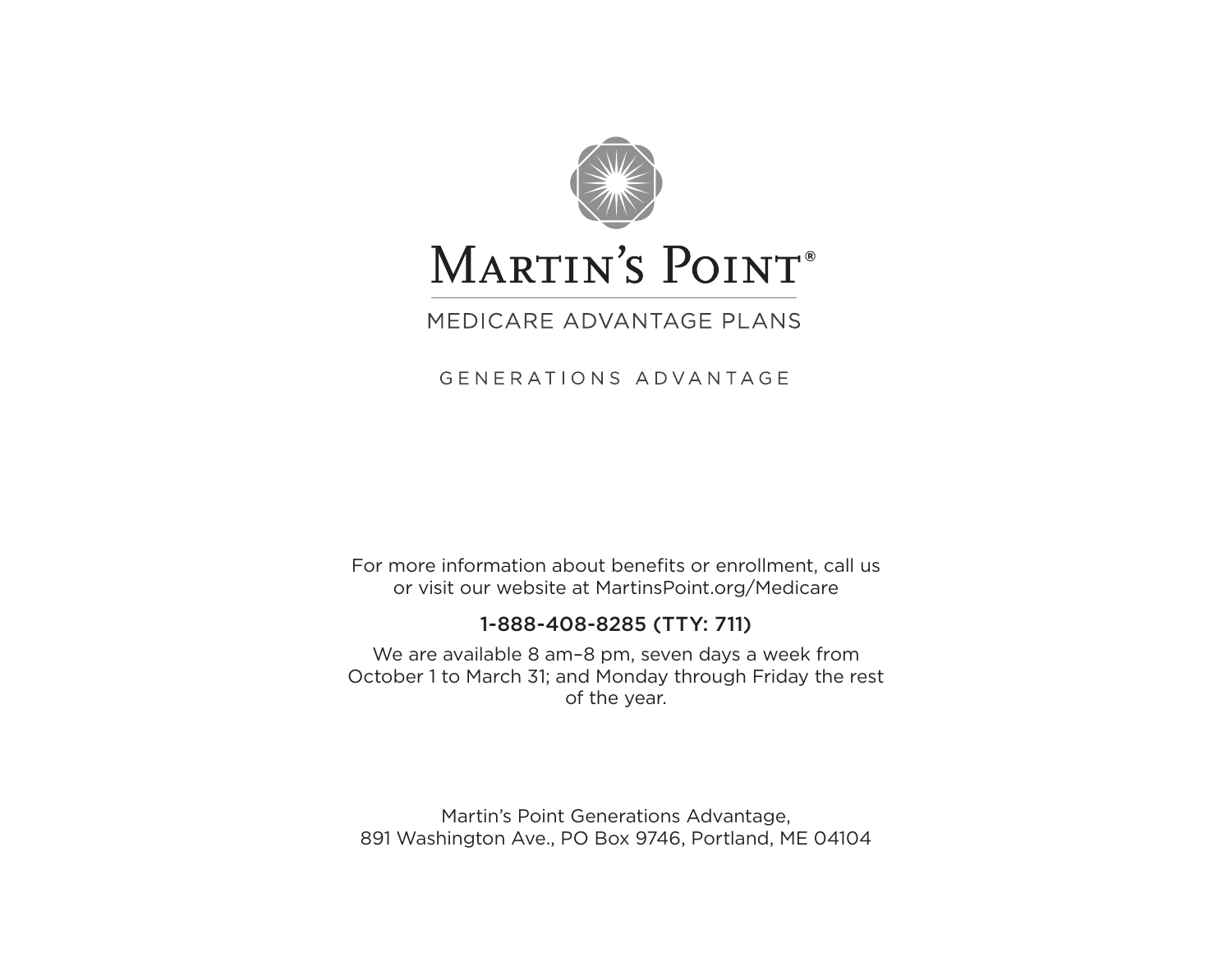# Martin's Point®

MEDICARE ADVANTAGE PLANS

GENERATIONS ADVANTAGE

For more information about benefits or enrollment, call us or visit our website at MartinsPoint.org/Medicare

**1-888-408-8285 (TTY: 711)**

We are available 8 am–8 pm, seven days a week from October 1 to March 31; and Monday through Friday the rest of the year.

Martin's Point Generations Advantage,
891 Washington Ave., PO Box 9746, Portland, ME 04104